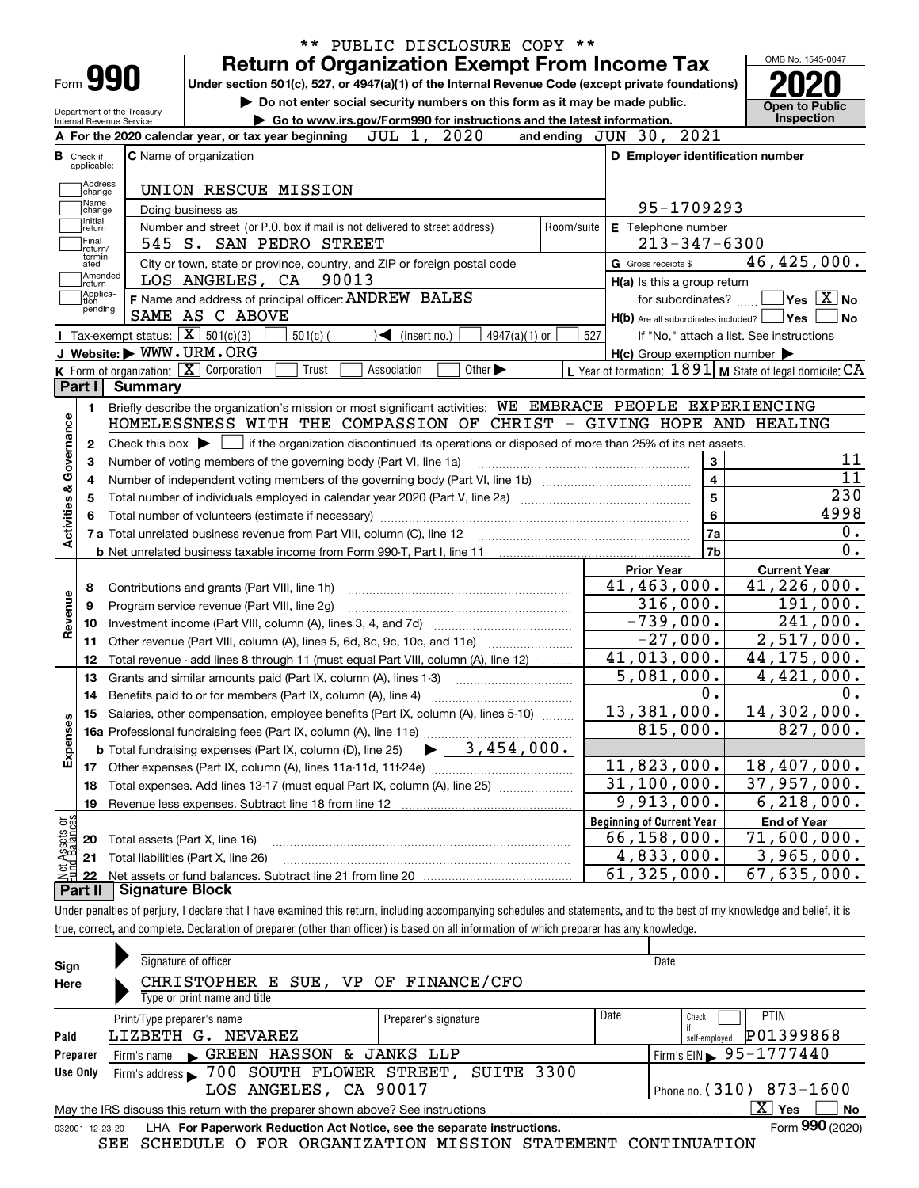\*\* PUBLIC DISCLOSURE COPY \*\*

# Form 990 — Return of Organization Exempt From Income Tax

Under section 501(c), 527, or 4947(a)(1) of the Internal Revenue Code (except private foundations)

▶ Do not enter social security numbers on this form as it may be made public.

▶ Go to www.irs.gov/Form990 for instructions and the latest information.

Department of the Treasury
Internal Revenue Service

OMB No. 1545-0047

**2020**

**Open to Public Inspection**

**A** For the 2020 calendar year, or tax year beginning JUL 1, 2020 and ending JUN 30, 2021

**B** Check if applicable: Address change, Name change, Initial return, Final return/terminated, Amended return, Application pending

**C** Name of organization: UNION RESCUE MISSION

Doing business as

Number and street (or P.O. box if mail is not delivered to street address): 545 S. SAN PEDRO STREET | Room/suite

City or town, state or province, country, and ZIP or foreign postal code: LOS ANGELES, CA 90013

**D** Employer identification number: 95-1709293

**E** Telephone number: 213-347-6300

**G** Gross receipts $ 46,425,000.

**F** Name and address of principal officer: ANDREW BALES
SAME AS C ABOVE

**H(a)** Is this a group return for subordinates? ☐ Yes ☒ No

**H(b)** Are all subordinates included? ☐ Yes ☐ No
If "No," attach a list. See instructions

**H(c)** Group exemption number ▶

**I** Tax-exempt status: ☒ 501(c)(3) ☐ 501(c) ( ) ◀ (insert no.) ☐ 4947(a)(1) or ☐ 527

**J** Website: ▶ WWW.URM.ORG

**K** Form of organization: ☒ Corporation ☐ Trust ☐ Association ☐ Other ▶

**L** Year of formation: 1891 **M** State of legal domicile: CA

## Part I Summary

**Activities & Governance**

1 Briefly describe the organization's mission or most significant activities: WE EMBRACE PEOPLE EXPERIENCING HOMELESSNESS WITH THE COMPASSION OF CHRIST - GIVING HOPE AND HEALING

2 Check this box ▶ ☐ if the organization discontinued its operations or disposed of more than 25% of its net assets.

| | | | |
|---|---|---|---|
| 3 | Number of voting members of the governing body (Part VI, line 1a) | 3 | 11 |
| 4 | Number of independent voting members of the governing body (Part VI, line 1b) | 4 | 11 |
| 5 | Total number of individuals employed in calendar year 2020 (Part V, line 2a) | 5 | 230 |
| 6 | Total number of volunteers (estimate if necessary) | 6 | 4998 |
| 7a | Total unrelated business revenue from Part VIII, column (C), line 12 | 7a | 0. |
| b | Net unrelated business taxable income from Form 990-T, Part I, line 11 | 7b | 0. |

| | | Prior Year | Current Year |
|---|---|---|---|
| **Revenue** | | | |
| 8 | Contributions and grants (Part VIII, line 1h) | 41,463,000. | 41,226,000. |
| 9 | Program service revenue (Part VIII, line 2g) | 316,000. | 191,000. |
| 10 | Investment income (Part VIII, column (A), lines 3, 4, and 7d) | -739,000. | 241,000. |
| 11 | Other revenue (Part VIII, column (A), lines 5, 6d, 8c, 9c, 10c, and 11e) | -27,000. | 2,517,000. |
| 12 | Total revenue - add lines 8 through 11 (must equal Part VIII, column (A), line 12) | 41,013,000. | 44,175,000. |
| **Expenses** | | | |
| 13 | Grants and similar amounts paid (Part IX, column (A), lines 1-3) | 5,081,000. | 4,421,000. |
| 14 | Benefits paid to or for members (Part IX, column (A), line 4) | 0. | 0. |
| 15 | Salaries, other compensation, employee benefits (Part IX, column (A), lines 5-10) | 13,381,000. | 14,302,000. |
| 16a | Professional fundraising fees (Part IX, column (A), line 11e) | 815,000. | 827,000. |
| b | Total fundraising expenses (Part IX, column (D), line 25) ▶ 3,454,000. | | |
| 17 | Other expenses (Part IX, column (A), lines 11a-11d, 11f-24e) | 11,823,000. | 18,407,000. |
| 18 | Total expenses. Add lines 13-17 (must equal Part IX, column (A), line 25) | 31,100,000. | 37,957,000. |
| 19 | Revenue less expenses. Subtract line 18 from line 12 | 9,913,000. | 6,218,000. |

| | | Beginning of Current Year | End of Year |
|---|---|---|---|
| **Net Assets or Fund Balances** | | | |
| 20 | Total assets (Part X, line 16) | 66,158,000. | 71,600,000. |
| 21 | Total liabilities (Part X, line 26) | 4,833,000. | 3,965,000. |
| 22 | Net assets or fund balances. Subtract line 21 from line 20 | 61,325,000. | 67,635,000. |

## Part II Signature Block

Under penalties of perjury, I declare that I have examined this return, including accompanying schedules and statements, and to the best of my knowledge and belief, it is true, correct, and complete. Declaration of preparer (other than officer) is based on all information of which preparer has any knowledge.

**Sign Here**

Signature of officer | Date

CHRISTOPHER E SUE, VP OF FINANCE/CFO
Type or print name and title

**Paid Preparer Use Only**

| Print/Type preparer's name | Preparer's signature | Date | Check ☐ if self-employed | PTIN |
|---|---|---|---|---|
| LIZBETH G. NEVAREZ | | | | P01399868 |

Firm's name ▶ GREEN HASSON & JANKS LLP | Firm's EIN ▶ 95-1777440

Firm's address ▶ 700 SOUTH FLOWER STREET, SUITE 3300, LOS ANGELES, CA 90017 | Phone no. (310) 873-1600

May the IRS discuss this return with the preparer shown above? See instructions ☒ Yes ☐ No

032001 12-23-20 LHA For Paperwork Reduction Act Notice, see the separate instructions. Form **990** (2020)

SEE SCHEDULE O FOR ORGANIZATION MISSION STATEMENT CONTINUATION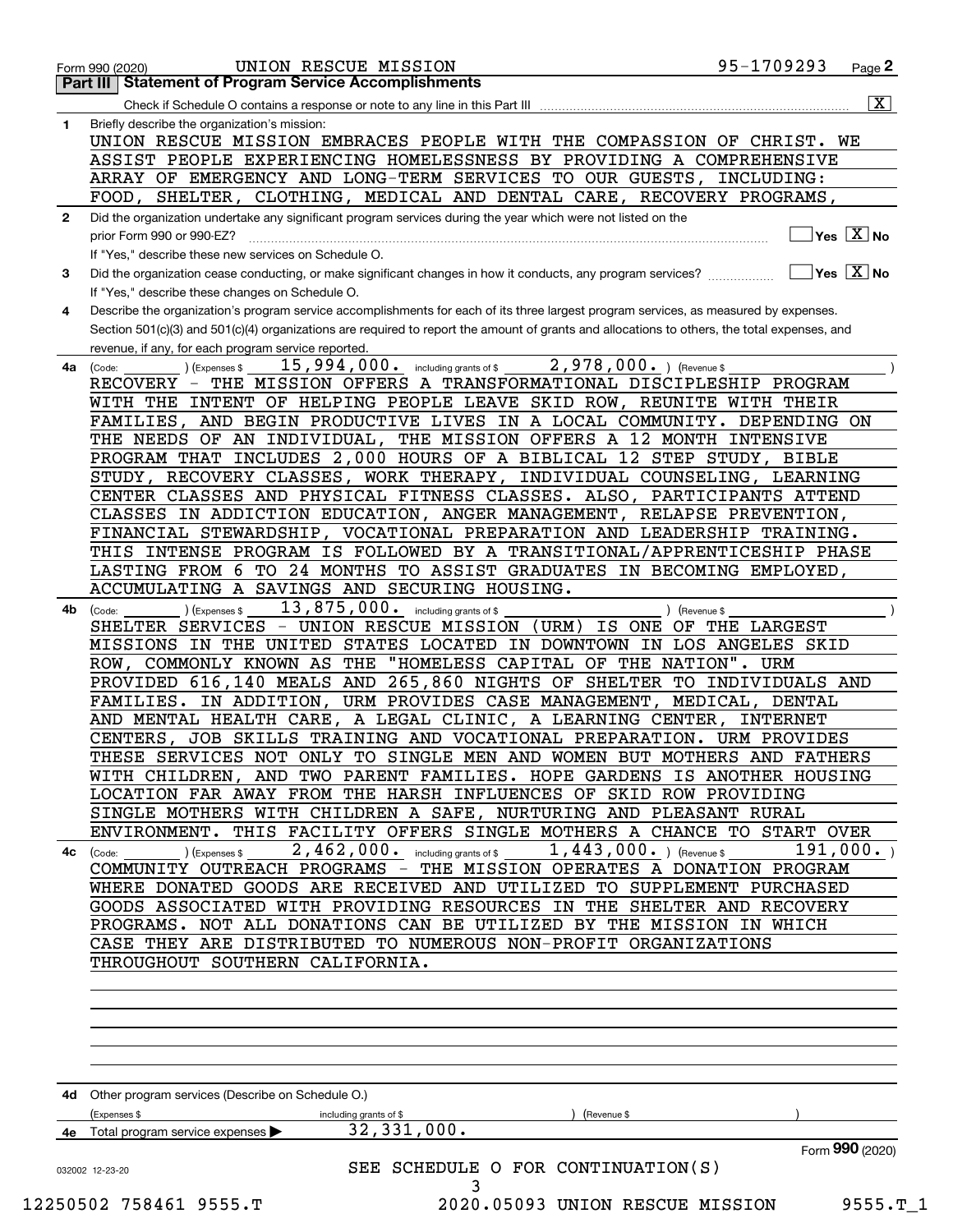Form 990 (2020) UNION RESCUE MISSION 95-1709293

**Part III | Statement of Program Service Accomplishments**

Check if Schedule O contains a response or note to any line in this Part III .......... [X]

**1** Briefly describe the organization's mission:

UNION RESCUE MISSION EMBRACES PEOPLE WITH THE COMPASSION OF CHRIST. WE ASSIST PEOPLE EXPERIENCING HOMELESSNESS BY PROVIDING A COMPREHENSIVE ARRAY OF EMERGENCY AND LONG-TERM SERVICES TO OUR GUESTS, INCLUDING: FOOD, SHELTER, CLOTHING, MEDICAL AND DENTAL CARE, RECOVERY PROGRAMS,

**2** Did the organization undertake any significant program services during the year which were not listed on the prior Form 990 or 990-EZ? .......... [ ] Yes [X] No

If "Yes," describe these new services on Schedule O.

**3** Did the organization cease conducting, or make significant changes in how it conducts, any program services? .......... [ ] Yes [X] No

If "Yes," describe these changes on Schedule O.

**4** Describe the organization's program service accomplishments for each of its three largest program services, as measured by expenses. Section 501(c)(3) and 501(c)(4) organizations are required to report the amount of grants and allocations to others, the total expenses, and revenue, if any, for each program service reported.

**4a** (Code: ) (Expenses $ 15,994,000. including grants of $ 2,978,000. ) (Revenue $ )

RECOVERY - THE MISSION OFFERS A TRANSFORMATIONAL DISCIPLESHIP PROGRAM WITH THE INTENT OF HELPING PEOPLE LEAVE SKID ROW, REUNITE WITH THEIR FAMILIES, AND BEGIN PRODUCTIVE LIVES IN A LOCAL COMMUNITY. DEPENDING ON THE NEEDS OF AN INDIVIDUAL, THE MISSION OFFERS A 12 MONTH INTENSIVE PROGRAM THAT INCLUDES 2,000 HOURS OF A BIBLICAL 12 STEP STUDY, BIBLE STUDY, RECOVERY CLASSES, WORK THERAPY, INDIVIDUAL COUNSELING, LEARNING CENTER CLASSES AND PHYSICAL FITNESS CLASSES. ALSO, PARTICIPANTS ATTEND CLASSES IN ADDICTION EDUCATION, ANGER MANAGEMENT, RELAPSE PREVENTION, FINANCIAL STEWARDSHIP, VOCATIONAL PREPARATION AND LEADERSHIP TRAINING. THIS INTENSE PROGRAM IS FOLLOWED BY A TRANSITIONAL/APPRENTICESHIP PHASE LASTING FROM 6 TO 24 MONTHS TO ASSIST GRADUATES IN BECOMING EMPLOYED, ACCUMULATING A SAVINGS AND SECURING HOUSING.

**4b** (Code: ) (Expenses $ 13,875,000. including grants of $ ) (Revenue $ )

SHELTER SERVICES - UNION RESCUE MISSION (URM) IS ONE OF THE LARGEST MISSIONS IN THE UNITED STATES LOCATED IN DOWNTOWN IN LOS ANGELES SKID ROW, COMMONLY KNOWN AS THE "HOMELESS CAPITAL OF THE NATION". URM PROVIDED 616,140 MEALS AND 265,860 NIGHTS OF SHELTER TO INDIVIDUALS AND FAMILIES. IN ADDITION, URM PROVIDES CASE MANAGEMENT, MEDICAL, DENTAL AND MENTAL HEALTH CARE, A LEGAL CLINIC, A LEARNING CENTER, INTERNET CENTERS, JOB SKILLS TRAINING AND VOCATIONAL PREPARATION. URM PROVIDES THESE SERVICES NOT ONLY TO SINGLE MEN AND WOMEN BUT MOTHERS AND FATHERS WITH CHILDREN, AND TWO PARENT FAMILIES. HOPE GARDENS IS ANOTHER HOUSING LOCATION FAR AWAY FROM THE HARSH INFLUENCES OF SKID ROW PROVIDING SINGLE MOTHERS WITH CHILDREN A SAFE, NURTURING AND PLEASANT RURAL ENVIRONMENT. THIS FACILITY OFFERS SINGLE MOTHERS A CHANCE TO START OVER

**4c** (Code: ) (Expenses $ 2,462,000. including grants of $ 1,443,000. ) (Revenue $ 191,000. )

COMMUNITY OUTREACH PROGRAMS - THE MISSION OPERATES A DONATION PROGRAM WHERE DONATED GOODS ARE RECEIVED AND UTILIZED TO SUPPLEMENT PURCHASED GOODS ASSOCIATED WITH PROVIDING RESOURCES IN THE SHELTER AND RECOVERY PROGRAMS. NOT ALL DONATIONS CAN BE UTILIZED BY THE MISSION IN WHICH CASE THEY ARE DISTRIBUTED TO NUMEROUS NON-PROFIT ORGANIZATIONS THROUGHOUT SOUTHERN CALIFORNIA.

**4d** Other program services (Describe on Schedule O.)

(Expenses $ including grants of $ ) (Revenue $ )

**4e** Total program service expenses ▶ 32,331,000.

Form **990** (2020)

SEE SCHEDULE O FOR CONTINUATION(S)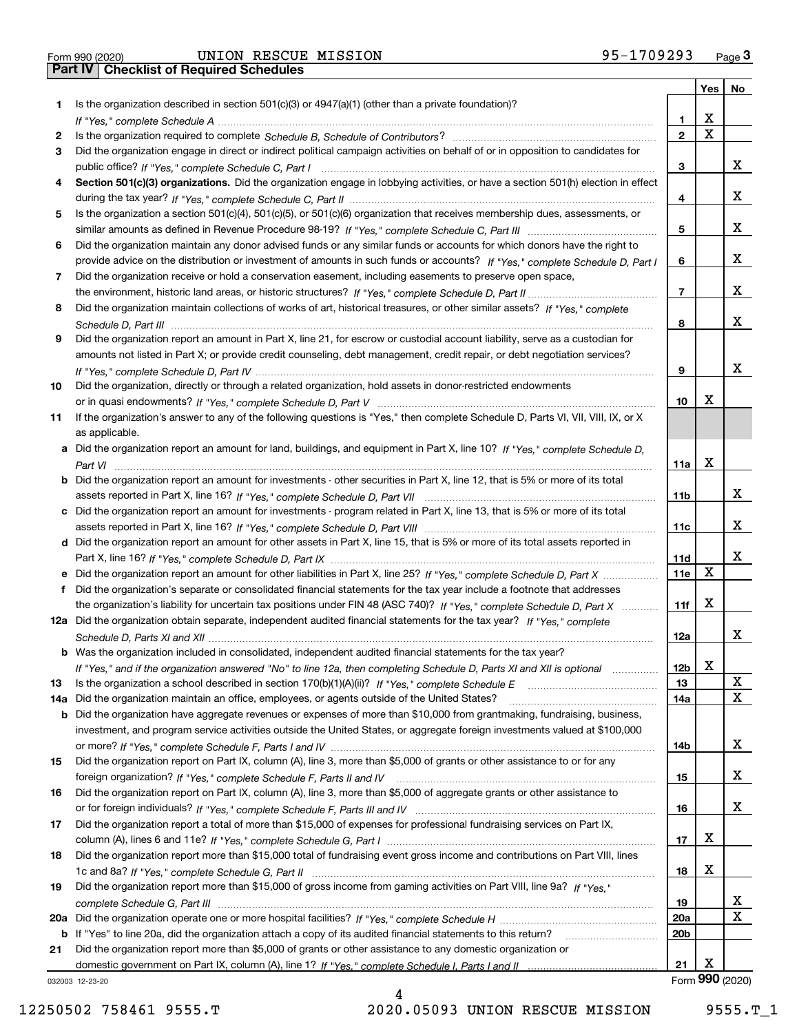Form 990 (2020) UNION RESCUE MISSION 95-1709293

## Part IV Checklist of Required Schedules

| | | | Yes | No |
|---|---|---|---|---|
| 1 | Is the organization described in section 501(c)(3) or 4947(a)(1) (other than a private foundation)? *If "Yes," complete Schedule A* | 1 | X | |
| 2 | Is the organization required to complete *Schedule B, Schedule of Contributors*? | 2 | X | |
| 3 | Did the organization engage in direct or indirect political campaign activities on behalf of or in opposition to candidates for public office? *If "Yes," complete Schedule C, Part I* | 3 | | X |
| 4 | **Section 501(c)(3) organizations.** Did the organization engage in lobbying activities, or have a section 501(h) election in effect during the tax year? *If "Yes," complete Schedule C, Part II* | 4 | | X |
| 5 | Is the organization a section 501(c)(4), 501(c)(5), or 501(c)(6) organization that receives membership dues, assessments, or similar amounts as defined in Revenue Procedure 98-19? *If "Yes," complete Schedule C, Part III* | 5 | | X |
| 6 | Did the organization maintain any donor advised funds or any similar funds or accounts for which donors have the right to provide advice on the distribution or investment of amounts in such funds or accounts? *If "Yes," complete Schedule D, Part I* | 6 | | X |
| 7 | Did the organization receive or hold a conservation easement, including easements to preserve open space, the environment, historic land areas, or historic structures? *If "Yes," complete Schedule D, Part II* | 7 | | X |
| 8 | Did the organization maintain collections of works of art, historical treasures, or other similar assets? *If "Yes," complete Schedule D, Part III* | 8 | | X |
| 9 | Did the organization report an amount in Part X, line 21, for escrow or custodial account liability, serve as a custodian for amounts not listed in Part X; or provide credit counseling, debt management, credit repair, or debt negotiation services? *If "Yes," complete Schedule D, Part IV* | 9 | | X |
| 10 | Did the organization, directly or through a related organization, hold assets in donor-restricted endowments or in quasi endowments? *If "Yes," complete Schedule D, Part V* | 10 | X | |
| 11 | If the organization's answer to any of the following questions is "Yes," then complete Schedule D, Parts VI, VII, VIII, IX, or X as applicable. | | | |
| a | Did the organization report an amount for land, buildings, and equipment in Part X, line 10? *If "Yes," complete Schedule D, Part VI* | 11a | X | |
| b | Did the organization report an amount for investments - other securities in Part X, line 12, that is 5% or more of its total assets reported in Part X, line 16? *If "Yes," complete Schedule D, Part VII* | 11b | | X |
| c | Did the organization report an amount for investments - program related in Part X, line 13, that is 5% or more of its total assets reported in Part X, line 16? *If "Yes," complete Schedule D, Part VIII* | 11c | | X |
| d | Did the organization report an amount for other assets in Part X, line 15, that is 5% or more of its total assets reported in Part X, line 16? *If "Yes," complete Schedule D, Part IX* | 11d | | X |
| e | Did the organization report an amount for other liabilities in Part X, line 25? *If "Yes," complete Schedule D, Part X* | 11e | X | |
| f | Did the organization's separate or consolidated financial statements for the tax year include a footnote that addresses the organization's liability for uncertain tax positions under FIN 48 (ASC 740)? *If "Yes," complete Schedule D, Part X* | 11f | X | |
| 12a | Did the organization obtain separate, independent audited financial statements for the tax year? *If "Yes," complete Schedule D, Parts XI and XII* | 12a | | X |
| b | Was the organization included in consolidated, independent audited financial statements for the tax year? *If "Yes," and if the organization answered "No" to line 12a, then completing Schedule D, Parts XI and XII is optional* | 12b | X | |
| 13 | Is the organization a school described in section 170(b)(1)(A)(ii)? *If "Yes," complete Schedule E* | 13 | | X |
| 14a | Did the organization maintain an office, employees, or agents outside of the United States? | 14a | | X |
| b | Did the organization have aggregate revenues or expenses of more than $10,000 from grantmaking, fundraising, business, investment, and program service activities outside the United States, or aggregate foreign investments valued at $100,000 or more? *If "Yes," complete Schedule F, Parts I and IV* | 14b | | X |
| 15 | Did the organization report on Part IX, column (A), line 3, more than $5,000 of grants or other assistance to or for any foreign organization? *If "Yes," complete Schedule F, Parts II and IV* | 15 | | X |
| 16 | Did the organization report on Part IX, column (A), line 3, more than $5,000 of aggregate grants or other assistance to or for foreign individuals? *If "Yes," complete Schedule F, Parts III and IV* | 16 | | X |
| 17 | Did the organization report a total of more than $15,000 of expenses for professional fundraising services on Part IX, column (A), lines 6 and 11e? *If "Yes," complete Schedule G, Part I* | 17 | X | |
| 18 | Did the organization report more than $15,000 total of fundraising event gross income and contributions on Part VIII, lines 1c and 8a? *If "Yes," complete Schedule G, Part II* | 18 | X | |
| 19 | Did the organization report more than $15,000 of gross income from gaming activities on Part VIII, line 9a? *If "Yes," complete Schedule G, Part III* | 19 | | X |
| 20a | Did the organization operate one or more hospital facilities? *If "Yes," complete Schedule H* | 20a | | X |
| b | If "Yes" to line 20a, did the organization attach a copy of its audited financial statements to this return? | 20b | | |
| 21 | Did the organization report more than $5,000 of grants or other assistance to any domestic organization or domestic government on Part IX, column (A), line 1? *If "Yes," complete Schedule I, Parts I and II* | 21 | X | |

032003 12-23-20 Form **990** (2020)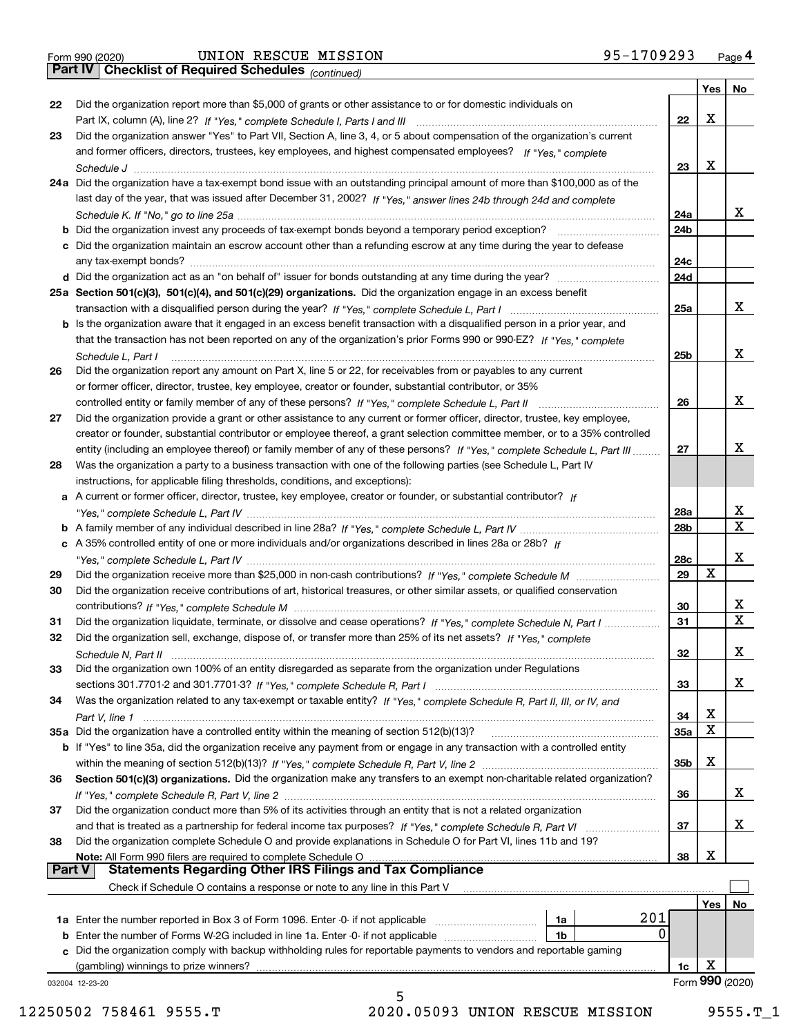Form 990 (2020) UNION RESCUE MISSION 95-1709293 Page 4

**Part IV | Checklist of Required Schedules** *(continued)*

| | | | Yes | No |
|---|---|---|---|---|
| 22 | Did the organization report more than $5,000 of grants or other assistance to or for domestic individuals on Part IX, column (A), line 2? *If "Yes," complete Schedule I, Parts I and III* | 22 | X | |
| 23 | Did the organization answer "Yes" to Part VII, Section A, line 3, 4, or 5 about compensation of the organization's current and former officers, directors, trustees, key employees, and highest compensated employees? *If "Yes," complete Schedule J* | 23 | X | |
| 24a | Did the organization have a tax-exempt bond issue with an outstanding principal amount of more than $100,000 as of the last day of the year, that was issued after December 31, 2002? *If "Yes," answer lines 24b through 24d and complete Schedule K. If "No," go to line 25a* | 24a | | X |
| b | Did the organization invest any proceeds of tax-exempt bonds beyond a temporary period exception? | 24b | | |
| c | Did the organization maintain an escrow account other than a refunding escrow at any time during the year to defease any tax-exempt bonds? | 24c | | |
| d | Did the organization act as an "on behalf of" issuer for bonds outstanding at any time during the year? | 24d | | |
| 25a | **Section 501(c)(3), 501(c)(4), and 501(c)(29) organizations.** Did the organization engage in an excess benefit transaction with a disqualified person during the year? *If "Yes," complete Schedule L, Part I* | 25a | | X |
| b | Is the organization aware that it engaged in an excess benefit transaction with a disqualified person in a prior year, and that the transaction has not been reported on any of the organization's prior Forms 990 or 990-EZ? *If "Yes," complete Schedule L, Part I* | 25b | | X |
| 26 | Did the organization report any amount on Part X, line 5 or 22, for receivables from or payables to any current or former officer, director, trustee, key employee, creator or founder, substantial contributor, or 35% controlled entity or family member of any of these persons? *If "Yes," complete Schedule L, Part II* | 26 | | X |
| 27 | Did the organization provide a grant or other assistance to any current or former officer, director, trustee, key employee, creator or founder, substantial contributor or employee thereof, a grant selection committee member, or to a 35% controlled entity (including an employee thereof) or family member of any of these persons? *If "Yes," complete Schedule L, Part III* | 27 | | X |
| 28 | Was the organization a party to a business transaction with one of the following parties (see Schedule L, Part IV instructions, for applicable filing thresholds, conditions, and exceptions): | | | |
| a | A current or former officer, director, trustee, key employee, creator or founder, or substantial contributor? *If "Yes," complete Schedule L, Part IV* | 28a | | X |
| b | A family member of any individual described in line 28a? *If "Yes," complete Schedule L, Part IV* | 28b | | X |
| c | A 35% controlled entity of one or more individuals and/or organizations described in lines 28a or 28b? *If "Yes," complete Schedule L, Part IV* | 28c | | X |
| 29 | Did the organization receive more than $25,000 in non-cash contributions? *If "Yes," complete Schedule M* | 29 | X | |
| 30 | Did the organization receive contributions of art, historical treasures, or other similar assets, or qualified conservation contributions? *If "Yes," complete Schedule M* | 30 | | X |
| 31 | Did the organization liquidate, terminate, or dissolve and cease operations? *If "Yes," complete Schedule N, Part I* | 31 | | X |
| 32 | Did the organization sell, exchange, dispose of, or transfer more than 25% of its net assets? *If "Yes," complete Schedule N, Part II* | 32 | | X |
| 33 | Did the organization own 100% of an entity disregarded as separate from the organization under Regulations sections 301.7701-2 and 301.7701-3? *If "Yes," complete Schedule R, Part I* | 33 | | X |
| 34 | Was the organization related to any tax-exempt or taxable entity? *If "Yes," complete Schedule R, Part II, III, or IV, and Part V, line 1* | 34 | X | |
| 35a | Did the organization have a controlled entity within the meaning of section 512(b)(13)? | 35a | X | |
| b | If "Yes" to line 35a, did the organization receive any payment from or engage in any transaction with a controlled entity within the meaning of section 512(b)(13)? *If "Yes," complete Schedule R, Part V, line 2* | 35b | X | |
| 36 | **Section 501(c)(3) organizations.** Did the organization make any transfers to an exempt non-charitable related organization? *If "Yes," complete Schedule R, Part V, line 2* | 36 | | X |
| 37 | Did the organization conduct more than 5% of its activities through an entity that is not a related organization and that is treated as a partnership for federal income tax purposes? *If "Yes," complete Schedule R, Part VI* | 37 | | X |
| 38 | Did the organization complete Schedule O and provide explanations in Schedule O for Part VI, lines 11b and 19? **Note:** All Form 990 filers are required to complete Schedule O | 38 | X | |

**Part V | Statements Regarding Other IRS Filings and Tax Compliance**

Check if Schedule O contains a response or note to any line in this Part V ☐

| | | | | | Yes | No |
|---|---|---|---|---|---|---|
| 1a | Enter the number reported in Box 3 of Form 1096. Enter -0- if not applicable | 1a | 201 | | | |
| b | Enter the number of Forms W-2G included in line 1a. Enter -0- if not applicable | 1b | 0 | | | |
| c | Did the organization comply with backup withholding rules for reportable payments to vendors and reportable gaming (gambling) winnings to prize winners? | | | 1c | X | |

032004 12-23-20 Form **990** (2020)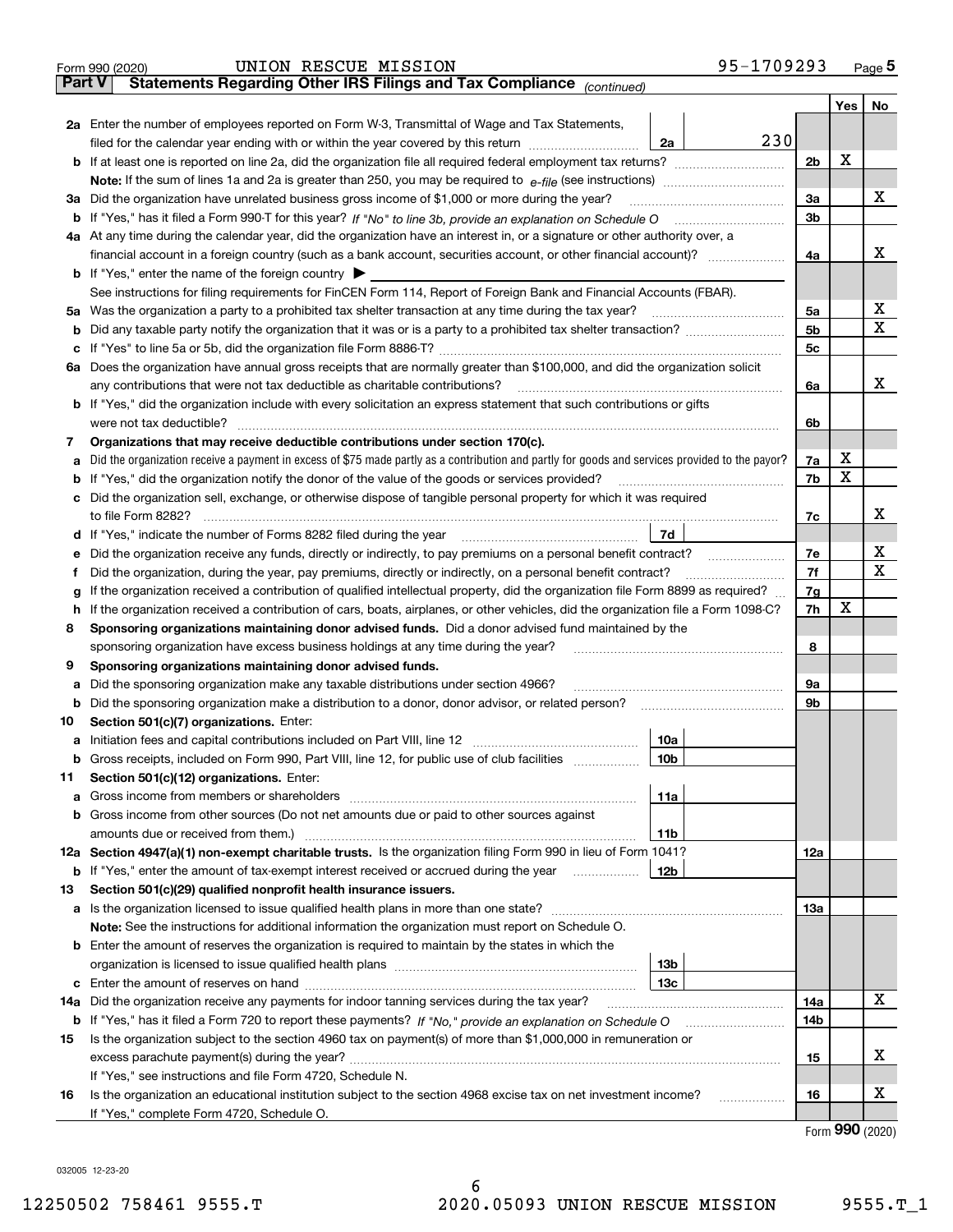Form 990 (2020) UNION RESCUE MISSION 95-1709293 Page 5

**Part V Statements Regarding Other IRS Filings and Tax Compliance** *(continued)*

| | | | | Yes | No |
|---|---|---|---|---|---|
| **2a** | Enter the number of employees reported on Form W-3, Transmittal of Wage and Tax Statements, filed for the calendar year ending with or within the year covered by this return | 2a 230 | | | |
| **b** | If at least one is reported on line 2a, did the organization file all required federal employment tax returns? | | 2b | X | |
| | **Note:** If the sum of lines 1a and 2a is greater than 250, you may be required to *e-file* (see instructions) | | | | |
| **3a** | Did the organization have unrelated business gross income of $1,000 or more during the year? | | 3a | | X |
| **b** | If "Yes," has it filed a Form 990-T for this year? *If "No" to line 3b, provide an explanation on Schedule O* | | 3b | | |
| **4a** | At any time during the calendar year, did the organization have an interest in, or a signature or other authority over, a financial account in a foreign country (such as a bank account, securities account, or other financial account)? | | 4a | | X |
| **b** | If "Yes," enter the name of the foreign country ▶ | | | | |
| | See instructions for filing requirements for FinCEN Form 114, Report of Foreign Bank and Financial Accounts (FBAR). | | | | |
| **5a** | Was the organization a party to a prohibited tax shelter transaction at any time during the tax year? | | 5a | | X |
| **b** | Did any taxable party notify the organization that it was or is a party to a prohibited tax shelter transaction? | | 5b | | X |
| **c** | If "Yes" to line 5a or 5b, did the organization file Form 8886-T? | | 5c | | |
| **6a** | Does the organization have annual gross receipts that are normally greater than $100,000, and did the organization solicit any contributions that were not tax deductible as charitable contributions? | | 6a | | X |
| **b** | If "Yes," did the organization include with every solicitation an express statement that such contributions or gifts were not tax deductible? | | 6b | | |
| **7** | **Organizations that may receive deductible contributions under section 170(c).** | | | | |
| **a** | Did the organization receive a payment in excess of $75 made partly as a contribution and partly for goods and services provided to the payor? | | 7a | X | |
| **b** | If "Yes," did the organization notify the donor of the value of the goods or services provided? | | 7b | X | |
| **c** | Did the organization sell, exchange, or otherwise dispose of tangible personal property for which it was required to file Form 8282? | | 7c | | X |
| **d** | If "Yes," indicate the number of Forms 8282 filed during the year | 7d | | | |
| **e** | Did the organization receive any funds, directly or indirectly, to pay premiums on a personal benefit contract? | | 7e | | X |
| **f** | Did the organization, during the year, pay premiums, directly or indirectly, on a personal benefit contract? | | 7f | | X |
| **g** | If the organization received a contribution of qualified intellectual property, did the organization file Form 8899 as required? | | 7g | | |
| **h** | If the organization received a contribution of cars, boats, airplanes, or other vehicles, did the organization file a Form 1098-C? | | 7h | X | |
| **8** | **Sponsoring organizations maintaining donor advised funds.** Did a donor advised fund maintained by the sponsoring organization have excess business holdings at any time during the year? | | 8 | | |
| **9** | **Sponsoring organizations maintaining donor advised funds.** | | | | |
| **a** | Did the sponsoring organization make any taxable distributions under section 4966? | | 9a | | |
| **b** | Did the sponsoring organization make a distribution to a donor, donor advisor, or related person? | | 9b | | |
| **10** | **Section 501(c)(7) organizations.** Enter: | | | | |
| **a** | Initiation fees and capital contributions included on Part VIII, line 12 | 10a | | | |
| **b** | Gross receipts, included on Form 990, Part VIII, line 12, for public use of club facilities | 10b | | | |
| **11** | **Section 501(c)(12) organizations.** Enter: | | | | |
| **a** | Gross income from members or shareholders | 11a | | | |
| **b** | Gross income from other sources (Do not net amounts due or paid to other sources against amounts due or received from them.) | 11b | | | |
| **12a** | **Section 4947(a)(1) non-exempt charitable trusts.** Is the organization filing Form 990 in lieu of Form 1041? | | 12a | | |
| **b** | If "Yes," enter the amount of tax-exempt interest received or accrued during the year | 12b | | | |
| **13** | **Section 501(c)(29) qualified nonprofit health insurance issuers.** | | | | |
| **a** | Is the organization licensed to issue qualified health plans in more than one state? | | 13a | | |
| | **Note:** See the instructions for additional information the organization must report on Schedule O. | | | | |
| **b** | Enter the amount of reserves the organization is required to maintain by the states in which the organization is licensed to issue qualified health plans | 13b | | | |
| **c** | Enter the amount of reserves on hand | 13c | | | |
| **14a** | Did the organization receive any payments for indoor tanning services during the tax year? | | 14a | | X |
| **b** | If "Yes," has it filed a Form 720 to report these payments? *If "No," provide an explanation on Schedule O* | | 14b | | |
| **15** | Is the organization subject to the section 4960 tax on payment(s) of more than $1,000,000 in remuneration or excess parachute payment(s) during the year? | | 15 | | X |
| | If "Yes," see instructions and file Form 4720, Schedule N. | | | | |
| **16** | Is the organization an educational institution subject to the section 4968 excise tax on net investment income? | | 16 | | X |
| | If "Yes," complete Form 4720, Schedule O. | | | | |

Form **990** (2020)

032005 12-23-20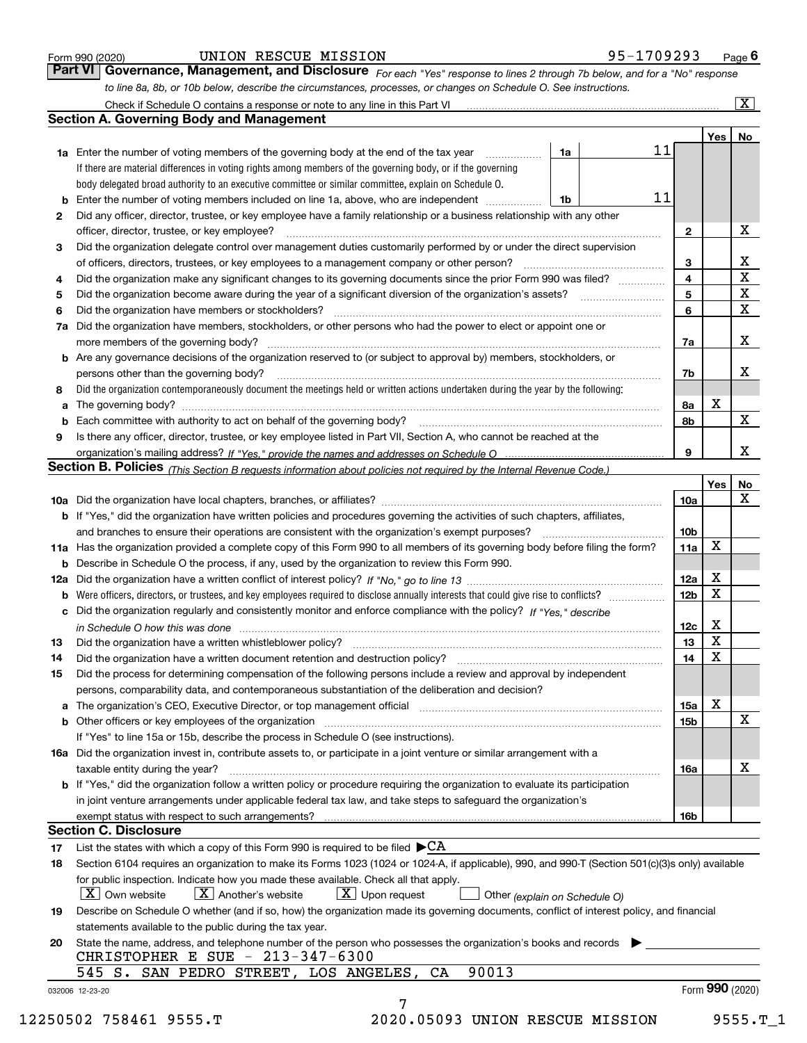Form 990 (2020) UNION RESCUE MISSION 95-1709293 Page 6

**Part VI Governance, Management, and Disclosure** *For each "Yes" response to lines 2 through 7b below, and for a "No" response to line 8a, 8b, or 10b below, describe the circumstances, processes, or changes on Schedule O. See instructions.*

Check if Schedule O contains a response or note to any line in this Part VI [X]

## Section A. Governing Body and Management

| | | | | Yes | No |
|---|---|---|---|---|---|
| 1a | Enter the number of voting members of the governing body at the end of the tax year. If there are material differences in voting rights among members of the governing body, or if the governing body delegated broad authority to an executive committee or similar committee, explain on Schedule O. | 1a | 11 | | |
| b | Enter the number of voting members included on line 1a, above, who are independent | 1b | 11 | | |
| 2 | Did any officer, director, trustee, or key employee have a family relationship or a business relationship with any other officer, director, trustee, or key employee? | | 2 | | X |
| 3 | Did the organization delegate control over management duties customarily performed by or under the direct supervision of officers, directors, trustees, or key employees to a management company or other person? | | 3 | | X |
| 4 | Did the organization make any significant changes to its governing documents since the prior Form 990 was filed? | | 4 | | X |
| 5 | Did the organization become aware during the year of a significant diversion of the organization's assets? | | 5 | | X |
| 6 | Did the organization have members or stockholders? | | 6 | | X |
| 7a | Did the organization have members, stockholders, or other persons who had the power to elect or appoint one or more members of the governing body? | | 7a | | X |
| b | Are any governance decisions of the organization reserved to (or subject to approval by) members, stockholders, or persons other than the governing body? | | 7b | | X |
| 8 | Did the organization contemporaneously document the meetings held or written actions undertaken during the year by the following: | | | | |
| a | The governing body? | | 8a | X | |
| b | Each committee with authority to act on behalf of the governing body? | | 8b | | X |
| 9 | Is there any officer, director, trustee, or key employee listed in Part VII, Section A, who cannot be reached at the organization's mailing address? *If "Yes," provide the names and addresses on Schedule O* | | 9 | | X |

## Section B. Policies *(This Section B requests information about policies not required by the Internal Revenue Code.)*

| | | | Yes | No |
|---|---|---|---|---|
| 10a | Did the organization have local chapters, branches, or affiliates? | 10a | | X |
| b | If "Yes," did the organization have written policies and procedures governing the activities of such chapters, affiliates, and branches to ensure their operations are consistent with the organization's exempt purposes? | 10b | | |
| 11a | Has the organization provided a complete copy of this Form 990 to all members of its governing body before filing the form? | 11a | X | |
| b | Describe in Schedule O the process, if any, used by the organization to review this Form 990. | | | |
| 12a | Did the organization have a written conflict of interest policy? *If "No," go to line 13* | 12a | X | |
| b | Were officers, directors, or trustees, and key employees required to disclose annually interests that could give rise to conflicts? | 12b | X | |
| c | Did the organization regularly and consistently monitor and enforce compliance with the policy? *If "Yes," describe in Schedule O how this was done* | 12c | X | |
| 13 | Did the organization have a written whistleblower policy? | 13 | X | |
| 14 | Did the organization have a written document retention and destruction policy? | 14 | X | |
| 15 | Did the process for determining compensation of the following persons include a review and approval by independent persons, comparability data, and contemporaneous substantiation of the deliberation and decision? | | | |
| a | The organization's CEO, Executive Director, or top management official | 15a | X | |
| b | Other officers or key employees of the organization. If "Yes" to line 15a or 15b, describe the process in Schedule O (see instructions). | 15b | | X |
| 16a | Did the organization invest in, contribute assets to, or participate in a joint venture or similar arrangement with a taxable entity during the year? | 16a | | X |
| b | If "Yes," did the organization follow a written policy or procedure requiring the organization to evaluate its participation in joint venture arrangements under applicable federal tax law, and take steps to safeguard the organization's exempt status with respect to such arrangements? | 16b | | |

## Section C. Disclosure

17 List the states with which a copy of this Form 990 is required to be filed ▶CA

18 Section 6104 requires an organization to make its Forms 1023 (1024 or 1024-A, if applicable), 990, and 990-T (Section 501(c)(3)s only) available for public inspection. Indicate how you made these available. Check all that apply.

[X] Own website [X] Another's website [X] Upon request [ ] Other *(explain on Schedule O)*

19 Describe on Schedule O whether (and if so, how) the organization made its governing documents, conflict of interest policy, and financial statements available to the public during the tax year.

20 State the name, address, and telephone number of the person who possesses the organization's books and records ▶

CHRISTOPHER E SUE - 213-347-6300
545 S. SAN PEDRO STREET, LOS ANGELES, CA 90013

032006 12-23-20 Form **990** (2020)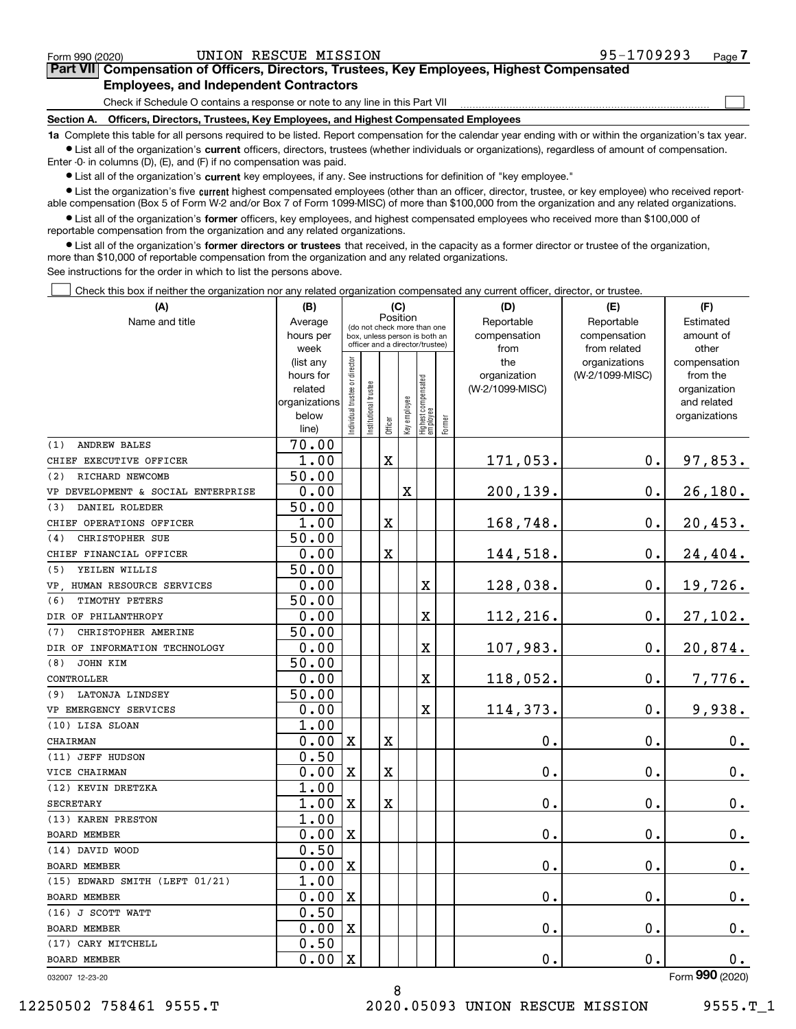Form 990 (2020) UNION RESCUE MISSION 95-1709293 Page 7

## Part VII Compensation of Officers, Directors, Trustees, Key Employees, Highest Compensated Employees, and Independent Contractors

Check if Schedule O contains a response or note to any line in this Part VII ☐

**Section A. Officers, Directors, Trustees, Key Employees, and Highest Compensated Employees**

**1a** Complete this table for all persons required to be listed. Report compensation for the calendar year ending with or within the organization's tax year.

- List all of the organization's **current** officers, directors, trustees (whether individuals or organizations), regardless of amount of compensation. Enter -0- in columns (D), (E), and (F) if no compensation was paid.
- List all of the organization's **current** key employees, if any. See instructions for definition of "key employee."
- List the organization's five **current** highest compensated employees (other than an officer, director, trustee, or key employee) who received reportable compensation (Box 5 of Form W-2 and/or Box 7 of Form 1099-MISC) of more than $100,000 from the organization and any related organizations.
- List all of the organization's **former** officers, key employees, and highest compensated employees who received more than $100,000 of reportable compensation from the organization and any related organizations.
- List all of the organization's **former directors or trustees** that received, in the capacity as a former director or trustee of the organization, more than $10,000 of reportable compensation from the organization and any related organizations.

See instructions for the order in which to list the persons above.

☐ Check this box if neither the organization nor any related organization compensated any current officer, director, or trustee.

| (A) Name and title | (B) Average hours per week (list any hours for related organizations below line) | (C) Position: Individual trustee or director | Institutional trustee | Officer | Key employee | Highest compensated employee | Former | (D) Reportable compensation from the organization (W-2/1099-MISC) | (E) Reportable compensation from related organizations (W-2/1099-MISC) | (F) Estimated amount of other compensation from the organization and related organizations |
|---|---|---|---|---|---|---|---|---|---|---|
| (1) ANDREW BALES<br>CHIEF EXECUTIVE OFFICER | 70.00<br>1.00 | | | X | | | | 171,053. | 0. | 97,853. |
| (2) RICHARD NEWCOMB<br>VP DEVELOPMENT & SOCIAL ENTERPRISE | 50.00<br>0.00 | | | | X | | | 200,139. | 0. | 26,180. |
| (3) DANIEL ROLEDER<br>CHIEF OPERATIONS OFFICER | 50.00<br>1.00 | | | X | | | | 168,748. | 0. | 20,453. |
| (4) CHRISTOPHER SUE<br>CHIEF FINANCIAL OFFICER | 50.00<br>0.00 | | | X | | | | 144,518. | 0. | 24,404. |
| (5) YEILEN WILLIS<br>VP, HUMAN RESOURCE SERVICES | 50.00<br>0.00 | | | | | X | | 128,038. | 0. | 19,726. |
| (6) TIMOTHY PETERS<br>DIR OF PHILANTHROPY | 50.00<br>0.00 | | | | | X | | 112,216. | 0. | 27,102. |
| (7) CHRISTOPHER AMERINE<br>DIR OF INFORMATION TECHNOLOGY | 50.00<br>0.00 | | | | | X | | 107,983. | 0. | 20,874. |
| (8) JOHN KIM<br>CONTROLLER | 50.00<br>0.00 | | | | | X | | 118,052. | 0. | 7,776. |
| (9) LATONJA LINDSEY<br>VP EMERGENCY SERVICES | 50.00<br>0.00 | | | | | X | | 114,373. | 0. | 9,938. |
| (10) LISA SLOAN<br>CHAIRMAN | 1.00<br>0.00 | X | | X | | | | 0. | 0. | 0. |
| (11) JEFF HUDSON<br>VICE CHAIRMAN | 0.50<br>0.00 | X | | X | | | | 0. | 0. | 0. |
| (12) KEVIN DRETZKA<br>SECRETARY | 1.00<br>1.00 | X | | X | | | | 0. | 0. | 0. |
| (13) KAREN PRESTON<br>BOARD MEMBER | 1.00<br>0.00 | X | | | | | | 0. | 0. | 0. |
| (14) DAVID WOOD<br>BOARD MEMBER | 0.50<br>0.00 | X | | | | | | 0. | 0. | 0. |
| (15) EDWARD SMITH (LEFT 01/21)<br>BOARD MEMBER | 1.00<br>0.00 | X | | | | | | 0. | 0. | 0. |
| (16) J SCOTT WATT<br>BOARD MEMBER | 0.50<br>0.00 | X | | | | | | 0. | 0. | 0. |
| (17) CARY MITCHELL<br>BOARD MEMBER | 0.50<br>0.00 | X | | | | | | 0. | 0. | 0. |

032007 12-23-20 Form 990 (2020)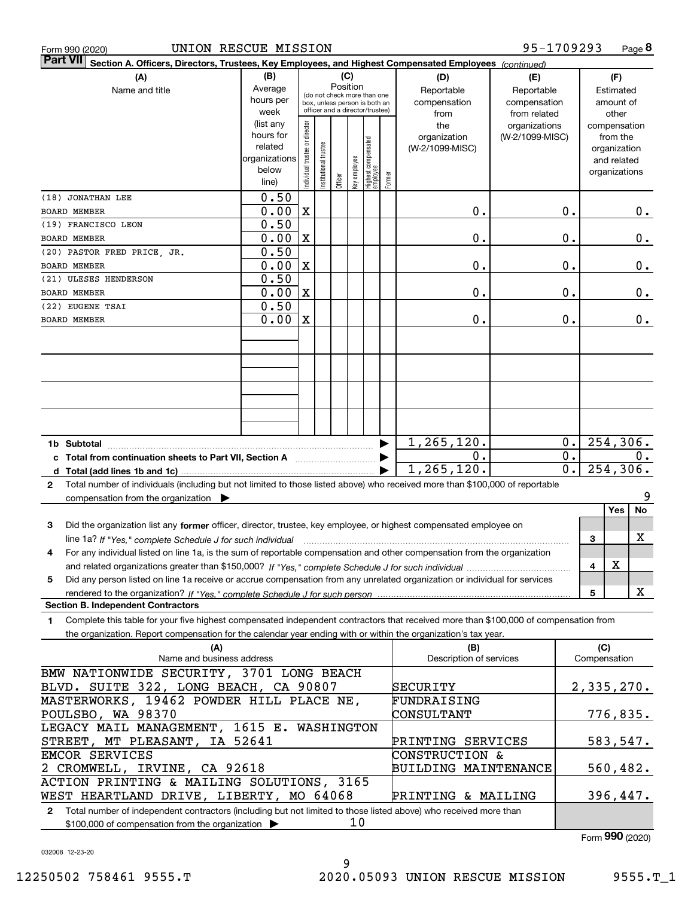Form 990 (2020) UNION RESCUE MISSION 95-1709293

**Part VII** **Section A. Officers, Directors, Trustees, Key Employees, and Highest Compensated Employees** *(continued)*

| (A) Name and title | (B) Average hours per week (list any hours for related organizations below line) | (C) Position: Individual trustee or director | Institutional trustee | Officer | Key employee | Highest compensated employee | Former | (D) Reportable compensation from the organization (W-2/1099-MISC) | (E) Reportable compensation from related organizations (W-2/1099-MISC) | (F) Estimated amount of other compensation from the organization and related organizations |
|---|---|---|---|---|---|---|---|---|---|---|
| (18) JONATHAN LEE BOARD MEMBER | 0.50 / 0.00 | X | | | | | | 0. | 0. | 0. |
| (19) FRANCISCO LEON BOARD MEMBER | 0.50 / 0.00 | X | | | | | | 0. | 0. | 0. |
| (20) PASTOR FRED PRICE, JR. BOARD MEMBER | 0.50 / 0.00 | X | | | | | | 0. | 0. | 0. |
| (21) ULESES HENDERSON BOARD MEMBER | 0.50 / 0.00 | X | | | | | | 0. | 0. | 0. |
| (22) EUGENE TSAI BOARD MEMBER | 0.50 / 0.00 | X | | | | | | 0. | 0. | 0. |

| | (D) | (E) | (F) |
|---|---|---|---|
| **1b Subtotal** | 1,265,120. | 0. | 254,306. |
| **c Total from continuation sheets to Part VII, Section A** | 0. | 0. | 0. |
| **d Total (add lines 1b and 1c)** | 1,265,120. | 0. | 254,306. |

**2** Total number of individuals (including but not limited to those listed above) who received more than $100,000 of reportable compensation from the organization ▶ 9

| | | Yes | No |
|---|---|---|---|
| **3** Did the organization list any **former** officer, director, trustee, key employee, or highest compensated employee on line 1a? *If "Yes," complete Schedule J for such individual* | 3 | | X |
| **4** For any individual listed on line 1a, is the sum of reportable compensation and other compensation from the organization and related organizations greater than $150,000? *If "Yes," complete Schedule J for such individual* | 4 | X | |
| **5** Did any person listed on line 1a receive or accrue compensation from any unrelated organization or individual for services rendered to the organization? *If "Yes," complete Schedule J for such person* | 5 | | X |

**Section B. Independent Contractors**

**1** Complete this table for your five highest compensated independent contractors that received more than $100,000 of compensation from the organization. Report compensation for the calendar year ending with or within the organization's tax year.

| (A) Name and business address | (B) Description of services | (C) Compensation |
|---|---|---|
| BMW NATIONWIDE SECURITY, 3701 LONG BEACH BLVD. SUITE 322, LONG BEACH, CA 90807 | SECURITY | 2,335,270. |
| MASTERWORKS, 19462 POWDER HILL PLACE NE, POULSBO, WA 98370 | FUNDRAISING CONSULTANT | 776,835. |
| LEGACY MAIL MANAGEMENT, 1615 E. WASHINGTON STREET, MT PLEASANT, IA 52641 | PRINTING SERVICES | 583,547. |
| EMCOR SERVICES 2 CROMWELL, IRVINE, CA 92618 | CONSTRUCTION & BUILDING MAINTENANCE | 560,482. |
| ACTION PRINTING & MAILING SOLUTIONS, 3165 WEST HEARTLAND DRIVE, LIBERTY, MO 64068 | PRINTING & MAILING | 396,447. |

**2** Total number of independent contractors (including but not limited to those listed above) who received more than $100,000 of compensation from the organization ▶ 10

Form **990** (2020)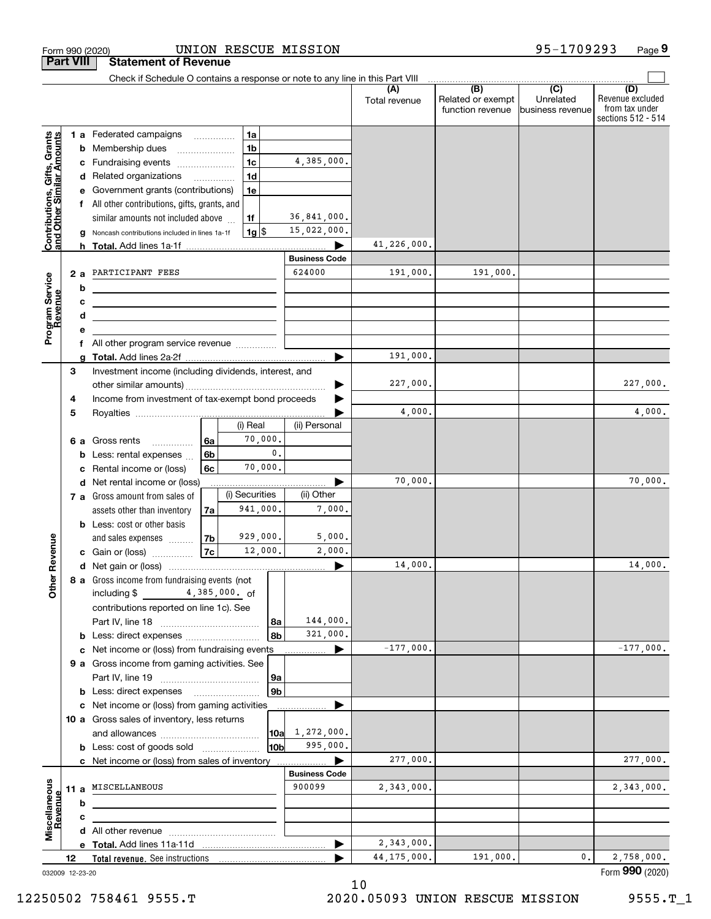Form 990 (2020) UNION RESCUE MISSION 95-1709293 Page **9**

**Part VIII Statement of Revenue**

Check if Schedule O contains a response or note to any line in this Part VIII

| | | | | (A) Total revenue | (B) Related or exempt function revenue | (C) Unrelated business revenue | (D) Revenue excluded from tax under sections 512 - 514 |
|---|---|---|---|---|---|---|---|
| **Contributions, Gifts, Grants and Other Similar Amounts** | 1 a Federated campaigns | 1a | | | | | |
| | b Membership dues | 1b | | | | | |
| | c Fundraising events | 1c | 4,385,000. | | | | |
| | d Related organizations | 1d | | | | | |
| | e Government grants (contributions) | 1e | | | | | |
| | f All other contributions, gifts, grants, and similar amounts not included above | 1f | 36,841,000. | | | | |
| | g Noncash contributions included in lines 1a-1f | 1g $ | 15,022,000. | | | | |
| | h **Total.** Add lines 1a-1f | | ▶ | 41,226,000. | | | |
| **Program Service Revenue** | | | Business Code | | | | |
| | 2 a PARTICIPANT FEES | | 624000 | 191,000. | 191,000. | | |
| | b | | | | | | |
| | c | | | | | | |
| | d | | | | | | |
| | e | | | | | | |
| | f All other program service revenue | | | | | | |
| | g **Total.** Add lines 2a-2f | | ▶ | 191,000. | | | |
| **Other Revenue** | 3 Investment income (including dividends, interest, and other similar amounts) | | ▶ | 227,000. | | | 227,000. |
| | 4 Income from investment of tax-exempt bond proceeds | | ▶ | | | | |
| | 5 Royalties | | ▶ | 4,000. | | | 4,000. |
| | | (i) Real | (ii) Personal | | | | |
| | 6 a Gross rents 6a | 70,000. | | | | | |
| | b Less: rental expenses 6b | 0. | | | | | |
| | c Rental income or (loss) 6c | 70,000. | | | | | |
| | d Net rental income or (loss) | | ▶ | 70,000. | | | 70,000. |
| | | (i) Securities | (ii) Other | | | | |
| | 7 a Gross amount from sales of assets other than inventory 7a | 941,000. | 7,000. | | | | |
| | b Less: cost or other basis and sales expenses 7b | 929,000. | 5,000. | | | | |
| | c Gain or (loss) 7c | 12,000. | 2,000. | | | | |
| | d Net gain or (loss) | | ▶ | 14,000. | | | 14,000. |
| | 8 a Gross income from fundraising events (not including $ 4,385,000. of contributions reported on line 1c). See Part IV, line 18 | 8a | 144,000. | | | | |
| | b Less: direct expenses | 8b | 321,000. | | | | |
| | c Net income or (loss) from fundraising events | | ▶ | -177,000. | | | -177,000. |
| | 9 a Gross income from gaming activities. See Part IV, line 19 | 9a | | | | | |
| | b Less: direct expenses | 9b | | | | | |
| | c Net income or (loss) from gaming activities | | ▶ | | | | |
| | 10 a Gross sales of inventory, less returns and allowances | 10a | 1,272,000. | | | | |
| | b Less: cost of goods sold | 10b | 995,000. | | | | |
| | c Net income or (loss) from sales of inventory | | ▶ | 277,000. | | | 277,000. |
| **Miscellaneous Revenue** | | | Business Code | | | | |
| | 11 a MISCELLANEOUS | | 900099 | 2,343,000. | | | 2,343,000. |
| | b | | | | | | |
| | c | | | | | | |
| | d All other revenue | | | | | | |
| | e **Total.** Add lines 11a-11d | | ▶ | 2,343,000. | | | |
| | 12 **Total revenue.** See instructions | | ▶ | 44,175,000. | 191,000. | 0. | 2,758,000. |

032009 12-23-20

Form **990** (2020)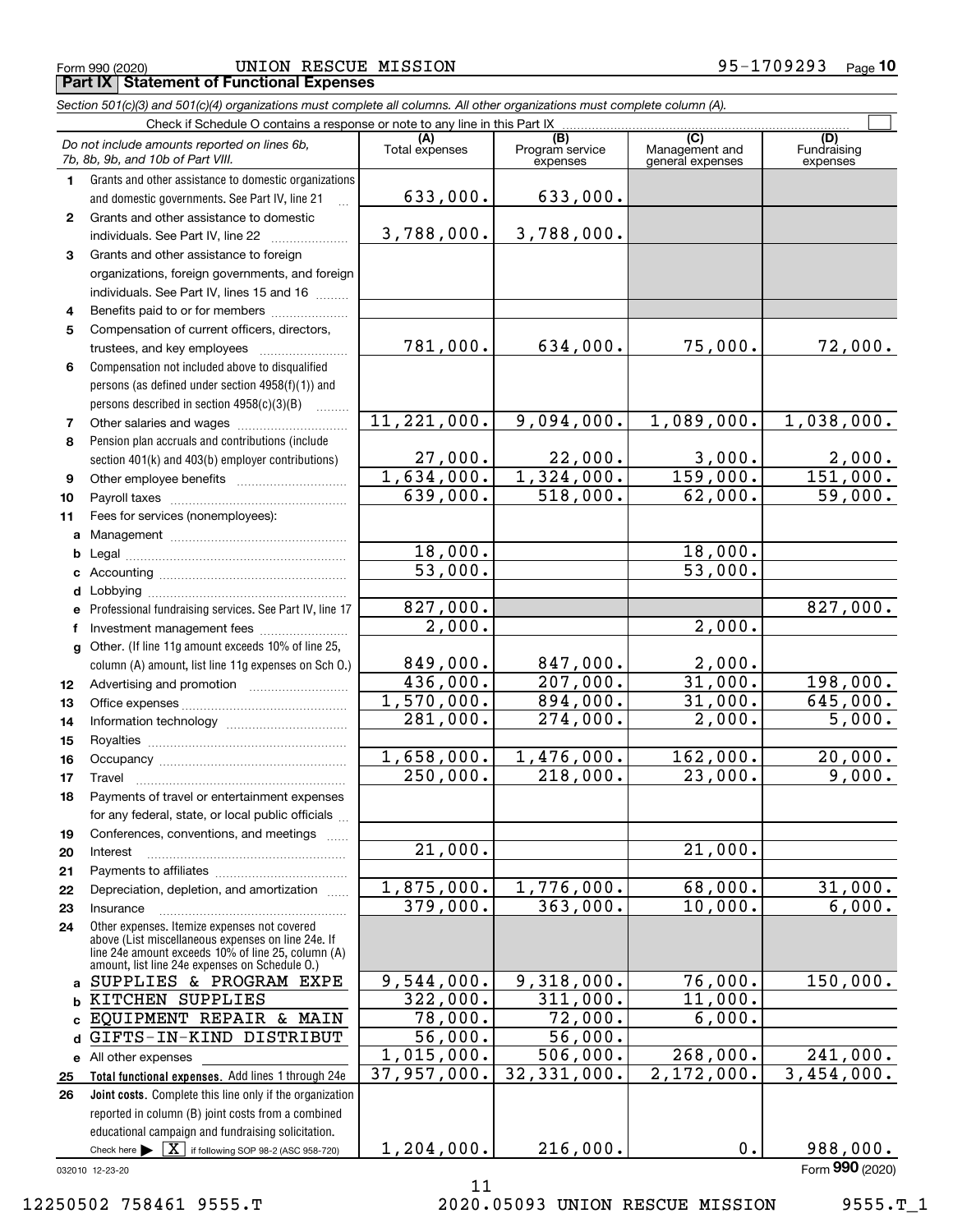Form 990 (2020) UNION RESCUE MISSION 95-1709293 Page 10

## Part IX Statement of Functional Expenses

*Section 501(c)(3) and 501(c)(4) organizations must complete all columns. All other organizations must complete column (A).*

Check if Schedule O contains a response or note to any line in this Part IX ☐

| | *Do not include amounts reported on lines 6b, 7b, 8b, 9b, and 10b of Part VIII.* | (A) Total expenses | (B) Program service expenses | (C) Management and general expenses | (D) Fundraising expenses |
|---|---|---|---|---|---|
| 1 | Grants and other assistance to domestic organizations and domestic governments. See Part IV, line 21 | 633,000. | 633,000. | | |
| 2 | Grants and other assistance to domestic individuals. See Part IV, line 22 | 3,788,000. | 3,788,000. | | |
| 3 | Grants and other assistance to foreign organizations, foreign governments, and foreign individuals. See Part IV, lines 15 and 16 | | | | |
| 4 | Benefits paid to or for members | | | | |
| 5 | Compensation of current officers, directors, trustees, and key employees | 781,000. | 634,000. | 75,000. | 72,000. |
| 6 | Compensation not included above to disqualified persons (as defined under section 4958(f)(1)) and persons described in section 4958(c)(3)(B) | | | | |
| 7 | Other salaries and wages | 11,221,000. | 9,094,000. | 1,089,000. | 1,038,000. |
| 8 | Pension plan accruals and contributions (include section 401(k) and 403(b) employer contributions) | 27,000. | 22,000. | 3,000. | 2,000. |
| 9 | Other employee benefits | 1,634,000. | 1,324,000. | 159,000. | 151,000. |
| 10 | Payroll taxes | 639,000. | 518,000. | 62,000. | 59,000. |
| 11 | Fees for services (nonemployees): | | | | |
| a | Management | | | | |
| b | Legal | 18,000. | | 18,000. | |
| c | Accounting | 53,000. | | 53,000. | |
| d | Lobbying | | | | |
| e | Professional fundraising services. See Part IV, line 17 | 827,000. | | | 827,000. |
| f | Investment management fees | 2,000. | | 2,000. | |
| g | Other. (If line 11g amount exceeds 10% of line 25, column (A) amount, list line 11g expenses on Sch O.) | 849,000. | 847,000. | 2,000. | |
| 12 | Advertising and promotion | 436,000. | 207,000. | 31,000. | 198,000. |
| 13 | Office expenses | 1,570,000. | 894,000. | 31,000. | 645,000. |
| 14 | Information technology | 281,000. | 274,000. | 2,000. | 5,000. |
| 15 | Royalties | | | | |
| 16 | Occupancy | 1,658,000. | 1,476,000. | 162,000. | 20,000. |
| 17 | Travel | 250,000. | 218,000. | 23,000. | 9,000. |
| 18 | Payments of travel or entertainment expenses for any federal, state, or local public officials | | | | |
| 19 | Conferences, conventions, and meetings | | | | |
| 20 | Interest | 21,000. | | 21,000. | |
| 21 | Payments to affiliates | | | | |
| 22 | Depreciation, depletion, and amortization | 1,875,000. | 1,776,000. | 68,000. | 31,000. |
| 23 | Insurance | 379,000. | 363,000. | 10,000. | 6,000. |
| 24 | Other expenses. Itemize expenses not covered above (List miscellaneous expenses on line 24e. If line 24e amount exceeds 10% of line 25, column (A) amount, list line 24e expenses on Schedule O.) | | | | |
| a | SUPPLIES & PROGRAM EXPE | 9,544,000. | 9,318,000. | 76,000. | 150,000. |
| b | KITCHEN SUPPLIES | 322,000. | 311,000. | 11,000. | |
| c | EQUIPMENT REPAIR & MAIN | 78,000. | 72,000. | 6,000. | |
| d | GIFTS-IN-KIND DISTRIBUT | 56,000. | 56,000. | | |
| e | All other expenses | 1,015,000. | 506,000. | 268,000. | 241,000. |
| 25 | **Total functional expenses.** Add lines 1 through 24e | 37,957,000. | 32,331,000. | 2,172,000. | 3,454,000. |
| 26 | **Joint costs.** Complete this line only if the organization reported in column (B) joint costs from a combined educational campaign and fundraising solicitation. Check here ▶ ☒ if following SOP 98-2 (ASC 958-720) | 1,204,000. | 216,000. | 0. | 988,000. |

032010 12-23-20 Form **990** (2020)

12250502 758461 9555.T 2020.05093 UNION RESCUE MISSION 9555.T_1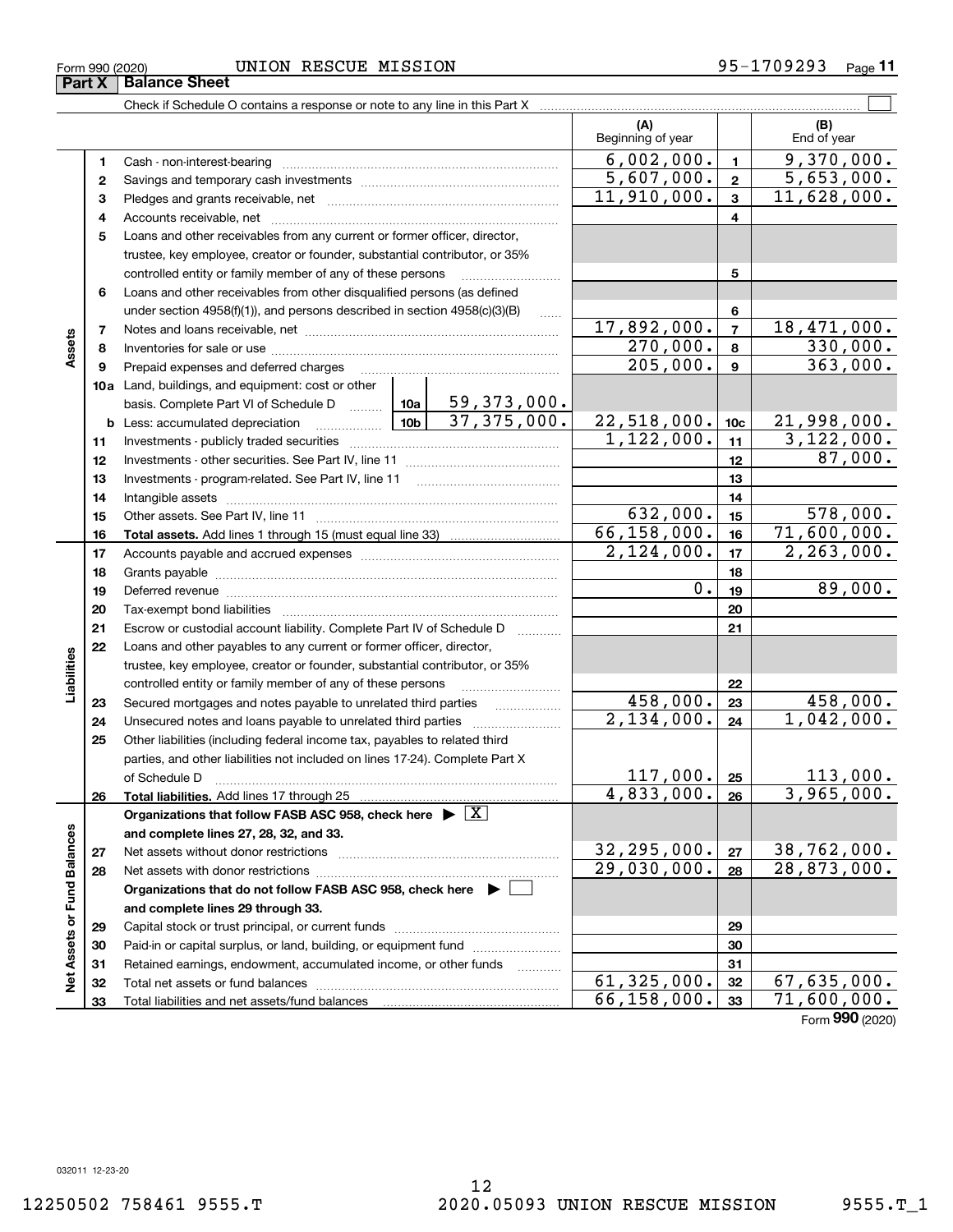Form 990 (2020) UNION RESCUE MISSION 95-1709293

## Part X Balance Sheet

Check if Schedule O contains a response or note to any line in this Part X ☐

| | | | | (A) Beginning of year | | (B) End of year |
|---|---|---|---|---|---|---|
| **Assets** | 1 | Cash - non-interest-bearing | | 6,002,000. | 1 | 9,370,000. |
| | 2 | Savings and temporary cash investments | | 5,607,000. | 2 | 5,653,000. |
| | 3 | Pledges and grants receivable, net | | 11,910,000. | 3 | 11,628,000. |
| | 4 | Accounts receivable, net | | | 4 | |
| | 5 | Loans and other receivables from any current or former officer, director, trustee, key employee, creator or founder, substantial contributor, or 35% controlled entity or family member of any of these persons | | | 5 | |
| | 6 | Loans and other receivables from other disqualified persons (as defined under section 4958(f)(1)), and persons described in section 4958(c)(3)(B) | | | 6 | |
| | 7 | Notes and loans receivable, net | | 17,892,000. | 7 | 18,471,000. |
| | 8 | Inventories for sale or use | | 270,000. | 8 | 330,000. |
| | 9 | Prepaid expenses and deferred charges | | 205,000. | 9 | 363,000. |
| | 10a | Land, buildings, and equipment: cost or other basis. Complete Part VI of Schedule D | 10a 59,373,000. | | | |
| | b | Less: accumulated depreciation | 10b 37,375,000. | 22,518,000. | 10c | 21,998,000. |
| | 11 | Investments - publicly traded securities | | 1,122,000. | 11 | 3,122,000. |
| | 12 | Investments - other securities. See Part IV, line 11 | | | 12 | 87,000. |
| | 13 | Investments - program-related. See Part IV, line 11 | | | 13 | |
| | 14 | Intangible assets | | | 14 | |
| | 15 | Other assets. See Part IV, line 11 | | 632,000. | 15 | 578,000. |
| | 16 | **Total assets.** Add lines 1 through 15 (must equal line 33) | | 66,158,000. | 16 | 71,600,000. |
| **Liabilities** | 17 | Accounts payable and accrued expenses | | 2,124,000. | 17 | 2,263,000. |
| | 18 | Grants payable | | | 18 | |
| | 19 | Deferred revenue | | 0. | 19 | 89,000. |
| | 20 | Tax-exempt bond liabilities | | | 20 | |
| | 21 | Escrow or custodial account liability. Complete Part IV of Schedule D | | | 21 | |
| | 22 | Loans and other payables to any current or former officer, director, trustee, key employee, creator or founder, substantial contributor, or 35% controlled entity or family member of any of these persons | | | 22 | |
| | 23 | Secured mortgages and notes payable to unrelated third parties | | 458,000. | 23 | 458,000. |
| | 24 | Unsecured notes and loans payable to unrelated third parties | | 2,134,000. | 24 | 1,042,000. |
| | 25 | Other liabilities (including federal income tax, payables to related third parties, and other liabilities not included on lines 17-24). Complete Part X of Schedule D | | 117,000. | 25 | 113,000. |
| | 26 | **Total liabilities.** Add lines 17 through 25 | | 4,833,000. | 26 | 3,965,000. |
| **Net Assets or Fund Balances** | | **Organizations that follow FASB ASC 958, check here** ☒ **and complete lines 27, 28, 32, and 33.** | | | | |
| | 27 | Net assets without donor restrictions | | 32,295,000. | 27 | 38,762,000. |
| | 28 | Net assets with donor restrictions | | 29,030,000. | 28 | 28,873,000. |
| | | **Organizations that do not follow FASB ASC 958, check here** ☐ **and complete lines 29 through 33.** | | | | |
| | 29 | Capital stock or trust principal, or current funds | | | 29 | |
| | 30 | Paid-in or capital surplus, or land, building, or equipment fund | | | 30 | |
| | 31 | Retained earnings, endowment, accumulated income, or other funds | | | 31 | |
| | 32 | Total net assets or fund balances | | 61,325,000. | 32 | 67,635,000. |
| | 33 | Total liabilities and net assets/fund balances | | 66,158,000. | 33 | 71,600,000. |

Form **990** (2020)

032011 12-23-20

12250502 758461 9555.T 2020.05093 UNION RESCUE MISSION 9555.T_1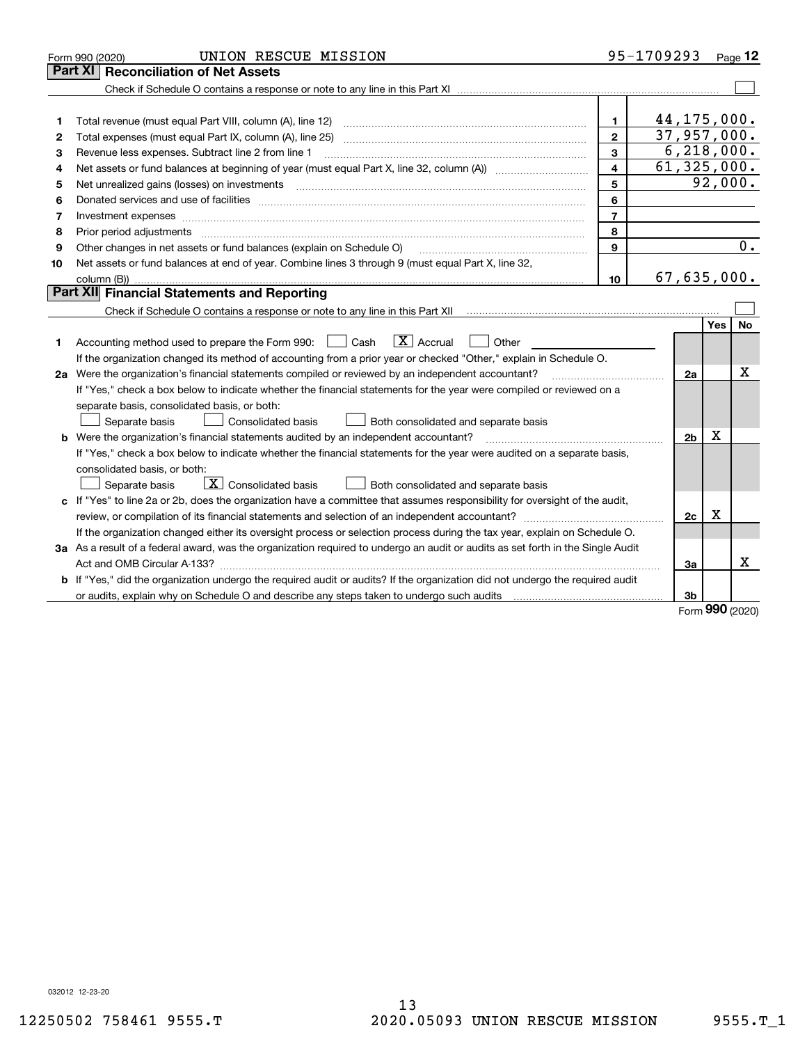Form 990 (2020) UNION RESCUE MISSION 95-1709293

## Part XI Reconciliation of Net Assets

Check if Schedule O contains a response or note to any line in this Part XI ☐

| | | | |
|---|---|---|---|
| 1 | Total revenue (must equal Part VIII, column (A), line 12) | 1 | 44,175,000. |
| 2 | Total expenses (must equal Part IX, column (A), line 25) | 2 | 37,957,000. |
| 3 | Revenue less expenses. Subtract line 2 from line 1 | 3 | 6,218,000. |
| 4 | Net assets or fund balances at beginning of year (must equal Part X, line 32, column (A)) | 4 | 61,325,000. |
| 5 | Net unrealized gains (losses) on investments | 5 | 92,000. |
| 6 | Donated services and use of facilities | 6 | |
| 7 | Investment expenses | 7 | |
| 8 | Prior period adjustments | 8 | |
| 9 | Other changes in net assets or fund balances (explain on Schedule O) | 9 | 0. |
| 10 | Net assets or fund balances at end of year. Combine lines 3 through 9 (must equal Part X, line 32, column (B)) | 10 | 67,635,000. |

## Part XII Financial Statements and Reporting

Check if Schedule O contains a response or note to any line in this Part XII ☐

| | | | Yes | No |
|---|---|---|---|---|
| 1 | Accounting method used to prepare the Form 990: ☐ Cash ☒ Accrual ☐ Other | | | |
| | If the organization changed its method of accounting from a prior year or checked "Other," explain in Schedule O. | | | |
| 2a | Were the organization's financial statements compiled or reviewed by an independent accountant? | 2a | | X |
| | If "Yes," check a box below to indicate whether the financial statements for the year were compiled or reviewed on a separate basis, consolidated basis, or both: ☐ Separate basis ☐ Consolidated basis ☐ Both consolidated and separate basis | | | |
| b | Were the organization's financial statements audited by an independent accountant? | 2b | X | |
| | If "Yes," check a box below to indicate whether the financial statements for the year were audited on a separate basis, consolidated basis, or both: ☐ Separate basis ☒ Consolidated basis ☐ Both consolidated and separate basis | | | |
| c | If "Yes" to line 2a or 2b, does the organization have a committee that assumes responsibility for oversight of the audit, review, or compilation of its financial statements and selection of an independent accountant? | 2c | X | |
| | If the organization changed either its oversight process or selection process during the tax year, explain on Schedule O. | | | |
| 3a | As a result of a federal award, was the organization required to undergo an audit or audits as set forth in the Single Audit Act and OMB Circular A-133? | 3a | | X |
| b | If "Yes," did the organization undergo the required audit or audits? If the organization did not undergo the required audit or audits, explain why on Schedule O and describe any steps taken to undergo such audits | 3b | | |

Form **990** (2020)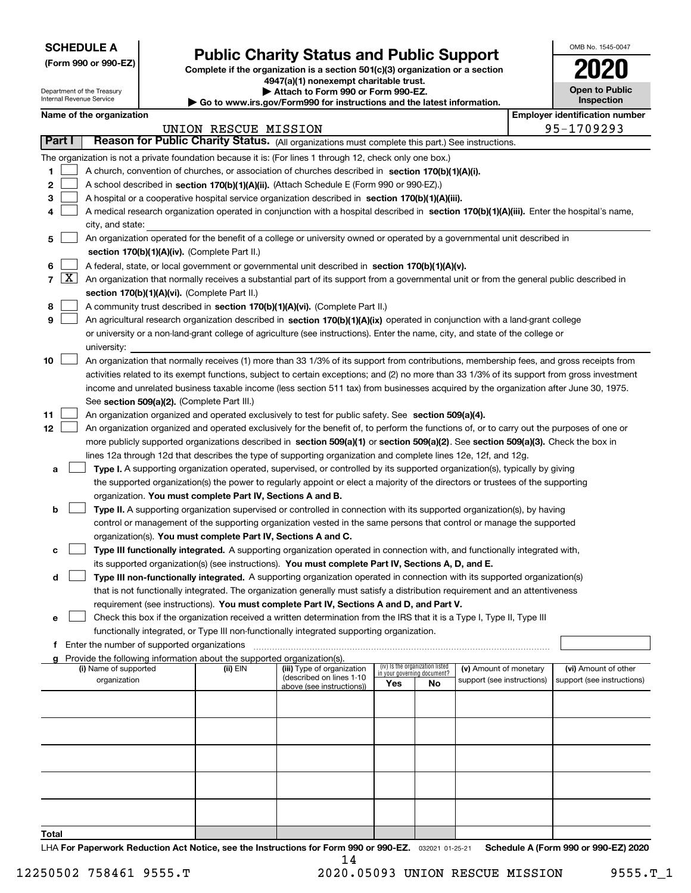**SCHEDULE A**
**(Form 990 or 990-EZ)**

Department of the Treasury
Internal Revenue Service

# Public Charity Status and Public Support

**Complete if the organization is a section 501(c)(3) organization or a section 4947(a)(1) nonexempt charitable trust.**
**▶ Attach to Form 990 or Form 990-EZ.**
**▶ Go to www.irs.gov/Form990 for instructions and the latest information.**

OMB No. 1545-0047

**2020**

**Open to Public Inspection**

**Name of the organization**: UNION RESCUE MISSION
**Employer identification number**: 95-1709293

## Part I — Reason for Public Charity Status. (All organizations must complete this part.) See instructions.

The organization is not a private foundation because it is: (For lines 1 through 12, check only one box.)

1. [ ] A church, convention of churches, or association of churches described in **section 170(b)(1)(A)(i).**
2. [ ] A school described in **section 170(b)(1)(A)(ii).** (Attach Schedule E (Form 990 or 990-EZ).)
3. [ ] A hospital or a cooperative hospital service organization described in **section 170(b)(1)(A)(iii).**
4. [ ] A medical research organization operated in conjunction with a hospital described in **section 170(b)(1)(A)(iii).** Enter the hospital's name, city, and state:
5. [ ] An organization operated for the benefit of a college or university owned or operated by a governmental unit described in **section 170(b)(1)(A)(iv).** (Complete Part II.)
6. [ ] A federal, state, or local government or governmental unit described in **section 170(b)(1)(A)(v).**
7. [X] An organization that normally receives a substantial part of its support from a governmental unit or from the general public described in **section 170(b)(1)(A)(vi).** (Complete Part II.)
8. [ ] A community trust described in **section 170(b)(1)(A)(vi).** (Complete Part II.)
9. [ ] An agricultural research organization described in **section 170(b)(1)(A)(ix)** operated in conjunction with a land-grant college or university or a non-land-grant college of agriculture (see instructions). Enter the name, city, and state of the college or university:
10. [ ] An organization that normally receives (1) more than 33 1/3% of its support from contributions, membership fees, and gross receipts from activities related to its exempt functions, subject to certain exceptions; and (2) no more than 33 1/3% of its support from gross investment income and unrelated business taxable income (less section 511 tax) from businesses acquired by the organization after June 30, 1975. See **section 509(a)(2).** (Complete Part III.)
11. [ ] An organization organized and operated exclusively to test for public safety. See **section 509(a)(4).**
12. [ ] An organization organized and operated exclusively for the benefit of, to perform the functions of, or to carry out the purposes of one or more publicly supported organizations described in **section 509(a)(1)** or **section 509(a)(2)**. See **section 509(a)(3).** Check the box in lines 12a through 12d that describes the type of supporting organization and complete lines 12e, 12f, and 12g.
   - **a** [ ] **Type I.** A supporting organization operated, supervised, or controlled by its supported organization(s), typically by giving the supported organization(s) the power to regularly appoint or elect a majority of the directors or trustees of the supporting organization. **You must complete Part IV, Sections A and B.**
   - **b** [ ] **Type II.** A supporting organization supervised or controlled in connection with its supported organization(s), by having control or management of the supporting organization vested in the same persons that control or manage the supported organization(s). **You must complete Part IV, Sections A and C.**
   - **c** [ ] **Type III functionally integrated.** A supporting organization operated in connection with, and functionally integrated with, its supported organization(s) (see instructions). **You must complete Part IV, Sections A, D, and E.**
   - **d** [ ] **Type III non-functionally integrated.** A supporting organization operated in connection with its supported organization(s) that is not functionally integrated. The organization generally must satisfy a distribution requirement and an attentiveness requirement (see instructions). **You must complete Part IV, Sections A and D, and Part V.**
   - **e** [ ] Check this box if the organization received a written determination from the IRS that it is a Type I, Type II, Type III functionally integrated, or Type III non-functionally integrated supporting organization.
   - **f** Enter the number of supported organizations
   - **g** Provide the following information about the supported organization(s).

| (i) Name of supported organization | (ii) EIN | (iii) Type of organization (described on lines 1-10 above (see instructions)) | (iv) Is the organization listed in your governing document? Yes | No | (v) Amount of monetary support (see instructions) | (vi) Amount of other support (see instructions) |
|---|---|---|---|---|---|---|
| | | | | | | |
| | | | | | | |
| | | | | | | |
| | | | | | | |
| | | | | | | |
| **Total** | | | | | | |

LHA **For Paperwork Reduction Act Notice, see the Instructions for Form 990 or 990-EZ.** 032021 01-25-21 **Schedule A (Form 990 or 990-EZ) 2020**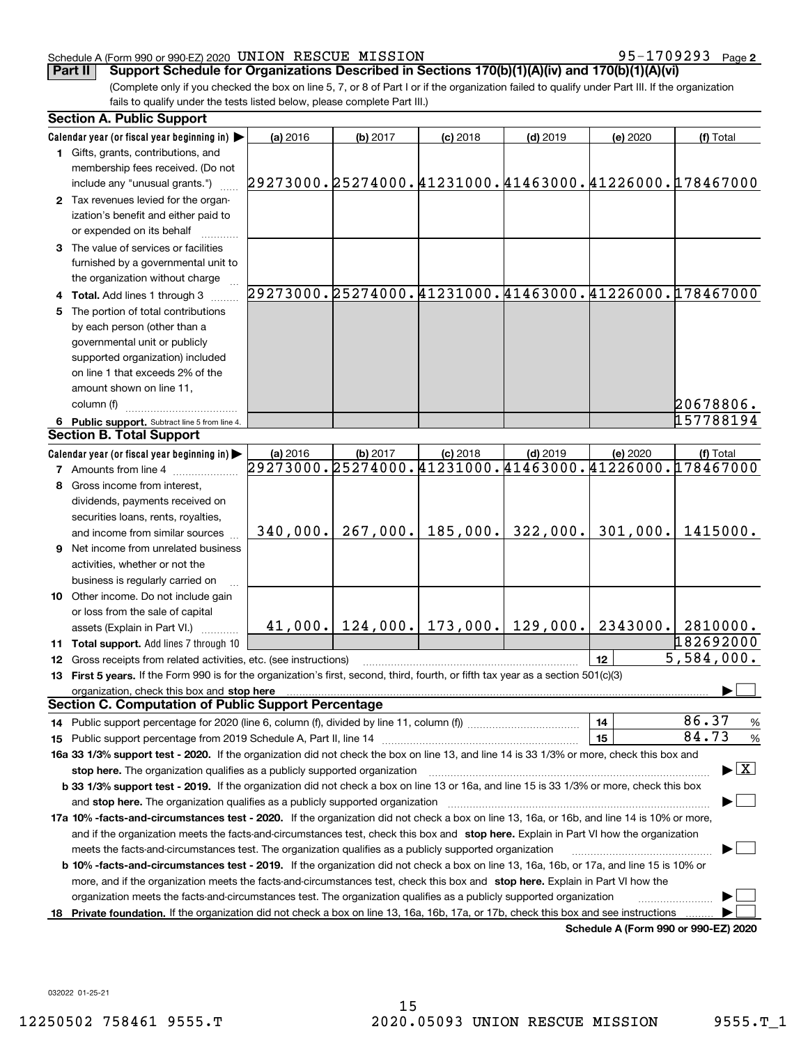Schedule A (Form 990 or 990-EZ) 2020 UNION RESCUE MISSION 95-1709293 Page 2

**Part II** **Support Schedule for Organizations Described in Sections 170(b)(1)(A)(iv) and 170(b)(1)(A)(vi)**

(Complete only if you checked the box on line 5, 7, or 8 of Part I or if the organization failed to qualify under Part III. If the organization fails to qualify under the tests listed below, please complete Part III.)

### Section A. Public Support

| Calendar year (or fiscal year beginning in) ▶ | (a) 2016 | (b) 2017 | (c) 2018 | (d) 2019 | (e) 2020 | (f) Total |
|---|---|---|---|---|---|---|
| **1** Gifts, grants, contributions, and membership fees received. (Do not include any "unusual grants.") | 29273000. | 25274000. | 41231000. | 41463000. | 41226000. | 178467000 |
| **2** Tax revenues levied for the organization's benefit and either paid to or expended on its behalf | | | | | | |
| **3** The value of services or facilities furnished by a governmental unit to the organization without charge | | | | | | |
| **4** **Total.** Add lines 1 through 3 | 29273000. | 25274000. | 41231000. | 41463000. | 41226000. | 178467000 |
| **5** The portion of total contributions by each person (other than a governmental unit or publicly supported organization) included on line 1 that exceeds 2% of the amount shown on line 11, column (f) | | | | | | 20678806. |
| **6** **Public support.** Subtract line 5 from line 4. | | | | | | 157788194 |

### Section B. Total Support

| Calendar year (or fiscal year beginning in) ▶ | (a) 2016 | (b) 2017 | (c) 2018 | (d) 2019 | (e) 2020 | (f) Total |
|---|---|---|---|---|---|---|
| **7** Amounts from line 4 | 29273000. | 25274000. | 41231000. | 41463000. | 41226000. | 178467000 |
| **8** Gross income from interest, dividends, payments received on securities loans, rents, royalties, and income from similar sources | 340,000. | 267,000. | 185,000. | 322,000. | 301,000. | 1415000. |
| **9** Net income from unrelated business activities, whether or not the business is regularly carried on | | | | | | |
| **10** Other income. Do not include gain or loss from the sale of capital assets (Explain in Part VI.) | 41,000. | 124,000. | 173,000. | 129,000. | 2343000. | 2810000. |
| **11** **Total support.** Add lines 7 through 10 | | | | | | 182692000 |

**12** Gross receipts from related activities, etc. (see instructions) — **12** — 5,584,000.

**13** **First 5 years.** If the Form 990 is for the organization's first, second, third, fourth, or fifth tax year as a section 501(c)(3) organization, check this box and **stop here** ▶ ☐

### Section C. Computation of Public Support Percentage

**14** Public support percentage for 2020 (line 6, column (f), divided by line 11, column (f)) — **14** — 86.37 %

**15** Public support percentage from 2019 Schedule A, Part II, line 14 — **15** — 84.73 %

**16a 33 1/3% support test - 2020.** If the organization did not check the box on line 13, and line 14 is 33 1/3% or more, check this box and **stop here.** The organization qualifies as a publicly supported organization ▶ ☒

**b 33 1/3% support test - 2019.** If the organization did not check a box on line 13 or 16a, and line 15 is 33 1/3% or more, check this box and **stop here.** The organization qualifies as a publicly supported organization ▶ ☐

**17a 10% -facts-and-circumstances test - 2020.** If the organization did not check a box on line 13, 16a, or 16b, and line 14 is 10% or more, and if the organization meets the facts-and-circumstances test, check this box and **stop here.** Explain in Part VI how the organization meets the facts-and-circumstances test. The organization qualifies as a publicly supported organization ▶ ☐

**b 10% -facts-and-circumstances test - 2019.** If the organization did not check a box on line 13, 16a, 16b, or 17a, and line 15 is 10% or more, and if the organization meets the facts-and-circumstances test, check this box and **stop here.** Explain in Part VI how the organization meets the facts-and-circumstances test. The organization qualifies as a publicly supported organization ▶ ☐

**18** **Private foundation.** If the organization did not check a box on line 13, 16a, 16b, 17a, or 17b, check this box and see instructions ▶ ☐

**Schedule A (Form 990 or 990-EZ) 2020**

032022 01-25-21

12250502 758461 9555.T 2020.05093 UNION RESCUE MISSION 9555.T_1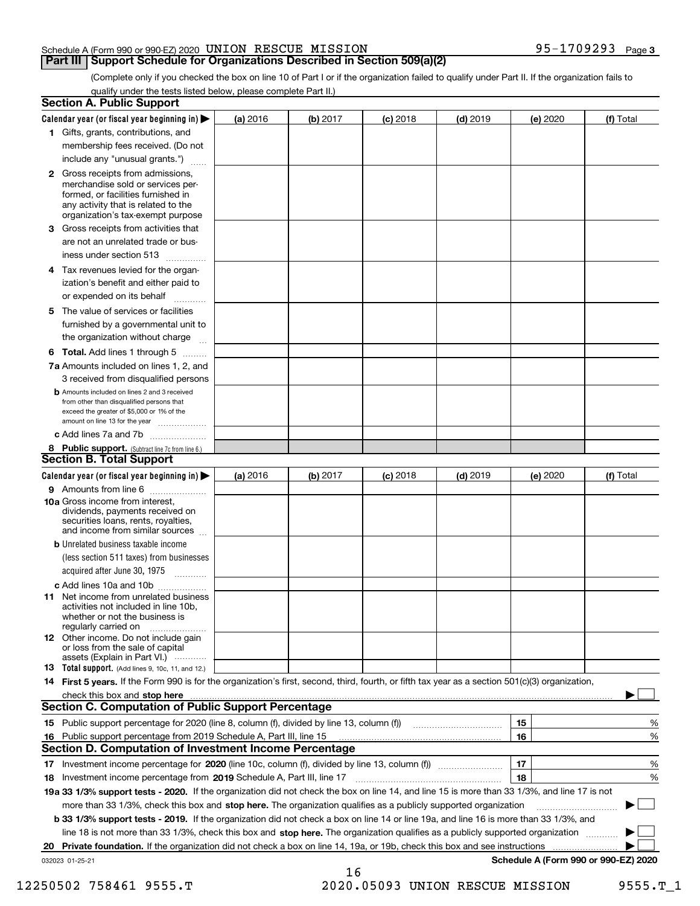Schedule A (Form 990 or 990-EZ) 2020 UNION RESCUE MISSION 95-1709293 Page 3

## Part III Support Schedule for Organizations Described in Section 509(a)(2)

(Complete only if you checked the box on line 10 of Part I or if the organization failed to qualify under Part II. If the organization fails to qualify under the tests listed below, please complete Part II.)

### Section A. Public Support

| Calendar year (or fiscal year beginning in) ▶ | (a) 2016 | (b) 2017 | (c) 2018 | (d) 2019 | (e) 2020 | (f) Total |
|---|---|---|---|---|---|---|
| 1 Gifts, grants, contributions, and membership fees received. (Do not include any "unusual grants.") | | | | | | |
| 2 Gross receipts from admissions, merchandise sold or services performed, or facilities furnished in any activity that is related to the organization's tax-exempt purpose | | | | | | |
| 3 Gross receipts from activities that are not an unrelated trade or business under section 513 | | | | | | |
| 4 Tax revenues levied for the organization's benefit and either paid to or expended on its behalf | | | | | | |
| 5 The value of services or facilities furnished by a governmental unit to the organization without charge | | | | | | |
| 6 Total. Add lines 1 through 5 | | | | | | |
| 7a Amounts included on lines 1, 2, and 3 received from disqualified persons | | | | | | |
| b Amounts included on lines 2 and 3 received from other than disqualified persons that exceed the greater of $5,000 or 1% of the amount on line 13 for the year | | | | | | |
| c Add lines 7a and 7b | | | | | | |
| 8 Public support. (Subtract line 7c from line 6.) | | | | | | |

### Section B. Total Support

| Calendar year (or fiscal year beginning in) ▶ | (a) 2016 | (b) 2017 | (c) 2018 | (d) 2019 | (e) 2020 | (f) Total |
|---|---|---|---|---|---|---|
| 9 Amounts from line 6 | | | | | | |
| 10a Gross income from interest, dividends, payments received on securities loans, rents, royalties, and income from similar sources | | | | | | |
| b Unrelated business taxable income (less section 511 taxes) from businesses acquired after June 30, 1975 | | | | | | |
| c Add lines 10a and 10b | | | | | | |
| 11 Net income from unrelated business activities not included in line 10b, whether or not the business is regularly carried on | | | | | | |
| 12 Other income. Do not include gain or loss from the sale of capital assets (Explain in Part VI.) | | | | | | |
| 13 Total support. (Add lines 9, 10c, 11, and 12.) | | | | | | |

14 **First 5 years.** If the Form 990 is for the organization's first, second, third, fourth, or fifth tax year as a section 501(c)(3) organization, check this box and **stop here** ▶ ☐

### Section C. Computation of Public Support Percentage

| | | | |
|---|---|---|---|
| 15 | Public support percentage for 2020 (line 8, column (f), divided by line 13, column (f)) | 15 | % |
| 16 | Public support percentage from 2019 Schedule A, Part III, line 15 | 16 | % |

### Section D. Computation of Investment Income Percentage

| | | | |
|---|---|---|---|
| 17 | Investment income percentage for **2020** (line 10c, column (f), divided by line 13, column (f)) | 17 | % |
| 18 | Investment income percentage from **2019** Schedule A, Part III, line 17 | 18 | % |

**19a 33 1/3% support tests - 2020.** If the organization did not check the box on line 14, and line 15 is more than 33 1/3%, and line 17 is not more than 33 1/3%, check this box and **stop here.** The organization qualifies as a publicly supported organization ▶ ☐

**b 33 1/3% support tests - 2019.** If the organization did not check a box on line 14 or line 19a, and line 16 is more than 33 1/3%, and line 18 is not more than 33 1/3%, check this box and **stop here.** The organization qualifies as a publicly supported organization ▶ ☐

**20 Private foundation.** If the organization did not check a box on line 14, 19a, or 19b, check this box and see instructions ▶ ☐

032023 01-25-21 **Schedule A (Form 990 or 990-EZ) 2020**

12250502 758461 9555.T 2020.05093 UNION RESCUE MISSION 9555.T_1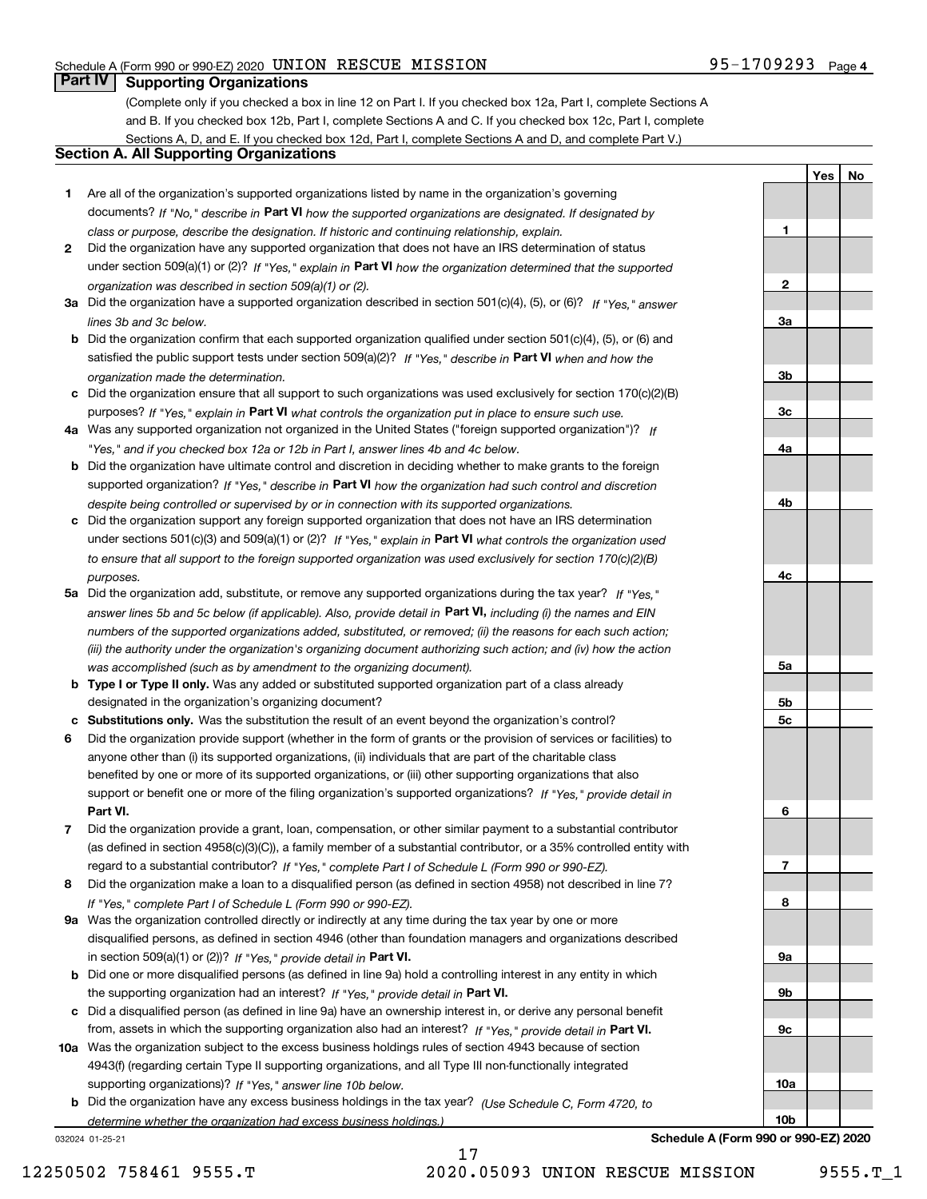Schedule A (Form 990 or 990-EZ) 2020 UNION RESCUE MISSION 95-1709293 Page 4

## Part IV Supporting Organizations

(Complete only if you checked a box in line 12 on Part I. If you checked box 12a, Part I, complete Sections A and B. If you checked box 12b, Part I, complete Sections A and C. If you checked box 12c, Part I, complete Sections A, D, and E. If you checked box 12d, Part I, complete Sections A and D, and complete Part V.)

### Section A. All Supporting Organizations

| | | | Yes | No |
|---|---|---|---|---|
| **1** | Are all of the organization's supported organizations listed by name in the organization's governing documents? *If "No," describe in* **Part VI** *how the supported organizations are designated. If designated by class or purpose, describe the designation. If historic and continuing relationship, explain.* | 1 | | |
| **2** | Did the organization have any supported organization that does not have an IRS determination of status under section 509(a)(1) or (2)? *If "Yes," explain in* **Part VI** *how the organization determined that the supported organization was described in section 509(a)(1) or (2).* | 2 | | |
| **3a** | Did the organization have a supported organization described in section 501(c)(4), (5), or (6)? *If "Yes," answer lines 3b and 3c below.* | 3a | | |
| **b** | Did the organization confirm that each supported organization qualified under section 501(c)(4), (5), or (6) and satisfied the public support tests under section 509(a)(2)? *If "Yes," describe in* **Part VI** *when and how the organization made the determination.* | 3b | | |
| **c** | Did the organization ensure that all support to such organizations was used exclusively for section 170(c)(2)(B) purposes? *If "Yes," explain in* **Part VI** *what controls the organization put in place to ensure such use.* | 3c | | |
| **4a** | Was any supported organization not organized in the United States ("foreign supported organization")? *If "Yes," and if you checked box 12a or 12b in Part I, answer lines 4b and 4c below.* | 4a | | |
| **b** | Did the organization have ultimate control and discretion in deciding whether to make grants to the foreign supported organization? *If "Yes," describe in* **Part VI** *how the organization had such control and discretion despite being controlled or supervised by or in connection with its supported organizations.* | 4b | | |
| **c** | Did the organization support any foreign supported organization that does not have an IRS determination under sections 501(c)(3) and 509(a)(1) or (2)? *If "Yes," explain in* **Part VI** *what controls the organization used to ensure that all support to the foreign supported organization was used exclusively for section 170(c)(2)(B) purposes.* | 4c | | |
| **5a** | Did the organization add, substitute, or remove any supported organizations during the tax year? *If "Yes," answer lines 5b and 5c below (if applicable). Also, provide detail in* **Part VI,** *including (i) the names and EIN numbers of the supported organizations added, substituted, or removed; (ii) the reasons for each such action; (iii) the authority under the organization's organizing document authorizing such action; and (iv) how the action was accomplished (such as by amendment to the organizing document).* | 5a | | |
| **b** | **Type I or Type II only.** Was any added or substituted supported organization part of a class already designated in the organization's organizing document? | 5b | | |
| **c** | **Substitutions only.** Was the substitution the result of an event beyond the organization's control? | 5c | | |
| **6** | Did the organization provide support (whether in the form of grants or the provision of services or facilities) to anyone other than (i) its supported organizations, (ii) individuals that are part of the charitable class benefited by one or more of its supported organizations, or (iii) other supporting organizations that also support or benefit one or more of the filing organization's supported organizations? *If "Yes," provide detail in* **Part VI.** | 6 | | |
| **7** | Did the organization provide a grant, loan, compensation, or other similar payment to a substantial contributor (as defined in section 4958(c)(3)(C)), a family member of a substantial contributor, or a 35% controlled entity with regard to a substantial contributor? *If "Yes," complete Part I of Schedule L (Form 990 or 990-EZ).* | 7 | | |
| **8** | Did the organization make a loan to a disqualified person (as defined in section 4958) not described in line 7? *If "Yes," complete Part I of Schedule L (Form 990 or 990-EZ).* | 8 | | |
| **9a** | Was the organization controlled directly or indirectly at any time during the tax year by one or more disqualified persons, as defined in section 4946 (other than foundation managers and organizations described in section 509(a)(1) or (2))? *If "Yes," provide detail in* **Part VI.** | 9a | | |
| **b** | Did one or more disqualified persons (as defined in line 9a) hold a controlling interest in any entity in which the supporting organization had an interest? *If "Yes," provide detail in* **Part VI.** | 9b | | |
| **c** | Did a disqualified person (as defined in line 9a) have an ownership interest in, or derive any personal benefit from, assets in which the supporting organization also had an interest? *If "Yes," provide detail in* **Part VI.** | 9c | | |
| **10a** | Was the organization subject to the excess business holdings rules of section 4943 because of section 4943(f) (regarding certain Type II supporting organizations, and all Type III non-functionally integrated supporting organizations)? *If "Yes," answer line 10b below.* | 10a | | |
| **b** | Did the organization have any excess business holdings in the tax year? *(Use Schedule C, Form 4720, to determine whether the organization had excess business holdings.)* | 10b | | |

032024 01-25-21 **Schedule A (Form 990 or 990-EZ) 2020**

12250502 758461 9555.T 2020.05093 UNION RESCUE MISSION 9555.T_1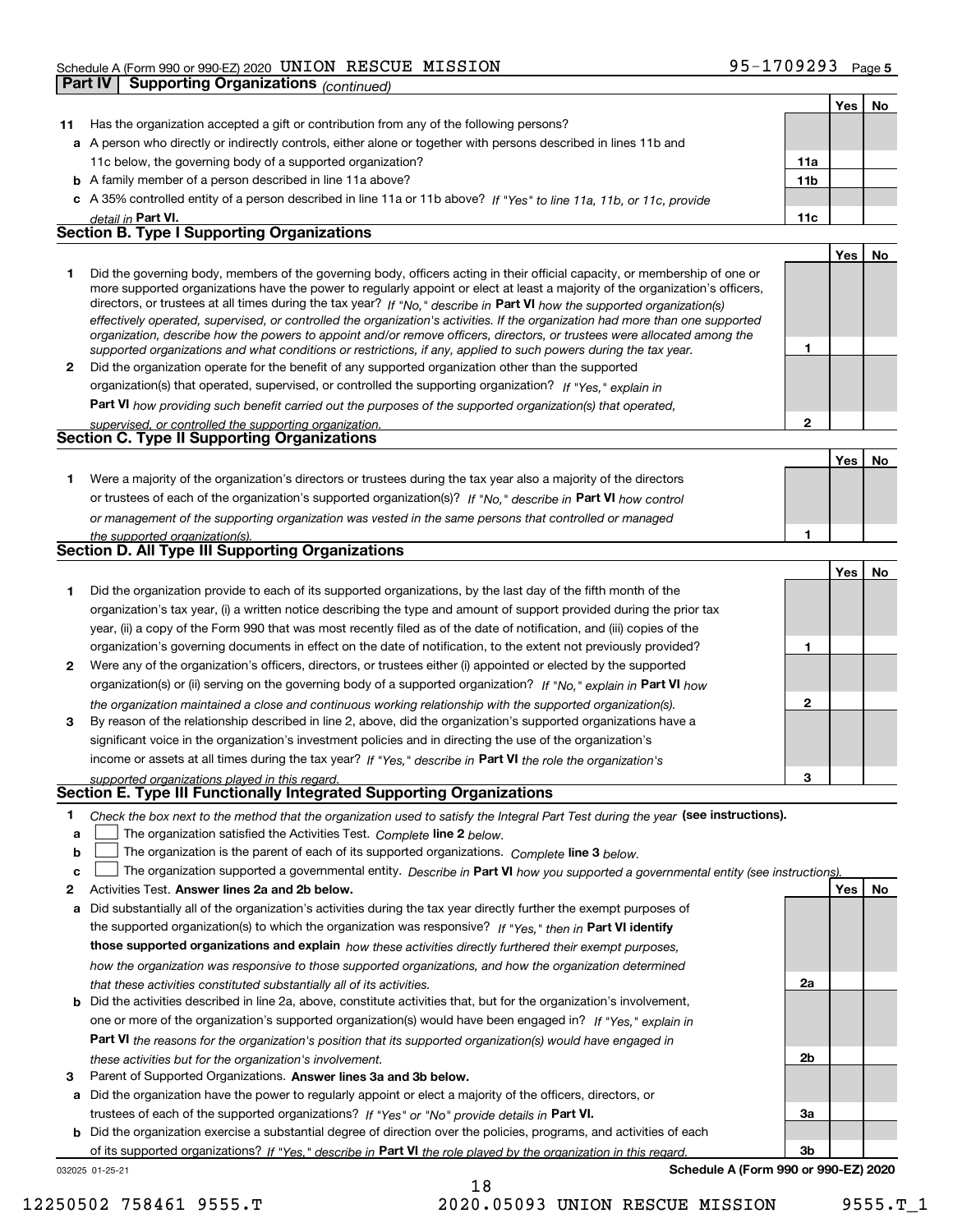Schedule A (Form 990 or 990-EZ) 2020 UNION RESCUE MISSION 95-1709293 Page 5

**Part IV | Supporting Organizations** *(continued)*

| | | | Yes | No |
|---|---|---|---|---|
| **11** | Has the organization accepted a gift or contribution from any of the following persons? | | | |
| **a** | A person who directly or indirectly controls, either alone or together with persons described in lines 11b and 11c below, the governing body of a supported organization? | **11a** | | |
| **b** | A family member of a person described in line 11a above? | **11b** | | |
| **c** | A 35% controlled entity of a person described in line 11a or 11b above? *If "Yes" to line 11a, 11b, or 11c, provide detail in* **Part VI.** | **11c** | | |

## Section B. Type I Supporting Organizations

| | | | Yes | No |
|---|---|---|---|---|
| **1** | Did the governing body, members of the governing body, officers acting in their official capacity, or membership of one or more supported organizations have the power to regularly appoint or elect at least a majority of the organization's officers, directors, or trustees at all times during the tax year? *If "No," describe in* **Part VI** *how the supported organization(s) effectively operated, supervised, or controlled the organization's activities. If the organization had more than one supported organization, describe how the powers to appoint and/or remove officers, directors, or trustees were allocated among the supported organizations and what conditions or restrictions, if any, applied to such powers during the tax year.* | **1** | | |
| **2** | Did the organization operate for the benefit of any supported organization other than the supported organization(s) that operated, supervised, or controlled the supporting organization? *If "Yes," explain in* **Part VI** *how providing such benefit carried out the purposes of the supported organization(s) that operated, supervised, or controlled the supporting organization.* | **2** | | |

## Section C. Type II Supporting Organizations

| | | | Yes | No |
|---|---|---|---|---|
| **1** | Were a majority of the organization's directors or trustees during the tax year also a majority of the directors or trustees of each of the organization's supported organization(s)? *If "No," describe in* **Part VI** *how control or management of the supporting organization was vested in the same persons that controlled or managed the supported organization(s).* | **1** | | |

## Section D. All Type III Supporting Organizations

| | | | Yes | No |
|---|---|---|---|---|
| **1** | Did the organization provide to each of its supported organizations, by the last day of the fifth month of the organization's tax year, (i) a written notice describing the type and amount of support provided during the prior tax year, (ii) a copy of the Form 990 that was most recently filed as of the date of notification, and (iii) copies of the organization's governing documents in effect on the date of notification, to the extent not previously provided? | **1** | | |
| **2** | Were any of the organization's officers, directors, or trustees either (i) appointed or elected by the supported organization(s) or (ii) serving on the governing body of a supported organization? *If "No," explain in* **Part VI** *how the organization maintained a close and continuous working relationship with the supported organization(s).* | **2** | | |
| **3** | By reason of the relationship described in line 2, above, did the organization's supported organizations have a significant voice in the organization's investment policies and in directing the use of the organization's income or assets at all times during the tax year? *If "Yes," describe in* **Part VI** *the role the organization's supported organizations played in this regard.* | **3** | | |

## Section E. Type III Functionally Integrated Supporting Organizations

**1** *Check the box next to the method that the organization used to satisfy the Integral Part Test during the year* **(see instructions).**

**a** ☐ The organization satisfied the Activities Test. *Complete* **line 2** *below.*

**b** ☐ The organization is the parent of each of its supported organizations. *Complete* **line 3** *below.*

**c** ☐ The organization supported a governmental entity. *Describe in* **Part VI** *how you supported a governmental entity (see instructions).*

| | | | Yes | No |
|---|---|---|---|---|
| **2** | Activities Test. **Answer lines 2a and 2b below.** | | | |
| **a** | Did substantially all of the organization's activities during the tax year directly further the exempt purposes of the supported organization(s) to which the organization was responsive? *If "Yes," then in* **Part VI identify those supported organizations and explain** *how these activities directly furthered their exempt purposes, how the organization was responsive to those supported organizations, and how the organization determined that these activities constituted substantially all of its activities.* | **2a** | | |
| **b** | Did the activities described in line 2a, above, constitute activities that, but for the organization's involvement, one or more of the organization's supported organization(s) would have been engaged in? *If "Yes," explain in* **Part VI** *the reasons for the organization's position that its supported organization(s) would have engaged in these activities but for the organization's involvement.* | **2b** | | |
| **3** | Parent of Supported Organizations. **Answer lines 3a and 3b below.** | | | |
| **a** | Did the organization have the power to regularly appoint or elect a majority of the officers, directors, or trustees of each of the supported organizations? *If "Yes" or "No" provide details in* **Part VI.** | **3a** | | |
| **b** | Did the organization exercise a substantial degree of direction over the policies, programs, and activities of each of its supported organizations? *If "Yes," describe in* **Part VI** *the role played by the organization in this regard.* | **3b** | | |

032025 01-25-21 **Schedule A (Form 990 or 990-EZ) 2020**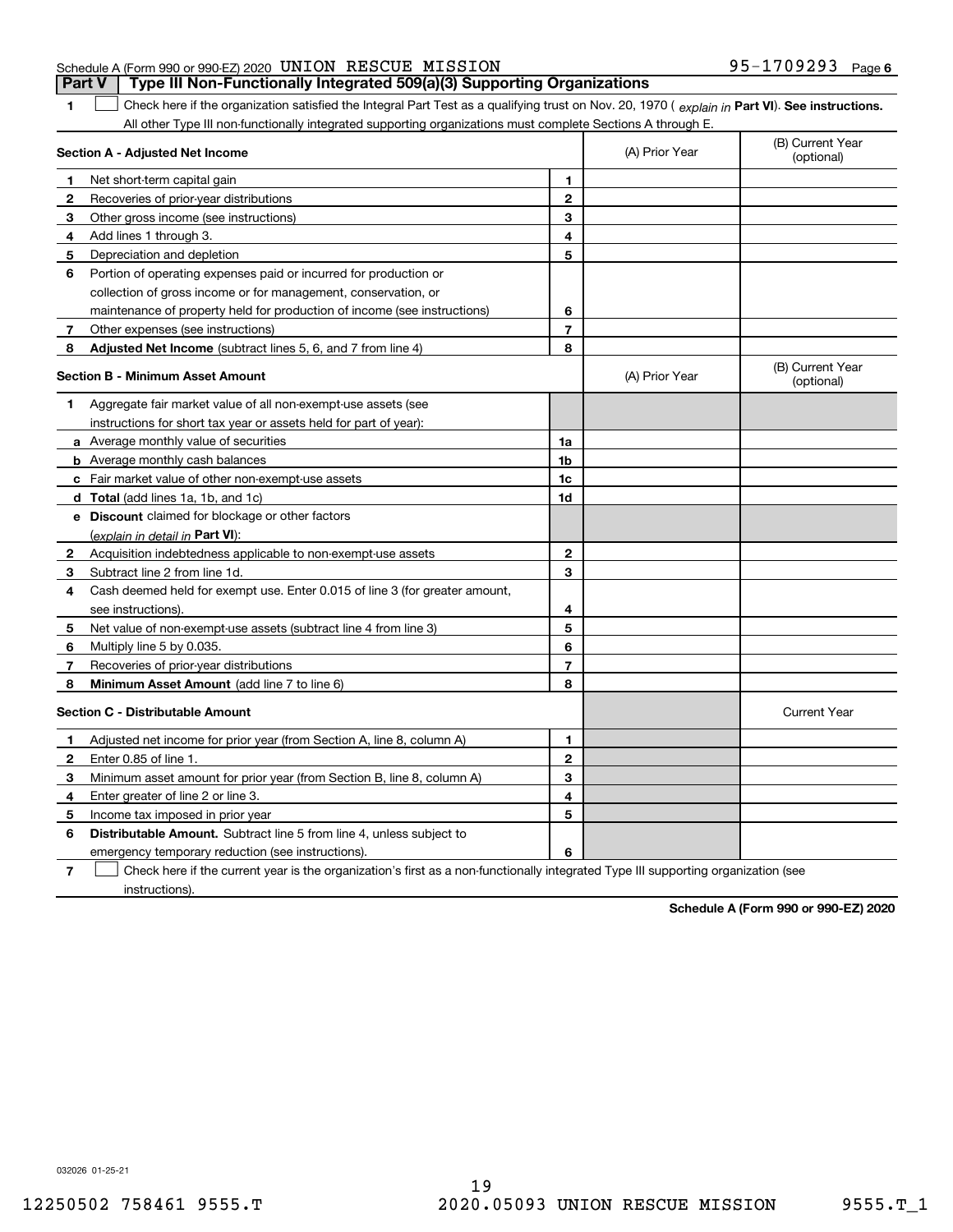Schedule A (Form 990 or 990-EZ) 2020 UNION RESCUE MISSION 95-1709293 Page 6

**Part V | Type III Non-Functionally Integrated 509(a)(3) Supporting Organizations**

**1** ☐ Check here if the organization satisfied the Integral Part Test as a qualifying trust on Nov. 20, 1970 ( *explain in* **Part VI**). **See instructions.** All other Type III non-functionally integrated supporting organizations must complete Sections A through E.

| **Section A - Adjusted Net Income** | | | (A) Prior Year | (B) Current Year (optional) |
|---|---|---|---|---|
| **1** | Net short-term capital gain | **1** | | |
| **2** | Recoveries of prior-year distributions | **2** | | |
| **3** | Other gross income (see instructions) | **3** | | |
| **4** | Add lines 1 through 3. | **4** | | |
| **5** | Depreciation and depletion | **5** | | |
| **6** | Portion of operating expenses paid or incurred for production or collection of gross income or for management, conservation, or maintenance of property held for production of income (see instructions) | **6** | | |
| **7** | Other expenses (see instructions) | **7** | | |
| **8** | **Adjusted Net Income** (subtract lines 5, 6, and 7 from line 4) | **8** | | |

| **Section B - Minimum Asset Amount** | | | (A) Prior Year | (B) Current Year (optional) |
|---|---|---|---|---|
| **1** | Aggregate fair market value of all non-exempt-use assets (see instructions for short tax year or assets held for part of year): | | | |
| **a** | Average monthly value of securities | **1a** | | |
| **b** | Average monthly cash balances | **1b** | | |
| **c** | Fair market value of other non-exempt-use assets | **1c** | | |
| **d** | **Total** (add lines 1a, 1b, and 1c) | **1d** | | |
| **e** | **Discount** claimed for blockage or other factors (*explain in detail in* **Part VI**): | | | |
| **2** | Acquisition indebtedness applicable to non-exempt-use assets | **2** | | |
| **3** | Subtract line 2 from line 1d. | **3** | | |
| **4** | Cash deemed held for exempt use. Enter 0.015 of line 3 (for greater amount, see instructions). | **4** | | |
| **5** | Net value of non-exempt-use assets (subtract line 4 from line 3) | **5** | | |
| **6** | Multiply line 5 by 0.035. | **6** | | |
| **7** | Recoveries of prior-year distributions | **7** | | |
| **8** | **Minimum Asset Amount** (add line 7 to line 6) | **8** | | |

| **Section C - Distributable Amount** | | | | Current Year |
|---|---|---|---|---|
| **1** | Adjusted net income for prior year (from Section A, line 8, column A) | **1** | | |
| **2** | Enter 0.85 of line 1. | **2** | | |
| **3** | Minimum asset amount for prior year (from Section B, line 8, column A) | **3** | | |
| **4** | Enter greater of line 2 or line 3. | **4** | | |
| **5** | Income tax imposed in prior year | **5** | | |
| **6** | **Distributable Amount.** Subtract line 5 from line 4, unless subject to emergency temporary reduction (see instructions). | **6** | | |

**7** ☐ Check here if the current year is the organization's first as a non-functionally integrated Type III supporting organization (see instructions).

**Schedule A (Form 990 or 990-EZ) 2020**

032026 01-25-21

12250502 758461 9555.T 2020.05093 UNION RESCUE MISSION 9555.T_1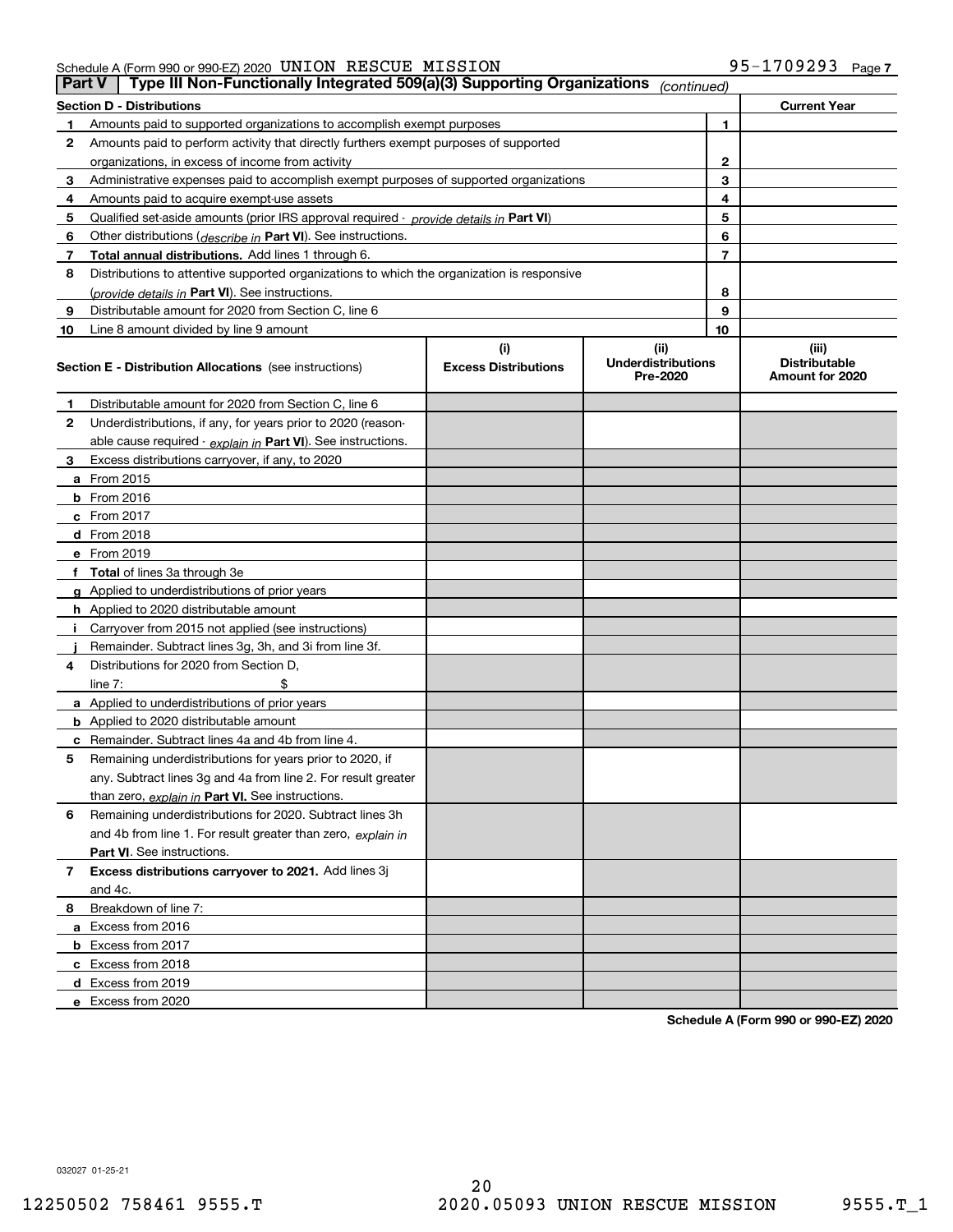Schedule A (Form 990 or 990-EZ) 2020 UNION RESCUE MISSION 95-1709293 Page 7

## Part V | Type III Non-Functionally Integrated 509(a)(3) Supporting Organizations *(continued)*

| Section D - Distributions | | | Current Year |
|---|---|---|---|
| 1 | Amounts paid to supported organizations to accomplish exempt purposes | 1 | |
| 2 | Amounts paid to perform activity that directly furthers exempt purposes of supported organizations, in excess of income from activity | 2 | |
| 3 | Administrative expenses paid to accomplish exempt purposes of supported organizations | 3 | |
| 4 | Amounts paid to acquire exempt-use assets | 4 | |
| 5 | Qualified set-aside amounts (prior IRS approval required - *provide details in* **Part VI**) | 5 | |
| 6 | Other distributions (*describe in* **Part VI**). See instructions. | 6 | |
| 7 | **Total annual distributions.** Add lines 1 through 6. | 7 | |
| 8 | Distributions to attentive supported organizations to which the organization is responsive (*provide details in* **Part VI**). See instructions. | 8 | |
| 9 | Distributable amount for 2020 from Section C, line 6 | 9 | |
| 10 | Line 8 amount divided by line 9 amount | 10 | |

| Section E - Distribution Allocations (see instructions) | (i) Excess Distributions | (ii) Underdistributions Pre-2020 | (iii) Distributable Amount for 2020 |
|---|---|---|---|
| 1 Distributable amount for 2020 from Section C, line 6 | | | |
| 2 Underdistributions, if any, for years prior to 2020 (reasonable cause required - *explain in* **Part VI**). See instructions. | | | |
| 3 Excess distributions carryover, if any, to 2020 | | | |
| a From 2015 | | | |
| b From 2016 | | | |
| c From 2017 | | | |
| d From 2018 | | | |
| e From 2019 | | | |
| f **Total** of lines 3a through 3e | | | |
| g Applied to underdistributions of prior years | | | |
| h Applied to 2020 distributable amount | | | |
| i Carryover from 2015 not applied (see instructions) | | | |
| j Remainder. Subtract lines 3g, 3h, and 3i from line 3f. | | | |
| 4 Distributions for 2020 from Section D, line 7: $ | | | |
| a Applied to underdistributions of prior years | | | |
| b Applied to 2020 distributable amount | | | |
| c Remainder. Subtract lines 4a and 4b from line 4. | | | |
| 5 Remaining underdistributions for years prior to 2020, if any. Subtract lines 3g and 4a from line 2. For result greater than zero, *explain in* **Part VI.** See instructions. | | | |
| 6 Remaining underdistributions for 2020. Subtract lines 3h and 4b from line 1. For result greater than zero, *explain in* **Part VI**. See instructions. | | | |
| 7 **Excess distributions carryover to 2021.** Add lines 3j and 4c. | | | |
| 8 Breakdown of line 7: | | | |
| a Excess from 2016 | | | |
| b Excess from 2017 | | | |
| c Excess from 2018 | | | |
| d Excess from 2019 | | | |
| e Excess from 2020 | | | |

**Schedule A (Form 990 or 990-EZ) 2020**

032027 01-25-21

12250502 758461 9555.T 2020.05093 UNION RESCUE MISSION 9555.T_1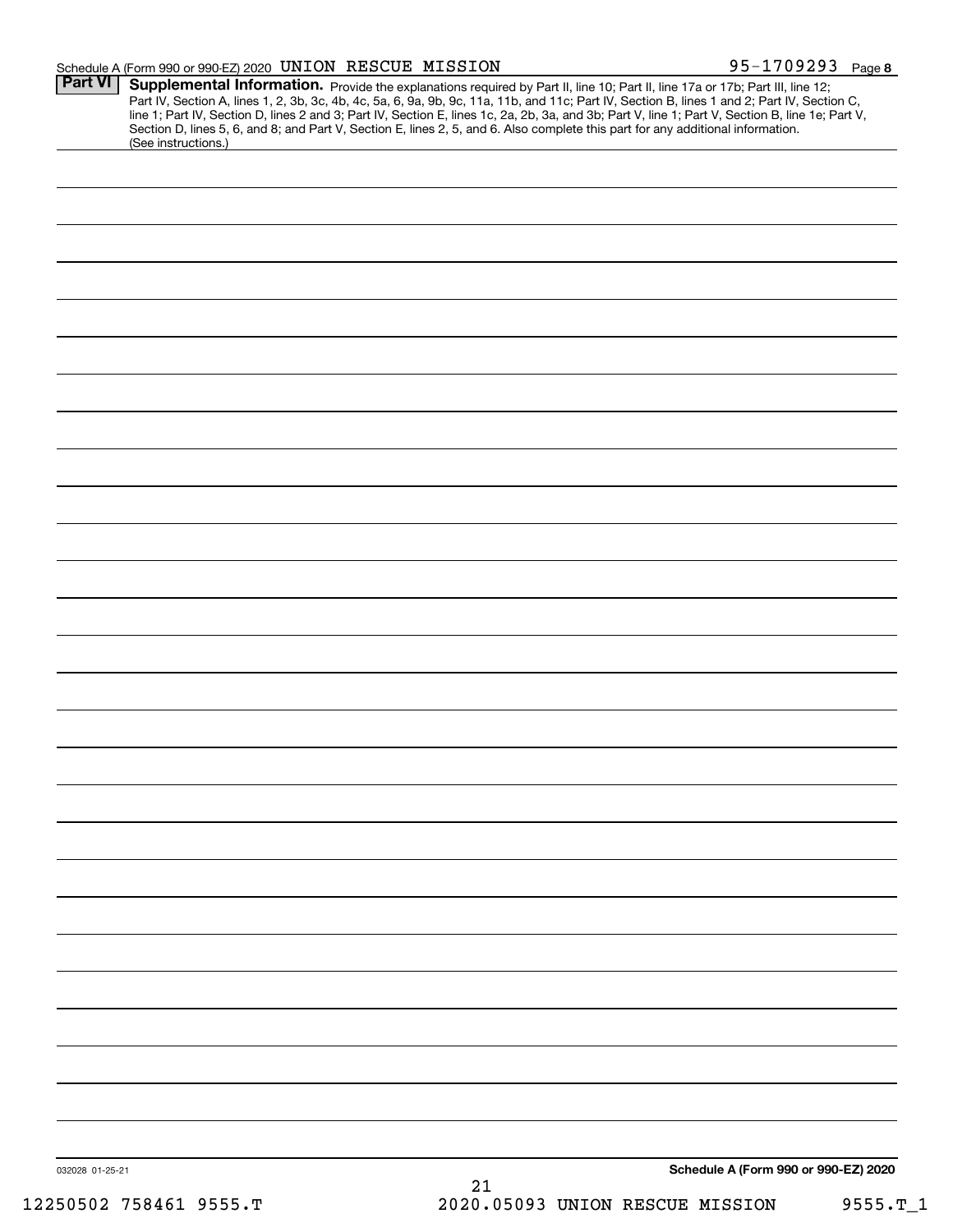Schedule A (Form 990 or 990-EZ) 2020 UNION RESCUE MISSION 95-1709293 Page 8

**Part VI** **Supplemental Information.** Provide the explanations required by Part II, line 10; Part II, line 17a or 17b; Part III, line 12; Part IV, Section A, lines 1, 2, 3b, 3c, 4b, 4c, 5a, 6, 9a, 9b, 9c, 11a, 11b, and 11c; Part IV, Section B, lines 1 and 2; Part IV, Section C, line 1; Part IV, Section D, lines 2 and 3; Part IV, Section E, lines 1c, 2a, 2b, 3a, and 3b; Part V, line 1; Part V, Section B, line 1e; Part V, Section D, lines 5, 6, and 8; and Part V, Section E, lines 2, 5, and 6. Also complete this part for any additional information. (See instructions.)

032028 01-25-21

**Schedule A (Form 990 or 990-EZ) 2020**

12250502 758461 9555.T 2020.05093 UNION RESCUE MISSION 9555.T_1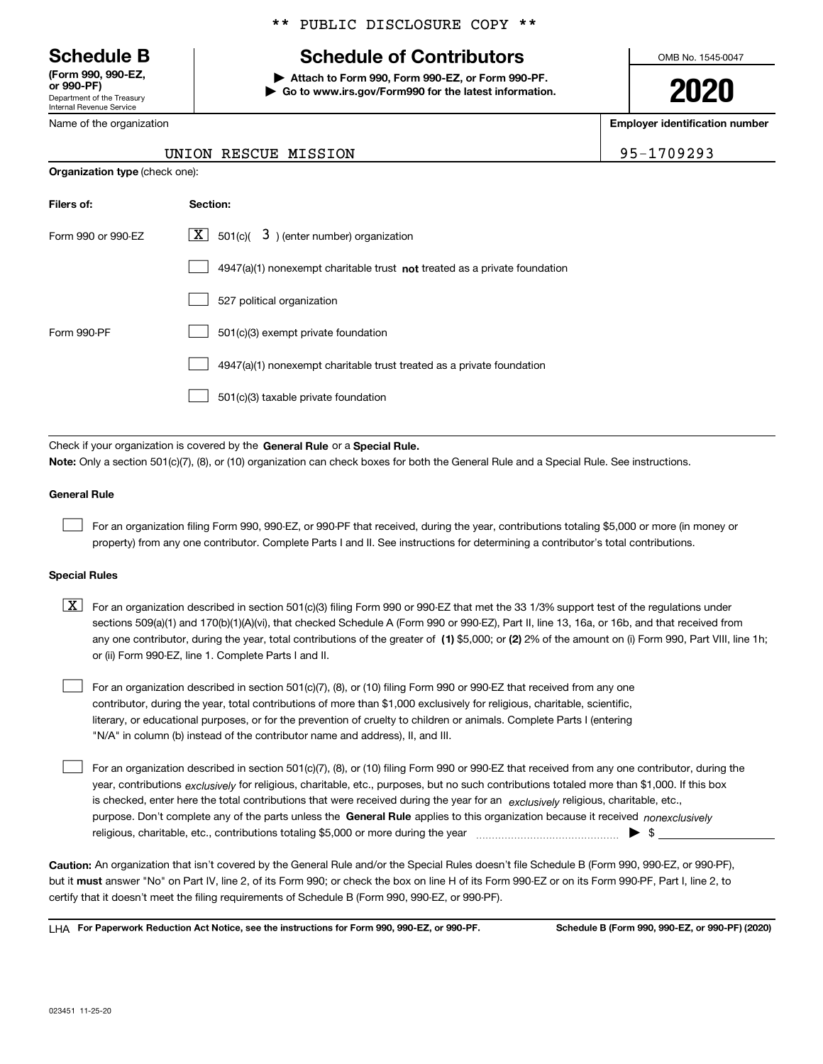** PUBLIC DISCLOSURE COPY **

# Schedule B

**(Form 990, 990-EZ, or 990-PF)**
Department of the Treasury
Internal Revenue Service

## Schedule of Contributors

▶ Attach to Form 990, Form 990-EZ, or Form 990-PF.
▶ Go to www.irs.gov/Form990 for the latest information.

OMB No. 1545-0047

**2020**

Name of the organization: UNION RESCUE MISSION

**Employer identification number**: 95-1709293

**Organization type** (check one):

| **Filers of:** | **Section:** |
|---|---|
| Form 990 or 990-EZ | [X] 501(c)( 3 ) (enter number) organization |
| | [ ] 4947(a)(1) nonexempt charitable trust **not** treated as a private foundation |
| | [ ] 527 political organization |
| Form 990-PF | [ ] 501(c)(3) exempt private foundation |
| | [ ] 4947(a)(1) nonexempt charitable trust treated as a private foundation |
| | [ ] 501(c)(3) taxable private foundation |

Check if your organization is covered by the **General Rule** or a **Special Rule.**

**Note:** Only a section 501(c)(7), (8), or (10) organization can check boxes for both the General Rule and a Special Rule. See instructions.

**General Rule**

[ ] For an organization filing Form 990, 990-EZ, or 990-PF that received, during the year, contributions totaling $5,000 or more (in money or property) from any one contributor. Complete Parts I and II. See instructions for determining a contributor's total contributions.

**Special Rules**

[X] For an organization described in section 501(c)(3) filing Form 990 or 990-EZ that met the 33 1/3% support test of the regulations under sections 509(a)(1) and 170(b)(1)(A)(vi), that checked Schedule A (Form 990 or 990-EZ), Part II, line 13, 16a, or 16b, and that received from any one contributor, during the year, total contributions of the greater of **(1)** $5,000; or **(2)** 2% of the amount on (i) Form 990, Part VIII, line 1h; or (ii) Form 990-EZ, line 1. Complete Parts I and II.

[ ] For an organization described in section 501(c)(7), (8), or (10) filing Form 990 or 990-EZ that received from any one contributor, during the year, total contributions of more than $1,000 exclusively for religious, charitable, scientific, literary, or educational purposes, or for the prevention of cruelty to children or animals. Complete Parts I (entering "N/A" in column (b) instead of the contributor name and address), II, and III.

[ ] For an organization described in section 501(c)(7), (8), or (10) filing Form 990 or 990-EZ that received from any one contributor, during the year, contributions *exclusively* for religious, charitable, etc., purposes, but no such contributions totaled more than $1,000. If this box is checked, enter here the total contributions that were received during the year for an *exclusively* religious, charitable, etc., purpose. Don't complete any of the parts unless the **General Rule** applies to this organization because it received *nonexclusively* religious, charitable, etc., contributions totaling $5,000 or more during the year ▶ $

**Caution:** An organization that isn't covered by the General Rule and/or the Special Rules doesn't file Schedule B (Form 990, 990-EZ, or 990-PF), but it **must** answer "No" on Part IV, line 2, of its Form 990; or check the box on line H of its Form 990-EZ or on its Form 990-PF, Part I, line 2, to certify that it doesn't meet the filing requirements of Schedule B (Form 990, 990-EZ, or 990-PF).

LHA **For Paperwork Reduction Act Notice, see the instructions for Form 990, 990-EZ, or 990-PF.** **Schedule B (Form 990, 990-EZ, or 990-PF) (2020)**

023451 11-25-20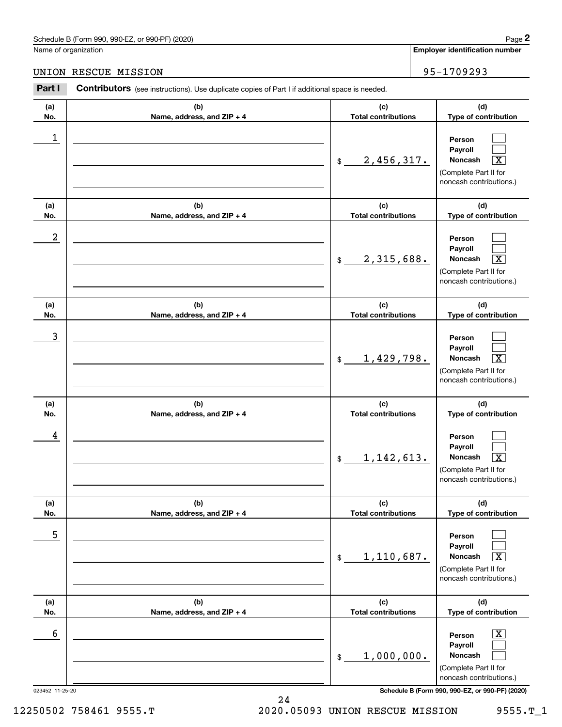Schedule B (Form 990, 990-EZ, or 990-PF) (2020)

Name of organization: UNION RESCUE MISSION

Employer identification number: 95-1709293

**Part I** **Contributors** (see instructions). Use duplicate copies of Part I if additional space is needed.

| (a) No. | (b) Name, address, and ZIP + 4 | (c) Total contributions | (d) Type of contribution |
|---|---|---|---|
| 1 | | $ 2,456,317. | Person [ ] Payroll [ ] Noncash [X] (Complete Part II for noncash contributions.) |
| 2 | | $ 2,315,688. | Person [ ] Payroll [ ] Noncash [X] (Complete Part II for noncash contributions.) |
| 3 | | $ 1,429,798. | Person [ ] Payroll [ ] Noncash [X] (Complete Part II for noncash contributions.) |
| 4 | | $ 1,142,613. | Person [ ] Payroll [ ] Noncash [X] (Complete Part II for noncash contributions.) |
| 5 | | $ 1,110,687. | Person [ ] Payroll [ ] Noncash [X] (Complete Part II for noncash contributions.) |
| 6 | | $ 1,000,000. | Person [X] Payroll [ ] Noncash [ ] (Complete Part II for noncash contributions.) |

023452 11-25-20

12250502 758461 9555.T 2020.05093 UNION RESCUE MISSION 9555.T_1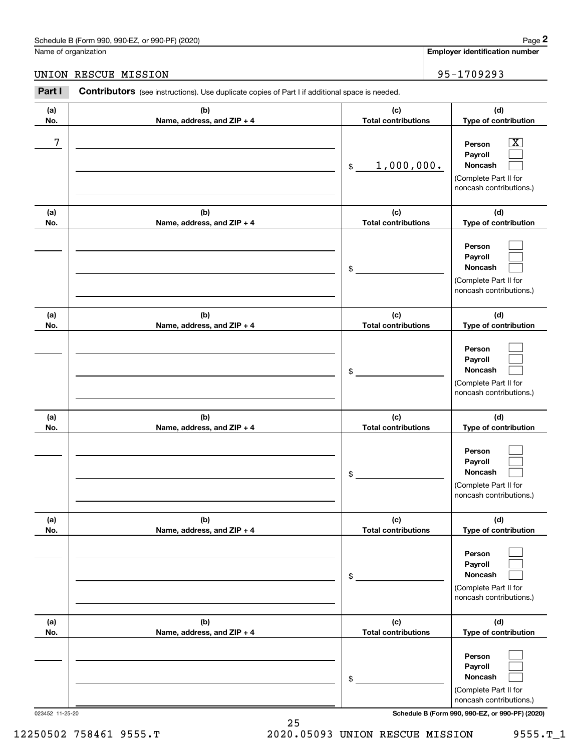Name of organization

UNION RESCUE MISSION

**Employer identification number**

95-1709293

**Part I** **Contributors** (see instructions). Use duplicate copies of Part I if additional space is needed.

| (a) No. | (b) Name, address, and ZIP + 4 | (c) Total contributions | (d) Type of contribution |
|---|---|---|---|
| 7 | | $ 1,000,000. | Person [X] Payroll [ ] Noncash [ ] (Complete Part II for noncash contributions.) |
| | | $ | Person [ ] Payroll [ ] Noncash [ ] (Complete Part II for noncash contributions.) |
| | | $ | Person [ ] Payroll [ ] Noncash [ ] (Complete Part II for noncash contributions.) |
| | | $ | Person [ ] Payroll [ ] Noncash [ ] (Complete Part II for noncash contributions.) |
| | | $ | Person [ ] Payroll [ ] Noncash [ ] (Complete Part II for noncash contributions.) |
| | | $ | Person [ ] Payroll [ ] Noncash [ ] (Complete Part II for noncash contributions.) |

023452 11-25-20

12250502 758461 9555.T 2020.05093 UNION RESCUE MISSION 9555.T_1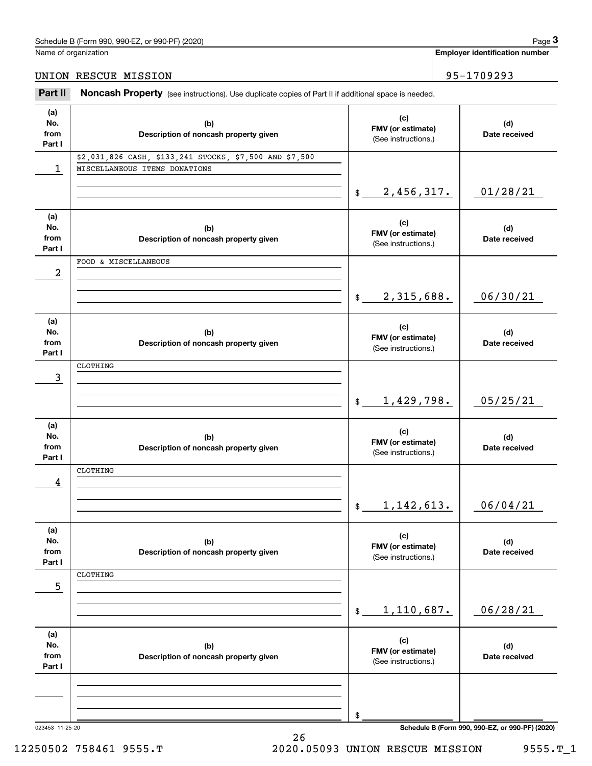Schedule B (Form 990, 990-EZ, or 990-PF) (2020) Page **3**

Name of organization: UNION RESCUE MISSION

Employer identification number: 95-1709293

**Part II** **Noncash Property** (see instructions). Use duplicate copies of Part II if additional space is needed.

| (a) No. from Part I | (b) Description of noncash property given | (c) FMV (or estimate) (See instructions.) | (d) Date received |
|---|---|---|---|
| 1 | $2,031,826 CASH, $133,241 STOCKS, $7,500 AND $7,500 MISCELLANEOUS ITEMS DONATIONS | $ 2,456,317. | 01/28/21 |
| 2 | FOOD & MISCELLANEOUS | $ 2,315,688. | 06/30/21 |
| 3 | CLOTHING | $ 1,429,798. | 05/25/21 |
| 4 | CLOTHING | $ 1,142,613. | 06/04/21 |
| 5 | CLOTHING | $ 1,110,687. | 06/28/21 |
| | | $ | |

023453 11-25-20 **Schedule B (Form 990, 990-EZ, or 990-PF) (2020)**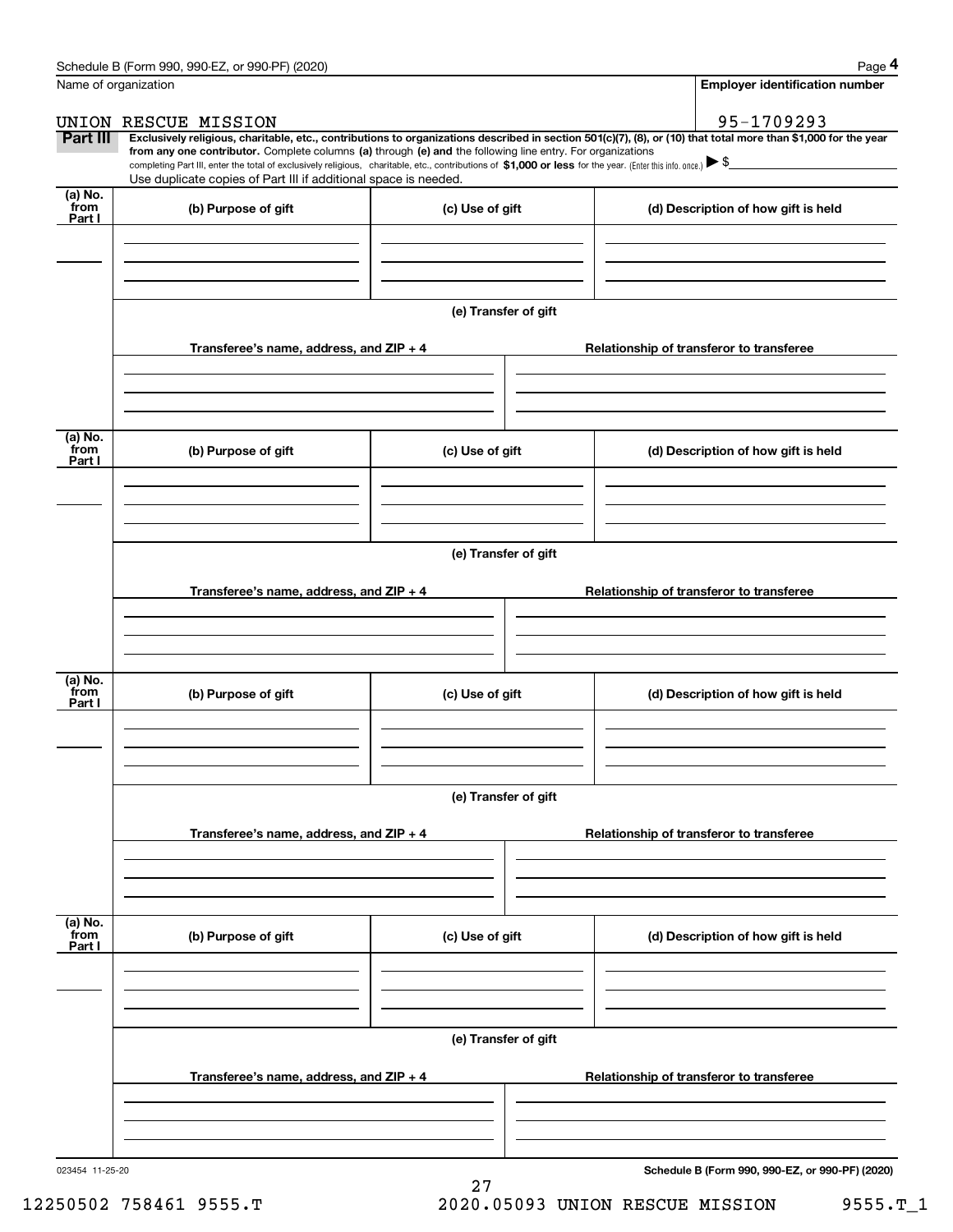Name of organization

UNION RESCUE MISSION

**Employer identification number**

95-1709293

**Part III** **Exclusively religious, charitable, etc., contributions to organizations described in section 501(c)(7), (8), or (10) that total more than $1,000 for the year from any one contributor.** Complete columns **(a)** through **(e) and** the following line entry. For organizations completing Part III, enter the total of exclusively religious, charitable, etc., contributions of **$1,000 or less** for the year. (Enter this info. once.) ▶ $

Use duplicate copies of Part III if additional space is needed.

| (a) No. from Part I | (b) Purpose of gift | (c) Use of gift | (d) Description of how gift is held |
|---|---|---|---|
| | | | |

**(e) Transfer of gift**

| Transferee's name, address, and ZIP + 4 | Relationship of transferor to transferee |
|---|---|
| | |

| (a) No. from Part I | (b) Purpose of gift | (c) Use of gift | (d) Description of how gift is held |
|---|---|---|---|
| | | | |

**(e) Transfer of gift**

| Transferee's name, address, and ZIP + 4 | Relationship of transferor to transferee |
|---|---|
| | |

| (a) No. from Part I | (b) Purpose of gift | (c) Use of gift | (d) Description of how gift is held |
|---|---|---|---|
| | | | |

**(e) Transfer of gift**

| Transferee's name, address, and ZIP + 4 | Relationship of transferor to transferee |
|---|---|
| | |

| (a) No. from Part I | (b) Purpose of gift | (c) Use of gift | (d) Description of how gift is held |
|---|---|---|---|
| | | | |

**(e) Transfer of gift**

| Transferee's name, address, and ZIP + 4 | Relationship of transferor to transferee |
|---|---|
| | |

023454 11-25-20

**Schedule B (Form 990, 990-EZ, or 990-PF) (2020)**

12250502 758461 9555.T 2020.05093 UNION RESCUE MISSION 9555.T_1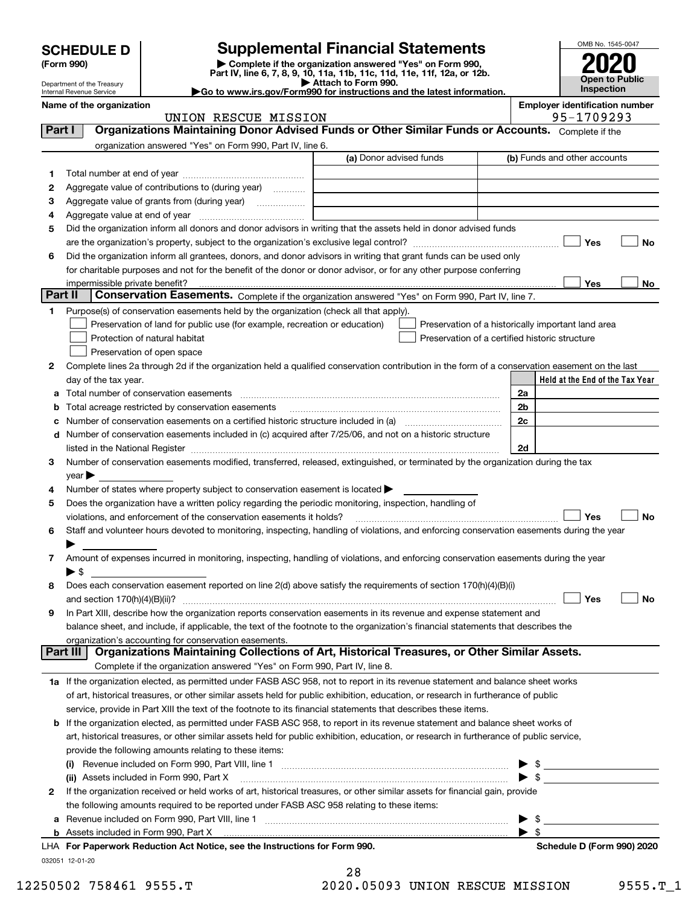# SCHEDULE D (Form 990)

Department of the Treasury
Internal Revenue Service

# Supplemental Financial Statements

▶ Complete if the organization answered "Yes" on Form 990, Part IV, line 6, 7, 8, 9, 10, 11a, 11b, 11c, 11d, 11e, 11f, 12a, or 12b.
▶ Attach to Form 990.
▶Go to www.irs.gov/Form990 for instructions and the latest information.

OMB No. 1545-0047

**2020**

**Open to Public Inspection**

**Name of the organization**
UNION RESCUE MISSION

**Employer identification number**
95-1709293

## Part I — Organizations Maintaining Donor Advised Funds or Other Similar Funds or Accounts.
Complete if the organization answered "Yes" on Form 990, Part IV, line 6.

| | | (a) Donor advised funds | (b) Funds and other accounts |
|---|---|---|---|
| 1 | Total number at end of year | | |
| 2 | Aggregate value of contributions to (during year) | | |
| 3 | Aggregate value of grants from (during year) | | |
| 4 | Aggregate value at end of year | | |

5 Did the organization inform all donors and donor advisors in writing that the assets held in donor advised funds are the organization's property, subject to the organization's exclusive legal control? ☐ Yes ☐ No

6 Did the organization inform all grantees, donors, and donor advisors in writing that grant funds can be used only for charitable purposes and not for the benefit of the donor or donor advisor, or for any other purpose conferring impermissible private benefit? ☐ Yes ☐ No

## Part II — Conservation Easements.
Complete if the organization answered "Yes" on Form 990, Part IV, line 7.

1 Purpose(s) of conservation easements held by the organization (check all that apply).

- ☐ Preservation of land for public use (for example, recreation or education)
- ☐ Protection of natural habitat
- ☐ Preservation of open space
- ☐ Preservation of a historically important land area
- ☐ Preservation of a certified historic structure

2 Complete lines 2a through 2d if the organization held a qualified conservation contribution in the form of a conservation easement on the last day of the tax year.

| | | | Held at the End of the Tax Year |
|---|---|---|---|
| a | Total number of conservation easements | 2a | |
| b | Total acreage restricted by conservation easements | 2b | |
| c | Number of conservation easements on a certified historic structure included in (a) | 2c | |
| d | Number of conservation easements included in (c) acquired after 7/25/06, and not on a historic structure listed in the National Register | 2d | |

3 Number of conservation easements modified, transferred, released, extinguished, or terminated by the organization during the tax year ▶

4 Number of states where property subject to conservation easement is located ▶

5 Does the organization have a written policy regarding the periodic monitoring, inspection, handling of violations, and enforcement of the conservation easements it holds? ☐ Yes ☐ No

6 Staff and volunteer hours devoted to monitoring, inspecting, handling of violations, and enforcing conservation easements during the year ▶

7 Amount of expenses incurred in monitoring, inspecting, handling of violations, and enforcing conservation easements during the year ▶ $

8 Does each conservation easement reported on line 2(d) above satisfy the requirements of section 170(h)(4)(B)(i) and section 170(h)(4)(B)(ii)? ☐ Yes ☐ No

9 In Part XIII, describe how the organization reports conservation easements in its revenue and expense statement and balance sheet, and include, if applicable, the text of the footnote to the organization's financial statements that describes the organization's accounting for conservation easements.

## Part III — Organizations Maintaining Collections of Art, Historical Treasures, or Other Similar Assets.
Complete if the organization answered "Yes" on Form 990, Part IV, line 8.

1a If the organization elected, as permitted under FASB ASC 958, not to report in its revenue statement and balance sheet works of art, historical treasures, or other similar assets held for public exhibition, education, or research in furtherance of public service, provide in Part XIII the text of the footnote to its financial statements that describes these items.

b If the organization elected, as permitted under FASB ASC 958, to report in its revenue statement and balance sheet works of art, historical treasures, or other similar assets held for public exhibition, education, or research in furtherance of public service, provide the following amounts relating to these items:

(i) Revenue included on Form 990, Part VIII, line 1 ▶ $

(ii) Assets included in Form 990, Part X ▶ $

2 If the organization received or held works of art, historical treasures, or other similar assets for financial gain, provide the following amounts required to be reported under FASB ASC 958 relating to these items:

a Revenue included on Form 990, Part VIII, line 1 ▶ $

b Assets included in Form 990, Part X ▶ $

LHA For Paperwork Reduction Act Notice, see the Instructions for Form 990. **Schedule D (Form 990) 2020**

032051 12-01-20

12250502 758461 9555.T 2020.05093 UNION RESCUE MISSION 9555.T_1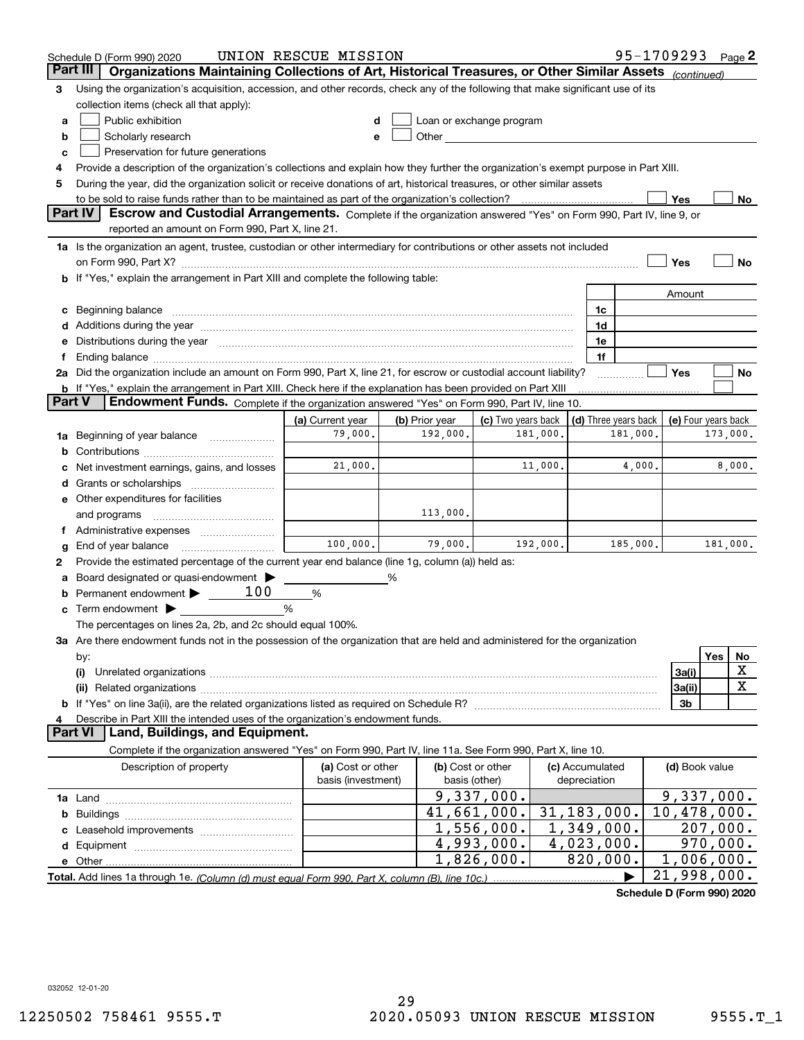Schedule D (Form 990) 2020 UNION RESCUE MISSION 95-1709293 Page 2

## Part III | Organizations Maintaining Collections of Art, Historical Treasures, or Other Similar Assets *(continued)*

**3** Using the organization's acquisition, accession, and other records, check any of the following that make significant use of its collection items (check all that apply):

- **a** ☐ Public exhibition
- **b** ☐ Scholarly research
- **c** ☐ Preservation for future generations
- **d** ☐ Loan or exchange program
- **e** ☐ Other

**4** Provide a description of the organization's collections and explain how they further the organization's exempt purpose in Part XIII.

**5** During the year, did the organization solicit or receive donations of art, historical treasures, or other similar assets to be sold to raise funds rather than to be maintained as part of the organization's collection? ☐ Yes ☐ No

## Part IV | Escrow and Custodial Arrangements.

Complete if the organization answered "Yes" on Form 990, Part IV, line 9, or reported an amount on Form 990, Part X, line 21.

**1a** Is the organization an agent, trustee, custodian or other intermediary for contributions or other assets not included on Form 990, Part X? ☐ Yes ☐ No

**b** If "Yes," explain the arrangement in Part XIII and complete the following table:

| | | Amount |
|---|---|---|
| **c** Beginning balance | 1c | |
| **d** Additions during the year | 1d | |
| **e** Distributions during the year | 1e | |
| **f** Ending balance | 1f | |

**2a** Did the organization include an amount on Form 990, Part X, line 21, for escrow or custodial account liability? ☐ Yes ☐ No

**b** If "Yes," explain the arrangement in Part XIII. Check here if the explanation has been provided on Part XIII ☐

## Part V | Endowment Funds.

Complete if the organization answered "Yes" on Form 990, Part IV, line 10.

| | (a) Current year | (b) Prior year | (c) Two years back | (d) Three years back | (e) Four years back |
|---|---|---|---|---|---|
| **1a** Beginning of year balance | 79,000. | 192,000. | 181,000. | 181,000. | 173,000. |
| **b** Contributions | | | | | |
| **c** Net investment earnings, gains, and losses | 21,000. | | 11,000. | 4,000. | 8,000. |
| **d** Grants or scholarships | | | | | |
| **e** Other expenditures for facilities and programs | | 113,000. | | | |
| **f** Administrative expenses | | | | | |
| **g** End of year balance | 100,000. | 79,000. | 192,000. | 185,000. | 181,000. |

**2** Provide the estimated percentage of the current year end balance (line 1g, column (a)) held as:

- **a** Board designated or quasi-endowment ▶ _____ %
- **b** Permanent endowment ▶ 100 %
- **c** Term endowment ▶ _____ %

The percentages on lines 2a, 2b, and 2c should equal 100%.

**3a** Are there endowment funds not in the possession of the organization that are held and administered for the organization by:

| | | Yes | No |
|---|---|---|---|
| **(i)** Unrelated organizations | 3a(i) | | X |
| **(ii)** Related organizations | 3a(ii) | | X |
| **b** If "Yes" on line 3a(ii), are the related organizations listed as required on Schedule R? | 3b | | |

**4** Describe in Part XIII the intended uses of the organization's endowment funds.

## Part VI | Land, Buildings, and Equipment.

Complete if the organization answered "Yes" on Form 990, Part IV, line 11a. See Form 990, Part X, line 10.

| Description of property | (a) Cost or other basis (investment) | (b) Cost or other basis (other) | (c) Accumulated depreciation | (d) Book value |
|---|---|---|---|---|
| **1a** Land | | 9,337,000. | | 9,337,000. |
| **b** Buildings | | 41,661,000. | 31,183,000. | 10,478,000. |
| **c** Leasehold improvements | | 1,556,000. | 1,349,000. | 207,000. |
| **d** Equipment | | 4,993,000. | 4,023,000. | 970,000. |
| **e** Other | | 1,826,000. | 820,000. | 1,006,000. |
| **Total.** Add lines 1a through 1e. *(Column (d) must equal Form 990, Part X, column (B), line 10c.)* ▶ | | | | 21,998,000. |

**Schedule D (Form 990) 2020**

032052 12-01-20

12250502 758461 9555.T 2020.05093 UNION RESCUE MISSION 9555.T_1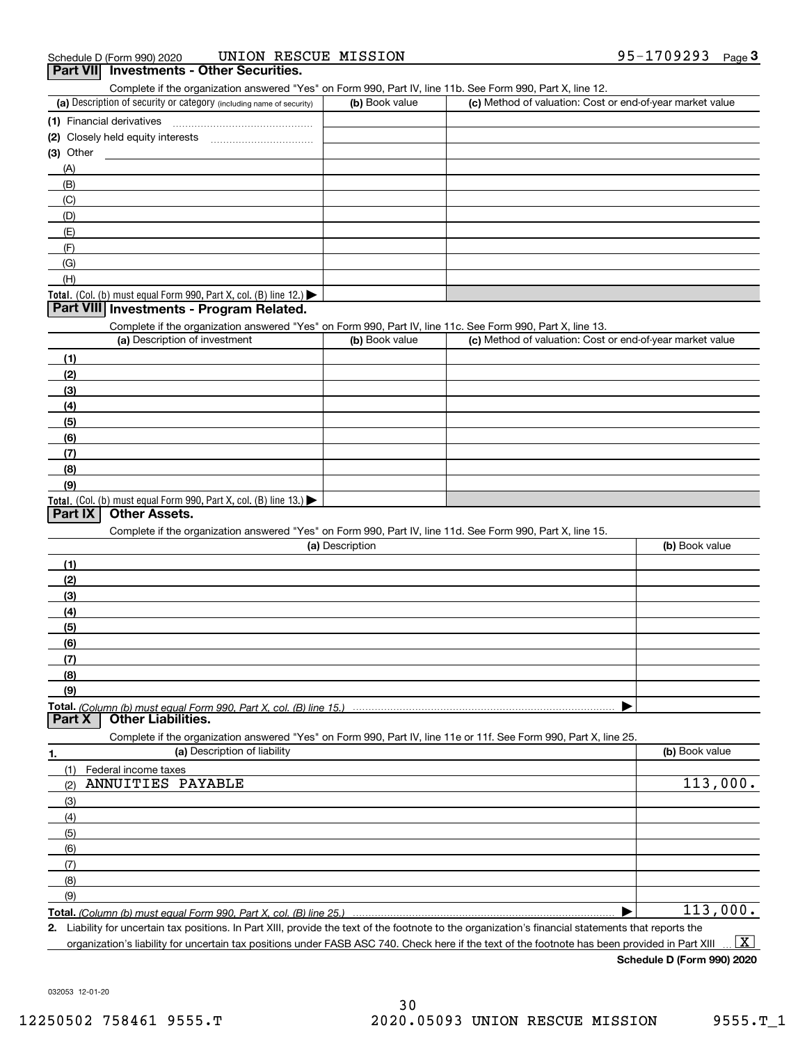Schedule D (Form 990) 2020 UNION RESCUE MISSION 95-1709293 Page 3

## Part VII Investments - Other Securities.

Complete if the organization answered "Yes" on Form 990, Part IV, line 11b. See Form 990, Part X, line 12.

| (a) Description of security or category (including name of security) | (b) Book value | (c) Method of valuation: Cost or end-of-year market value |
|---|---|---|
| (1) Financial derivatives | | |
| (2) Closely held equity interests | | |
| (3) Other | | |
| (A) | | |
| (B) | | |
| (C) | | |
| (D) | | |
| (E) | | |
| (F) | | |
| (G) | | |
| (H) | | |
| Total. (Col. (b) must equal Form 990, Part X, col. (B) line 12.) ▶ | | |

## Part VIII Investments - Program Related.

Complete if the organization answered "Yes" on Form 990, Part IV, line 11c. See Form 990, Part X, line 13.

| (a) Description of investment | (b) Book value | (c) Method of valuation: Cost or end-of-year market value |
|---|---|---|
| (1) | | |
| (2) | | |
| (3) | | |
| (4) | | |
| (5) | | |
| (6) | | |
| (7) | | |
| (8) | | |
| (9) | | |
| Total. (Col. (b) must equal Form 990, Part X, col. (B) line 13.) ▶ | | |

## Part IX Other Assets.

Complete if the organization answered "Yes" on Form 990, Part IV, line 11d. See Form 990, Part X, line 15.

| (a) Description | (b) Book value |
|---|---|
| (1) | |
| (2) | |
| (3) | |
| (4) | |
| (5) | |
| (6) | |
| (7) | |
| (8) | |
| (9) | |
| Total. *(Column (b) must equal Form 990, Part X, col. (B) line 15.)* ▶ | |

## Part X Other Liabilities.

Complete if the organization answered "Yes" on Form 990, Part IV, line 11e or 11f. See Form 990, Part X, line 25.

| 1. (a) Description of liability | (b) Book value |
|---|---|
| (1) Federal income taxes | |
| (2) ANNUITIES PAYABLE | 113,000. |
| (3) | |
| (4) | |
| (5) | |
| (6) | |
| (7) | |
| (8) | |
| (9) | |
| Total. *(Column (b) must equal Form 990, Part X, col. (B) line 25.)* ▶ | 113,000. |

2. Liability for uncertain tax positions. In Part XIII, provide the text of the footnote to the organization's financial statements that reports the organization's liability for uncertain tax positions under FASB ASC 740. Check here if the text of the footnote has been provided in Part XIII ... [X]

**Schedule D (Form 990) 2020**

032053 12-01-20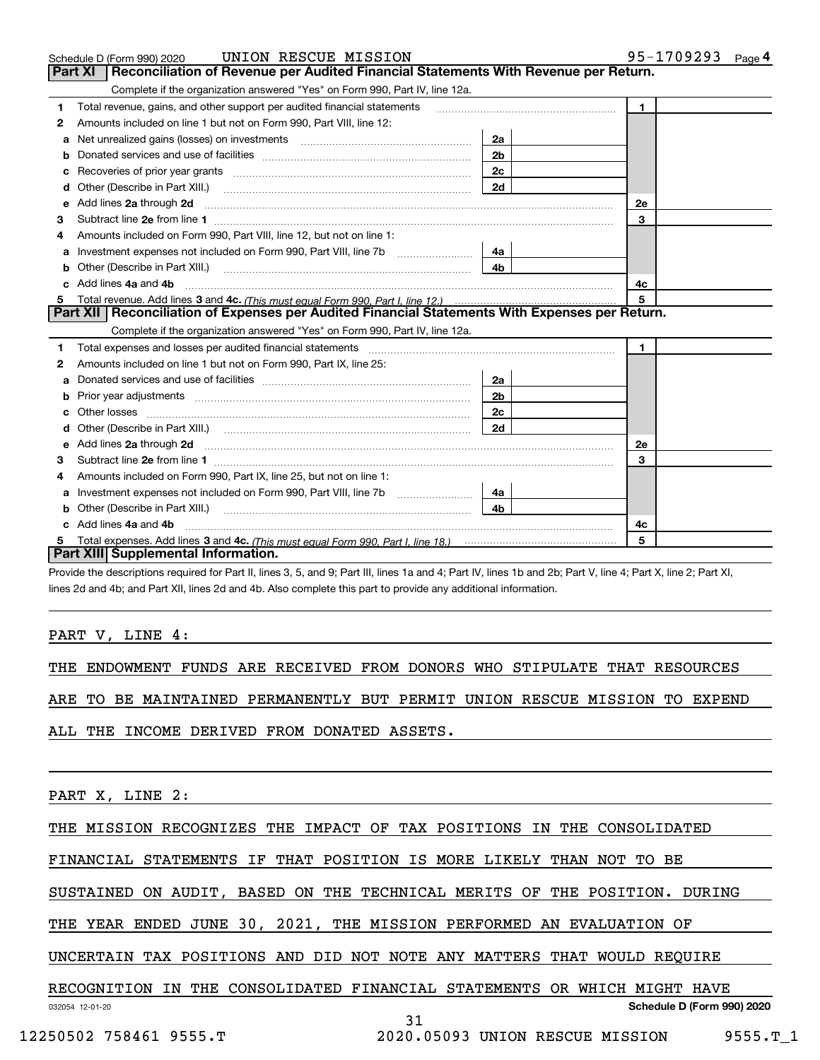Schedule D (Form 990) 2020 UNION RESCUE MISSION 95-1709293 Page 4

## Part XI Reconciliation of Revenue per Audited Financial Statements With Revenue per Return.

Complete if the organization answered "Yes" on Form 990, Part IV, line 12a.

| | | | | | |
|---|---|---|---|---|---|
| 1 | Total revenue, gains, and other support per audited financial statements | | | 1 | |
| 2 | Amounts included on line 1 but not on Form 990, Part VIII, line 12: | | | | |
| a | Net unrealized gains (losses) on investments | 2a | | | |
| b | Donated services and use of facilities | 2b | | | |
| c | Recoveries of prior year grants | 2c | | | |
| d | Other (Describe in Part XIII.) | 2d | | | |
| e | Add lines 2a through 2d | | | 2e | |
| 3 | Subtract line 2e from line 1 | | | 3 | |
| 4 | Amounts included on Form 990, Part VIII, line 12, but not on line 1: | | | | |
| a | Investment expenses not included on Form 990, Part VIII, line 7b | 4a | | | |
| b | Other (Describe in Part XIII.) | 4b | | | |
| c | Add lines 4a and 4b | | | 4c | |
| 5 | Total revenue. Add lines 3 and 4c. *(This must equal Form 990, Part I, line 12.)* | | | 5 | |

## Part XII Reconciliation of Expenses per Audited Financial Statements With Expenses per Return.

Complete if the organization answered "Yes" on Form 990, Part IV, line 12a.

| | | | | | |
|---|---|---|---|---|---|
| 1 | Total expenses and losses per audited financial statements | | | 1 | |
| 2 | Amounts included on line 1 but not on Form 990, Part IX, line 25: | | | | |
| a | Donated services and use of facilities | 2a | | | |
| b | Prior year adjustments | 2b | | | |
| c | Other losses | 2c | | | |
| d | Other (Describe in Part XIII.) | 2d | | | |
| e | Add lines 2a through 2d | | | 2e | |
| 3 | Subtract line 2e from line 1 | | | 3 | |
| 4 | Amounts included on Form 990, Part IX, line 25, but not on line 1: | | | | |
| a | Investment expenses not included on Form 990, Part VIII, line 7b | 4a | | | |
| b | Other (Describe in Part XIII.) | 4b | | | |
| c | Add lines 4a and 4b | | | 4c | |
| 5 | Total expenses. Add lines 3 and 4c. *(This must equal Form 990, Part I, line 18.)* | | | 5 | |

## Part XIII Supplemental Information.

Provide the descriptions required for Part II, lines 3, 5, and 9; Part III, lines 1a and 4; Part IV, lines 1b and 2b; Part V, line 4; Part X, line 2; Part XI, lines 2d and 4b; and Part XII, lines 2d and 4b. Also complete this part to provide any additional information.

PART V, LINE 4:

THE ENDOWMENT FUNDS ARE RECEIVED FROM DONORS WHO STIPULATE THAT RESOURCES ARE TO BE MAINTAINED PERMANENTLY BUT PERMIT UNION RESCUE MISSION TO EXPEND ALL THE INCOME DERIVED FROM DONATED ASSETS.

PART X, LINE 2:

THE MISSION RECOGNIZES THE IMPACT OF TAX POSITIONS IN THE CONSOLIDATED FINANCIAL STATEMENTS IF THAT POSITION IS MORE LIKELY THAN NOT TO BE SUSTAINED ON AUDIT, BASED ON THE TECHNICAL MERITS OF THE POSITION. DURING THE YEAR ENDED JUNE 30, 2021, THE MISSION PERFORMED AN EVALUATION OF UNCERTAIN TAX POSITIONS AND DID NOT NOTE ANY MATTERS THAT WOULD REQUIRE RECOGNITION IN THE CONSOLIDATED FINANCIAL STATEMENTS OR WHICH MIGHT HAVE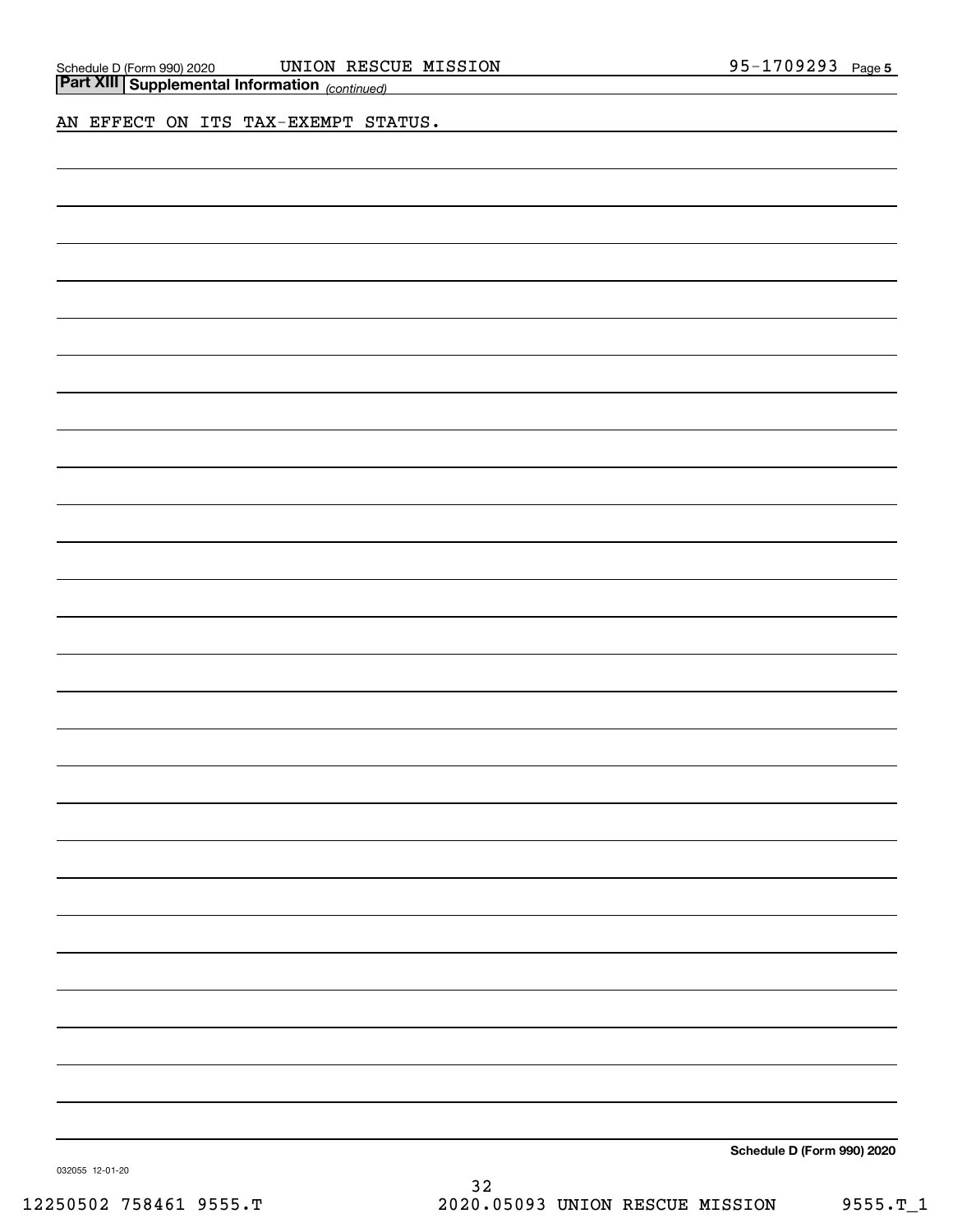## Part XIII | Supplemental Information *(continued)*

AN EFFECT ON ITS TAX-EXEMPT STATUS.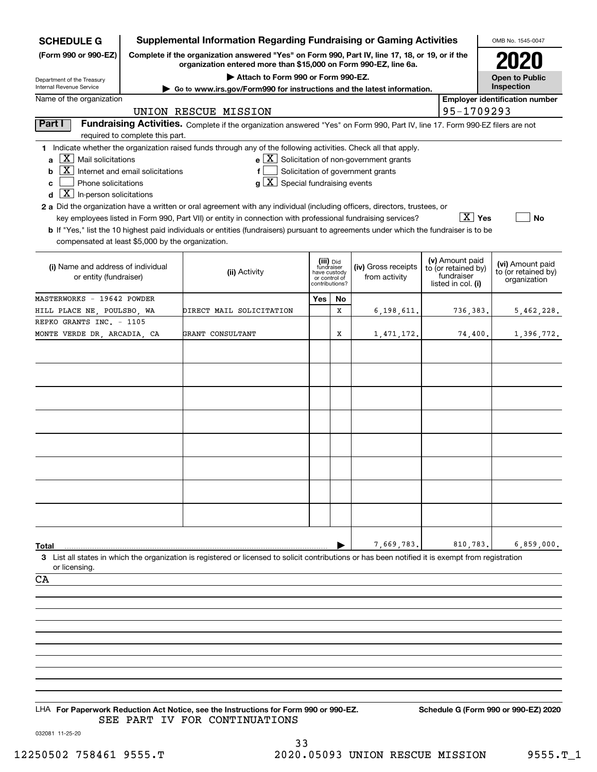**SCHEDULE G (Form 990 or 990-EZ)**

Department of the Treasury
Internal Revenue Service

# Supplemental Information Regarding Fundraising or Gaming Activities

**Complete if the organization answered "Yes" on Form 990, Part IV, line 17, 18, or 19, or if the organization entered more than $15,000 on Form 990-EZ, line 6a.**

**▶ Attach to Form 990 or Form 990-EZ.**

**▶ Go to www.irs.gov/Form990 for instructions and the latest information.**

OMB No. 1545-0047

**2020**

**Open to Public Inspection**

Name of the organization: UNION RESCUE MISSION

Employer identification number: 95-1709293

**Part I — Fundraising Activities.** Complete if the organization answered "Yes" on Form 990, Part IV, line 17. Form 990-EZ filers are not required to complete this part.

**1** Indicate whether the organization raised funds through any of the following activities. Check all that apply.

- **a** [X] Mail solicitations
- **b** [X] Internet and email solicitations
- **c** [ ] Phone solicitations
- **d** [X] In-person solicitations
- **e** [X] Solicitation of non-government grants
- **f** [ ] Solicitation of government grants
- **g** [X] Special fundraising events

**2 a** Did the organization have a written or oral agreement with any individual (including officers, directors, trustees, or key employees listed in Form 990, Part VII) or entity in connection with professional fundraising services? [X] Yes [ ] No

**b** If "Yes," list the 10 highest paid individuals or entities (fundraisers) pursuant to agreements under which the fundraiser is to be compensated at least $5,000 by the organization.

| (i) Name and address of individual or entity (fundraiser) | (ii) Activity | (iii) Did fundraiser have custody or control of contributions? Yes | No | (iv) Gross receipts from activity | (v) Amount paid to (or retained by) fundraiser listed in col. (i) | (vi) Amount paid to (or retained by) organization |
|---|---|---|---|---|---|---|
| MASTERWORKS - 19642 POWDER HILL PLACE NE, POULSBO, WA | DIRECT MAIL SOLICITATION | | X | 6,198,611. | 736,383. | 5,462,228. |
| REPKO GRANTS INC. - 1105 MONTE VERDE DR, ARCADIA, CA | GRANT CONSULTANT | | X | 1,471,172. | 74,400. | 1,396,772. |
| | | | | | | |
| | | | | | | |
| | | | | | | |
| | | | | | | |
| | | | | | | |
| | | | | | | |
| | | | | | | |
| | | | | | | |
| **Total** ▶ | | | | 7,669,783. | 810,783. | 6,859,000. |

**3** List all states in which the organization is registered or licensed to solicit contributions or has been notified it is exempt from registration or licensing.

CA

LHA **For Paperwork Reduction Act Notice, see the Instructions for Form 990 or 990-EZ.** **Schedule G (Form 990 or 990-EZ) 2020**

SEE PART IV FOR CONTINUATIONS

032081 11-25-20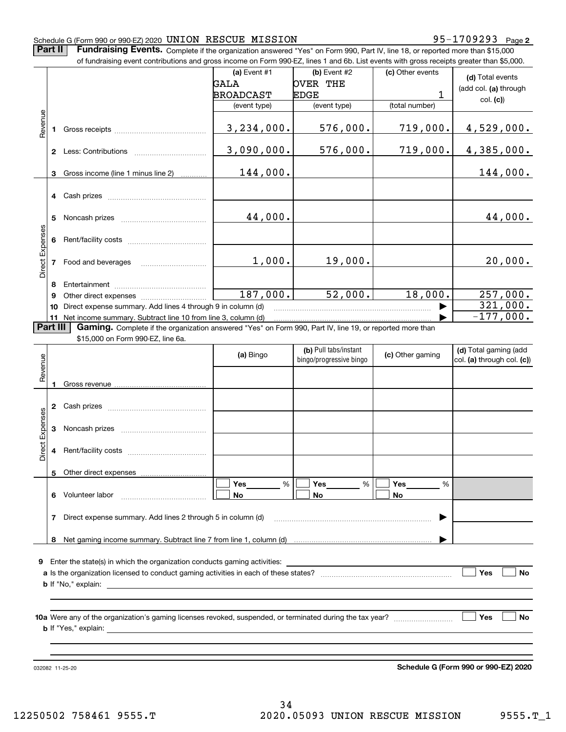Schedule G (Form 990 or 990-EZ) 2020 UNION RESCUE MISSION 95-1709293 Page 2

**Part II** **Fundraising Events.** Complete if the organization answered "Yes" on Form 990, Part IV, line 18, or reported more than $15,000 of fundraising event contributions and gross income on Form 990-EZ, lines 1 and 6b. List events with gross receipts greater than $5,000.

| | | (a) Event #1 GALA BROADCAST (event type) | (b) Event #2 OVER THE EDGE (event type) | (c) Other events 1 (total number) | (d) Total events (add col. (a) through col. (c)) |
|---|---|---|---|---|---|
| Revenue | 1 Gross receipts | 3,234,000. | 576,000. | 719,000. | 4,529,000. |
| | 2 Less: Contributions | 3,090,000. | 576,000. | 719,000. | 4,385,000. |
| | 3 Gross income (line 1 minus line 2) | 144,000. | | | 144,000. |
| Direct Expenses | 4 Cash prizes | | | | |
| | 5 Noncash prizes | 44,000. | | | 44,000. |
| | 6 Rent/facility costs | | | | |
| | 7 Food and beverages | 1,000. | 19,000. | | 20,000. |
| | 8 Entertainment | | | | |
| | 9 Other direct expenses | 187,000. | 52,000. | 18,000. | 257,000. |
| | 10 Direct expense summary. Add lines 4 through 9 in column (d) | | | | 321,000. |
| | 11 Net income summary. Subtract line 10 from line 3, column (d) | | | | -177,000. |

**Part III** **Gaming.** Complete if the organization answered "Yes" on Form 990, Part IV, line 19, or reported more than $15,000 on Form 990-EZ, line 6a.

| | | (a) Bingo | (b) Pull tabs/instant bingo/progressive bingo | (c) Other gaming | (d) Total gaming (add col. (a) through col. (c)) |
|---|---|---|---|---|---|
| Revenue | 1 Gross revenue | | | | |
| Direct Expenses | 2 Cash prizes | | | | |
| | 3 Noncash prizes | | | | |
| | 4 Rent/facility costs | | | | |
| | 5 Other direct expenses | | | | |
| | 6 Volunteer labor | ☐ Yes ___ % ☐ No | ☐ Yes ___ % ☐ No | ☐ Yes ___ % ☐ No | |
| | 7 Direct expense summary. Add lines 2 through 5 in column (d) | | | | |
| | 8 Net gaming income summary. Subtract line 7 from line 1, column (d) | | | | |

**9** Enter the state(s) in which the organization conducts gaming activities: ______

**a** Is the organization licensed to conduct gaming activities in each of these states? ☐ Yes ☐ No

**b** If "No," explain: ______

**10a** Were any of the organization's gaming licenses revoked, suspended, or terminated during the tax year? ☐ Yes ☐ No

**b** If "Yes," explain: ______

032082 11-25-20

**Schedule G (Form 990 or 990-EZ) 2020**

12250502 758461 9555.T 2020.05093 UNION RESCUE MISSION 9555.T_1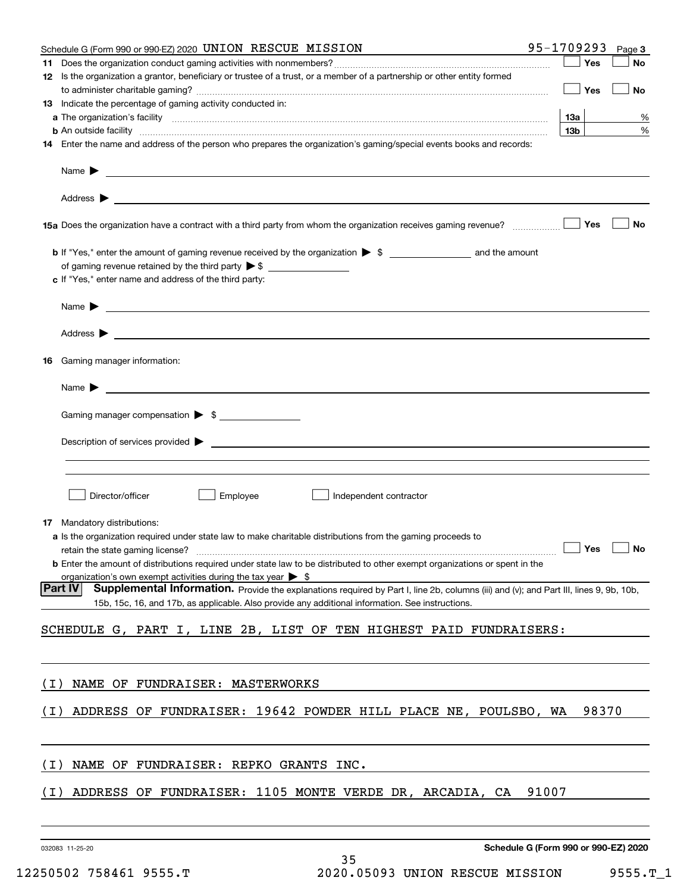Schedule G (Form 990 or 990-EZ) 2020 UNION RESCUE MISSION 95-1709293 Page 3

**11** Does the organization conduct gaming activities with nonmembers? ☐ Yes ☐ No

**12** Is the organization a grantor, beneficiary or trustee of a trust, or a member of a partnership or other entity formed to administer charitable gaming? ☐ Yes ☐ No

**13** Indicate the percentage of gaming activity conducted in:

**a** The organization's facility **13a** %

**b** An outside facility **13b** %

**14** Enter the name and address of the person who prepares the organization's gaming/special events books and records:

Name ▶

Address ▶

**15a** Does the organization have a contract with a third party from whom the organization receives gaming revenue? ☐ Yes ☐ No

**b** If "Yes," enter the amount of gaming revenue received by the organization ▶ $ ____________ and the amount of gaming revenue retained by the third party ▶ $ ____________

**c** If "Yes," enter name and address of the third party:

Name ▶

Address ▶

**16** Gaming manager information:

Name ▶

Gaming manager compensation ▶ $ ____________

Description of services provided ▶

☐ Director/officer ☐ Employee ☐ Independent contractor

**17** Mandatory distributions:

**a** Is the organization required under state law to make charitable distributions from the gaming proceeds to retain the state gaming license? ☐ Yes ☐ No

**b** Enter the amount of distributions required under state law to be distributed to other exempt organizations or spent in the organization's own exempt activities during the tax year ▶ $

**Part IV** **Supplemental Information.** Provide the explanations required by Part I, line 2b, columns (iii) and (v); and Part III, lines 9, 9b, 10b, 15b, 15c, 16, and 17b, as applicable. Also provide any additional information. See instructions.

SCHEDULE G, PART I, LINE 2B, LIST OF TEN HIGHEST PAID FUNDRAISERS:

(I) NAME OF FUNDRAISER: MASTERWORKS

(I) ADDRESS OF FUNDRAISER: 19642 POWDER HILL PLACE NE, POULSBO, WA 98370

(I) NAME OF FUNDRAISER: REPKO GRANTS INC.

(I) ADDRESS OF FUNDRAISER: 1105 MONTE VERDE DR, ARCADIA, CA 91007

032083 11-25-20 **Schedule G (Form 990 or 990-EZ) 2020**

12250502 758461 9555.T 2020.05093 UNION RESCUE MISSION 9555.T_1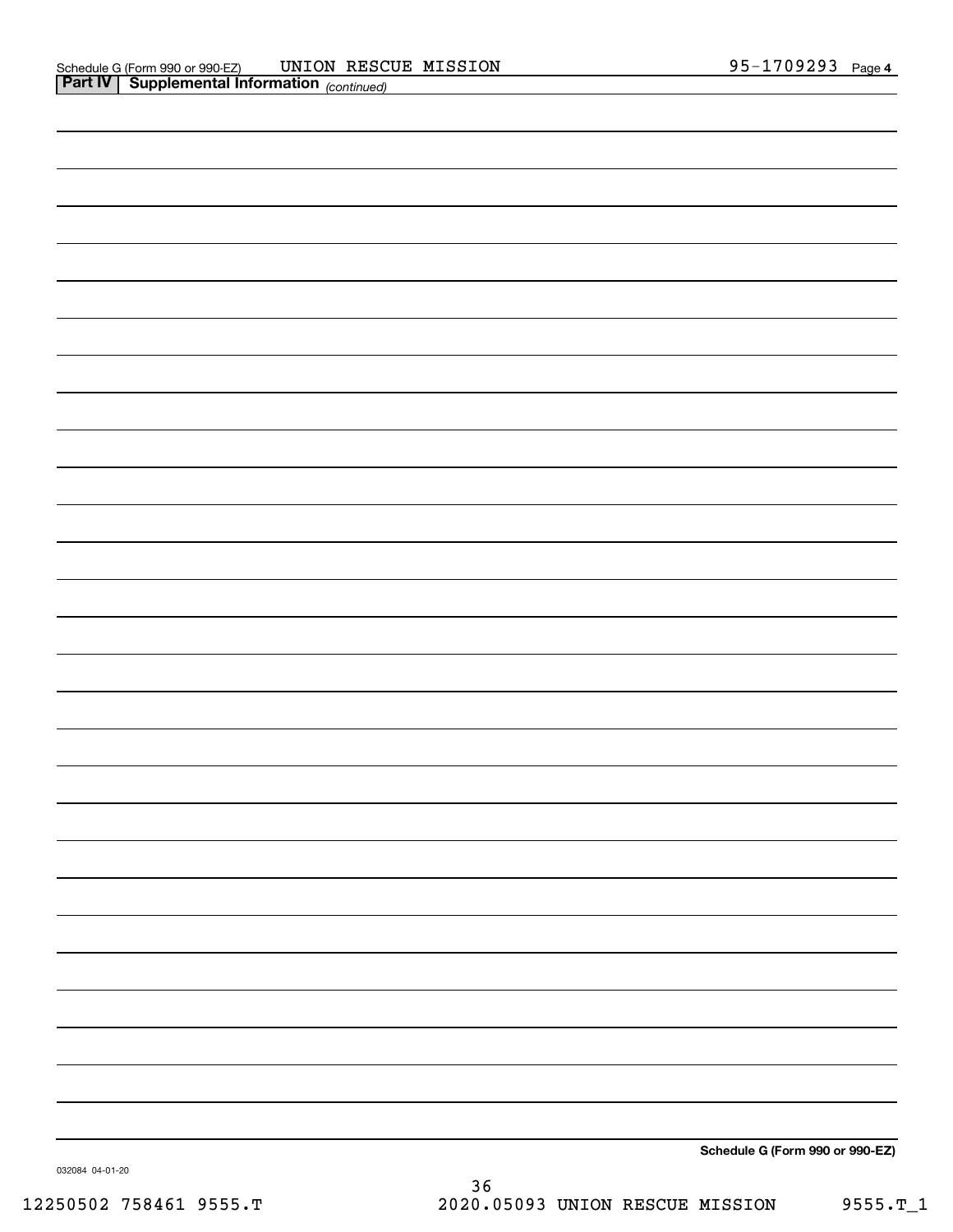Schedule G (Form 990 or 990-EZ) UNION RESCUE MISSION 95-1709293 Page **4**

**Part IV | Supplemental Information** *(continued)*

**Schedule G (Form 990 or 990-EZ)**

032084 04-01-20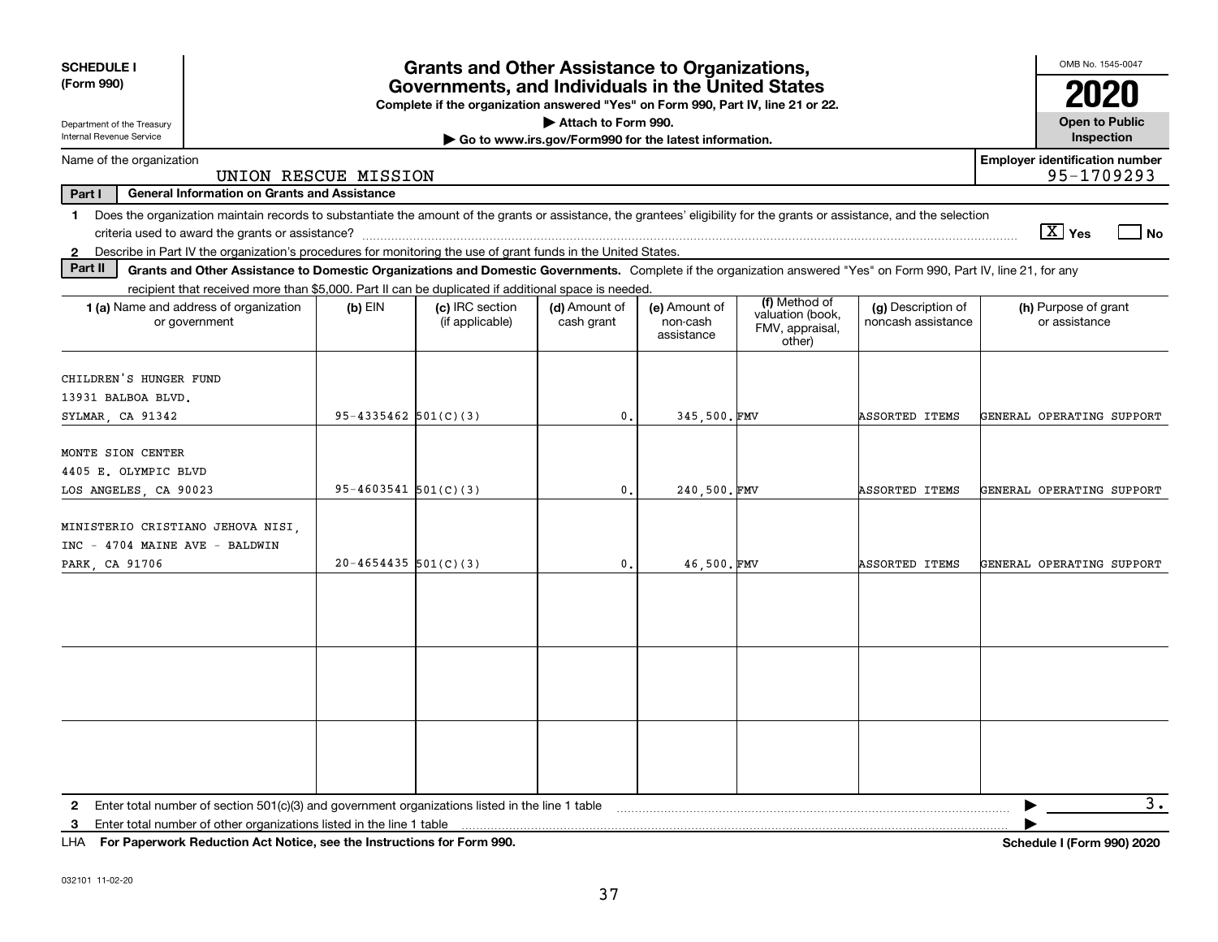**SCHEDULE I**
**(Form 990)**

Department of the Treasury
Internal Revenue Service

# Grants and Other Assistance to Organizations, Governments, and Individuals in the United States

**Complete if the organization answered "Yes" on Form 990, Part IV, line 21 or 22.**
▶ Attach to Form 990.
▶ Go to www.irs.gov/Form990 for the latest information.

OMB No. 1545-0047
**2020**
**Open to Public Inspection**

Name of the organization: UNION RESCUE MISSION
Employer identification number: 95-1709293

**Part I General Information on Grants and Assistance**

1 Does the organization maintain records to substantiate the amount of the grants or assistance, the grantees' eligibility for the grants or assistance, and the selection criteria used to award the grants or assistance? [X] Yes [ ] No

2 Describe in Part IV the organization's procedures for monitoring the use of grant funds in the United States.

**Part II Grants and Other Assistance to Domestic Organizations and Domestic Governments.** Complete if the organization answered "Yes" on Form 990, Part IV, line 21, for any recipient that received more than $5,000. Part II can be duplicated if additional space is needed.

| 1 (a) Name and address of organization or government | (b) EIN | (c) IRC section (if applicable) | (d) Amount of cash grant | (e) Amount of non-cash assistance | (f) Method of valuation (book, FMV, appraisal, other) | (g) Description of noncash assistance | (h) Purpose of grant or assistance |
|---|---|---|---|---|---|---|---|
| CHILDREN'S HUNGER FUND 13931 BALBOA BLVD. SYLMAR, CA 91342 | 95-4335462 | 501(C)(3) | 0. | 345,500. | FMV | ASSORTED ITEMS | GENERAL OPERATING SUPPORT |
| MONTE SION CENTER 4405 E. OLYMPIC BLVD LOS ANGELES, CA 90023 | 95-4603541 | 501(C)(3) | 0. | 240,500. | FMV | ASSORTED ITEMS | GENERAL OPERATING SUPPORT |
| MINISTERIO CRISTIANO JEHOVA NISI, INC - 4704 MAINE AVE - BALDWIN PARK, CA 91706 | 20-4654435 | 501(C)(3) | 0. | 46,500. | FMV | ASSORTED ITEMS | GENERAL OPERATING SUPPORT |
| | | | | | | | |
| | | | | | | | |
| | | | | | | | |

2 Enter total number of section 501(c)(3) and government organizations listed in the line 1 table ▶ 3.

3 Enter total number of other organizations listed in the line 1 table ▶

LHA **For Paperwork Reduction Act Notice, see the Instructions for Form 990.** **Schedule I (Form 990) 2020**

032101 11-02-20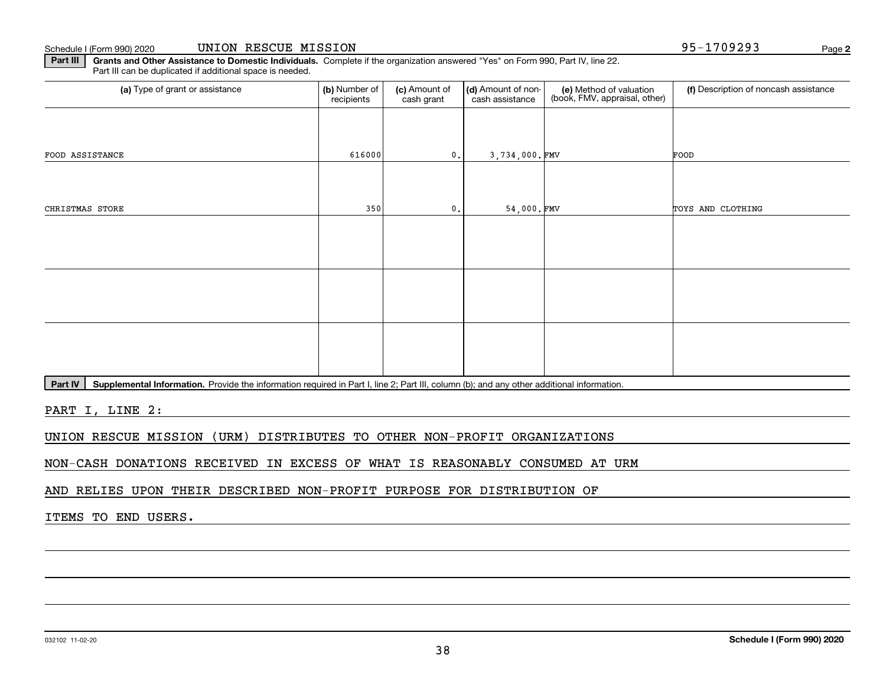Schedule I (Form 990) 2020 UNION RESCUE MISSION 95-1709293 Page **2**

**Part III** **Grants and Other Assistance to Domestic Individuals.** Complete if the organization answered "Yes" on Form 990, Part IV, line 22. Part III can be duplicated if additional space is needed.

| (a) Type of grant or assistance | (b) Number of recipients | (c) Amount of cash grant | (d) Amount of non-cash assistance | (e) Method of valuation (book, FMV, appraisal, other) | (f) Description of noncash assistance |
|---|---|---|---|---|---|
| FOOD ASSISTANCE | 616000 | 0. | 3,734,000. | FMV | FOOD |
| CHRISTMAS STORE | 350 | 0. | 54,000. | FMV | TOYS AND CLOTHING |
| | | | | | |
| | | | | | |
| | | | | | |

**Part IV** **Supplemental Information.** Provide the information required in Part I, line 2; Part III, column (b); and any other additional information.

PART I, LINE 2:

UNION RESCUE MISSION (URM) DISTRIBUTES TO OTHER NON-PROFIT ORGANIZATIONS NON-CASH DONATIONS RECEIVED IN EXCESS OF WHAT IS REASONABLY CONSUMED AT URM AND RELIES UPON THEIR DESCRIBED NON-PROFIT PURPOSE FOR DISTRIBUTION OF ITEMS TO END USERS.

032102 11-02-20 **Schedule I (Form 990) 2020**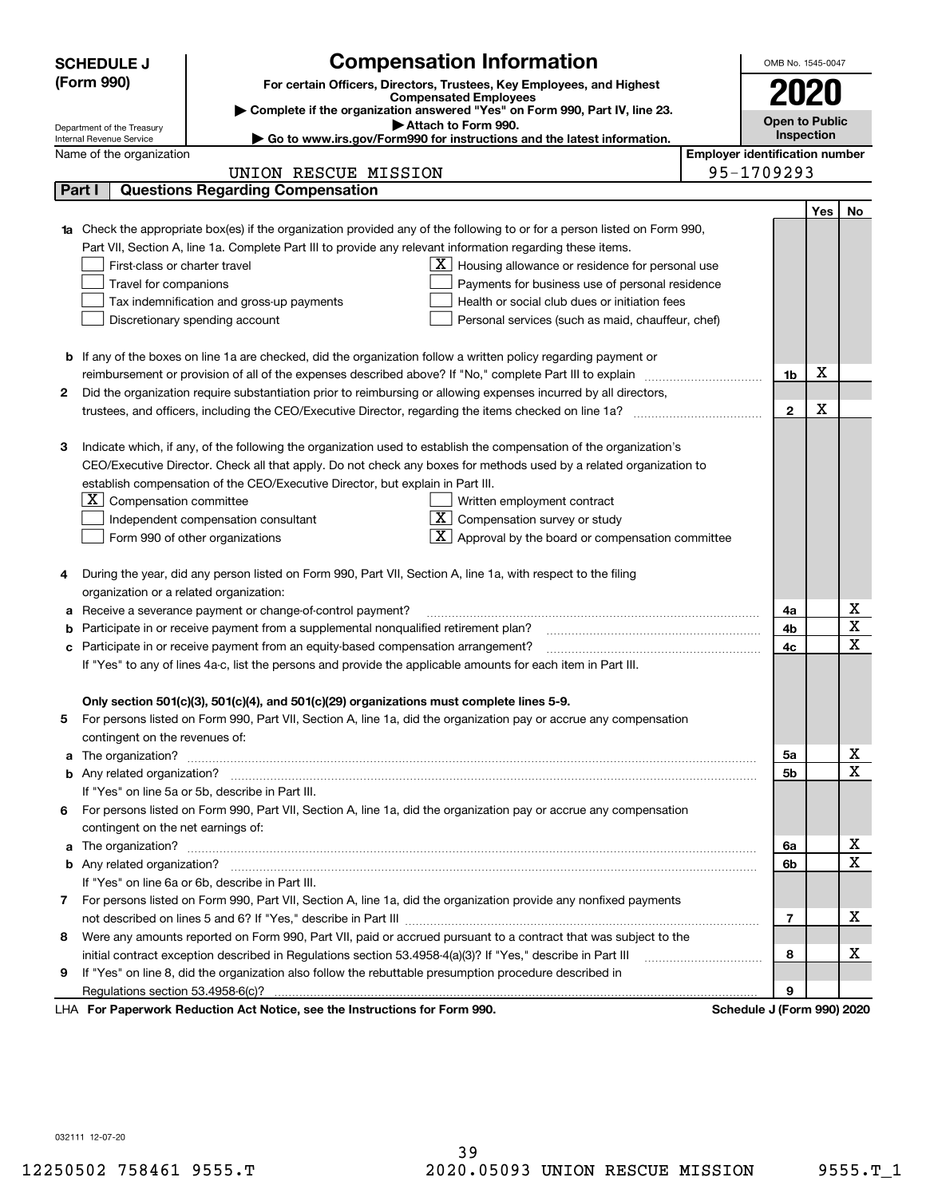**SCHEDULE J (Form 990)**

Department of the Treasury
Internal Revenue Service

# Compensation Information

**For certain Officers, Directors, Trustees, Key Employees, and Highest Compensated Employees**

▶ Complete if the organization answered "Yes" on Form 990, Part IV, line 23.
▶ Attach to Form 990.
▶ Go to www.irs.gov/Form990 for instructions and the latest information.

OMB No. 1545-0047

**2020**

**Open to Public Inspection**

Name of the organization: UNION RESCUE MISSION

Employer identification number: 95-1709293

## Part I — Questions Regarding Compensation

| | | | Yes | No |
|---|---|---|---|---|
| **1a** | Check the appropriate box(es) if the organization provided any of the following to or for a person listed on Form 990, Part VII, Section A, line 1a. Complete Part III to provide any relevant information regarding these items.<br>☐ First-class or charter travel<br>☐ Travel for companions<br>☐ Tax indemnification and gross-up payments<br>☐ Discretionary spending account<br>☒ Housing allowance or residence for personal use<br>☐ Payments for business use of personal residence<br>☐ Health or social club dues or initiation fees<br>☐ Personal services (such as maid, chauffeur, chef) | | | |
| **b** | If any of the boxes on line 1a are checked, did the organization follow a written policy regarding payment or reimbursement or provision of all of the expenses described above? If "No," complete Part III to explain | 1b | X | |
| **2** | Did the organization require substantiation prior to reimbursing or allowing expenses incurred by all directors, trustees, and officers, including the CEO/Executive Director, regarding the items checked on line 1a? | 2 | X | |
| **3** | Indicate which, if any, of the following the organization used to establish the compensation of the organization's CEO/Executive Director. Check all that apply. Do not check any boxes for methods used by a related organization to establish compensation of the CEO/Executive Director, but explain in Part III.<br>☒ Compensation committee<br>☐ Independent compensation consultant<br>☐ Form 990 of other organizations<br>☐ Written employment contract<br>☒ Compensation survey or study<br>☒ Approval by the board or compensation committee | | | |
| **4** | During the year, did any person listed on Form 990, Part VII, Section A, line 1a, with respect to the filing organization or a related organization: | | | |
| **a** | Receive a severance payment or change-of-control payment? | 4a | | X |
| **b** | Participate in or receive payment from a supplemental nonqualified retirement plan? | 4b | | X |
| **c** | Participate in or receive payment from an equity-based compensation arrangement? | 4c | | X |
| | If "Yes" to any of lines 4a-c, list the persons and provide the applicable amounts for each item in Part III. | | | |
| | **Only section 501(c)(3), 501(c)(4), and 501(c)(29) organizations must complete lines 5-9.** | | | |
| **5** | For persons listed on Form 990, Part VII, Section A, line 1a, did the organization pay or accrue any compensation contingent on the revenues of: | | | |
| **a** | The organization? | 5a | | X |
| **b** | Any related organization? | 5b | | X |
| | If "Yes" on line 5a or 5b, describe in Part III. | | | |
| **6** | For persons listed on Form 990, Part VII, Section A, line 1a, did the organization pay or accrue any compensation contingent on the net earnings of: | | | |
| **a** | The organization? | 6a | | X |
| **b** | Any related organization? | 6b | | X |
| | If "Yes" on line 6a or 6b, describe in Part III. | | | |
| **7** | For persons listed on Form 990, Part VII, Section A, line 1a, did the organization provide any nonfixed payments not described on lines 5 and 6? If "Yes," describe in Part III | 7 | | X |
| **8** | Were any amounts reported on Form 990, Part VII, paid or accrued pursuant to a contract that was subject to the initial contract exception described in Regulations section 53.4958-4(a)(3)? If "Yes," describe in Part III | 8 | | X |
| **9** | If "Yes" on line 8, did the organization also follow the rebuttable presumption procedure described in Regulations section 53.4958-6(c)? | 9 | | |

LHA **For Paperwork Reduction Act Notice, see the Instructions for Form 990.** **Schedule J (Form 990) 2020**

032111 12-07-20

12250502 758461 9555.T 2020.05093 UNION RESCUE MISSION 9555.T_1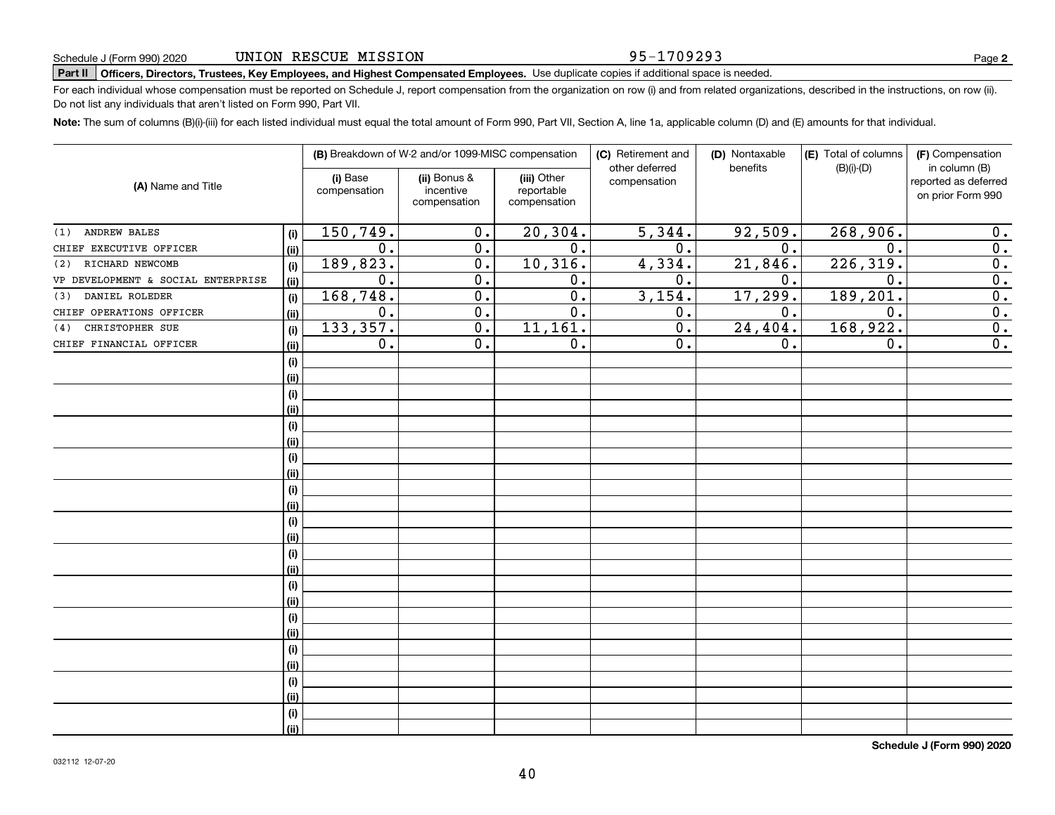Schedule J (Form 990) 2020 UNION RESCUE MISSION 95-1709293 Page **2**

**Part II** **Officers, Directors, Trustees, Key Employees, and Highest Compensated Employees.** Use duplicate copies if additional space is needed.

For each individual whose compensation must be reported on Schedule J, report compensation from the organization on row (i) and from related organizations, described in the instructions, on row (ii). Do not list any individuals that aren't listed on Form 990, Part VII.

**Note:** The sum of columns (B)(i)-(iii) for each listed individual must equal the total amount of Form 990, Part VII, Section A, line 1a, applicable column (D) and (E) amounts for that individual.

| (A) Name and Title | | (B) Breakdown of W-2 and/or 1099-MISC compensation | | | (C) Retirement and other deferred compensation | (D) Nontaxable benefits | (E) Total of columns (B)(i)-(D) | (F) Compensation in column (B) reported as deferred on prior Form 990 |
|---|---|---|---|---|---|---|---|---|
| | | (i) Base compensation | (ii) Bonus & incentive compensation | (iii) Other reportable compensation | | | | |
| (1) ANDREW BALES | (i) | 150,749. | 0. | 20,304. | 5,344. | 92,509. | 268,906. | 0. |
| CHIEF EXECUTIVE OFFICER | (ii) | 0. | 0. | 0. | 0. | 0. | 0. | 0. |
| (2) RICHARD NEWCOMB | (i) | 189,823. | 0. | 10,316. | 4,334. | 21,846. | 226,319. | 0. |
| VP DEVELOPMENT & SOCIAL ENTERPRISE | (ii) | 0. | 0. | 0. | 0. | 0. | 0. | 0. |
| (3) DANIEL ROLEDER | (i) | 168,748. | 0. | 0. | 3,154. | 17,299. | 189,201. | 0. |
| CHIEF OPERATIONS OFFICER | (ii) | 0. | 0. | 0. | 0. | 0. | 0. | 0. |
| (4) CHRISTOPHER SUE | (i) | 133,357. | 0. | 11,161. | 0. | 24,404. | 168,922. | 0. |
| CHIEF FINANCIAL OFFICER | (ii) | 0. | 0. | 0. | 0. | 0. | 0. | 0. |

**Schedule J (Form 990) 2020**

032112 12-07-20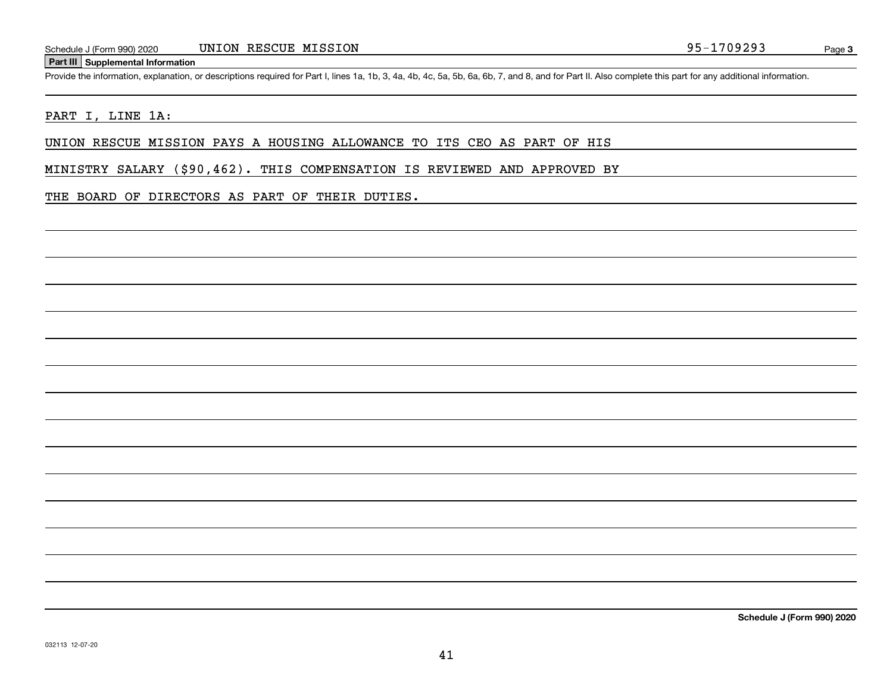Schedule J (Form 990) 2020 UNION RESCUE MISSION 95-1709293 Page 3

**Part III Supplemental Information**

Provide the information, explanation, or descriptions required for Part I, lines 1a, 1b, 3, 4a, 4b, 4c, 5a, 5b, 6a, 6b, 7, and 8, and for Part II. Also complete this part for any additional information.

PART I, LINE 1A:

UNION RESCUE MISSION PAYS A HOUSING ALLOWANCE TO ITS CEO AS PART OF HIS MINISTRY SALARY ($90,462). THIS COMPENSATION IS REVIEWED AND APPROVED BY THE BOARD OF DIRECTORS AS PART OF THEIR DUTIES.

**Schedule J (Form 990) 2020**

032113 12-07-20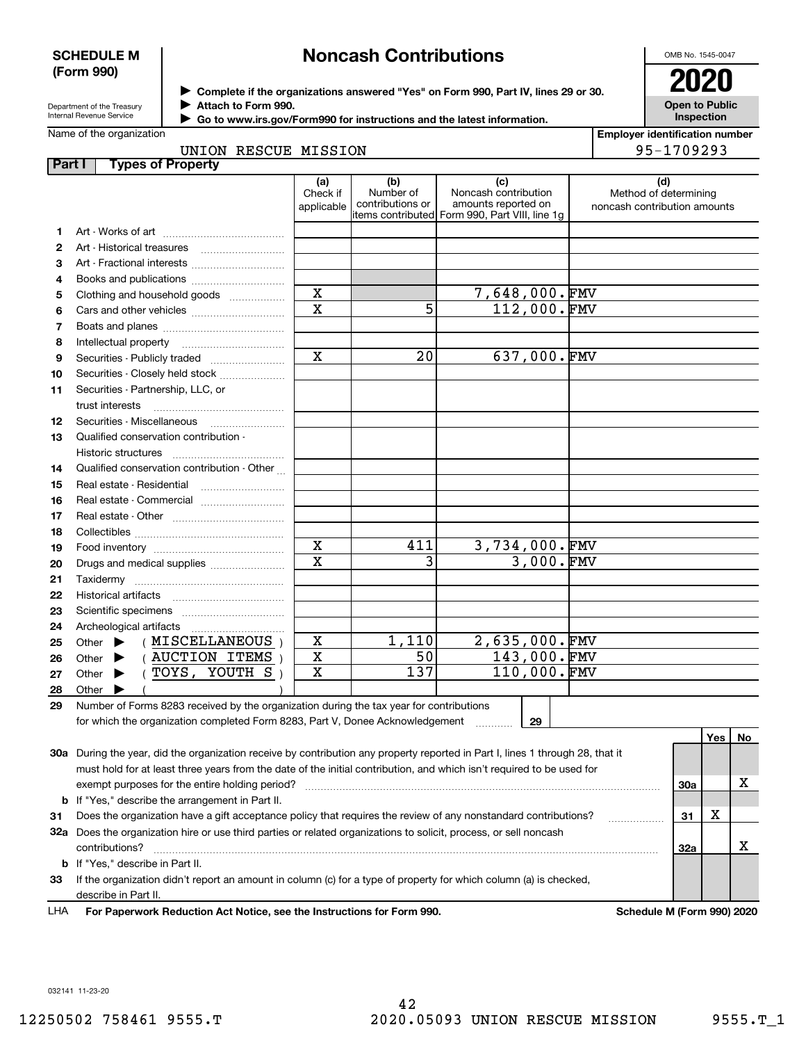**SCHEDULE M (Form 990)**

Department of the Treasury
Internal Revenue Service

# Noncash Contributions

▶ Complete if the organizations answered "Yes" on Form 990, Part IV, lines 29 or 30.
▶ Attach to Form 990.
▶ Go to www.irs.gov/Form990 for instructions and the latest information.

OMB No. 1545-0047

**2020**

**Open to Public Inspection**

Name of the organization: UNION RESCUE MISSION

Employer identification number: 95-1709293

**Part I — Types of Property**

| | | (a) Check if applicable | (b) Number of contributions or items contributed | (c) Noncash contribution amounts reported on Form 990, Part VIII, line 1g | (d) Method of determining noncash contribution amounts |
|---|---|---|---|---|---|
| 1 | Art - Works of art | | | | |
| 2 | Art - Historical treasures | | | | |
| 3 | Art - Fractional interests | | | | |
| 4 | Books and publications | | | | |
| 5 | Clothing and household goods | X | | 7,648,000. | FMV |
| 6 | Cars and other vehicles | X | 5 | 112,000. | FMV |
| 7 | Boats and planes | | | | |
| 8 | Intellectual property | | | | |
| 9 | Securities - Publicly traded | X | 20 | 637,000. | FMV |
| 10 | Securities - Closely held stock | | | | |
| 11 | Securities - Partnership, LLC, or trust interests | | | | |
| 12 | Securities - Miscellaneous | | | | |
| 13 | Qualified conservation contribution - Historic structures | | | | |
| 14 | Qualified conservation contribution - Other | | | | |
| 15 | Real estate - Residential | | | | |
| 16 | Real estate - Commercial | | | | |
| 17 | Real estate - Other | | | | |
| 18 | Collectibles | | | | |
| 19 | Food inventory | X | 411 | 3,734,000. | FMV |
| 20 | Drugs and medical supplies | X | 3 | 3,000. | FMV |
| 21 | Taxidermy | | | | |
| 22 | Historical artifacts | | | | |
| 23 | Scientific specimens | | | | |
| 24 | Archeological artifacts | | | | |
| 25 | Other ▶ ( MISCELLANEOUS ) | X | 1,110 | 2,635,000. | FMV |
| 26 | Other ▶ ( AUCTION ITEMS ) | X | 50 | 143,000. | FMV |
| 27 | Other ▶ ( TOYS, YOUTH S ) | X | 137 | 110,000. | FMV |
| 28 | Other ▶ ( ) | | | | |

29 Number of Forms 8283 received by the organization during the tax year for contributions for which the organization completed Form 8283, Part V, Donee Acknowledgement ..... 29

| | | | Yes | No |
|---|---|---|---|---|
| 30a | During the year, did the organization receive by contribution any property reported in Part I, lines 1 through 28, that it must hold for at least three years from the date of the initial contribution, and which isn't required to be used for exempt purposes for the entire holding period? | 30a | | X |
| b | If "Yes," describe the arrangement in Part II. | | | |
| 31 | Does the organization have a gift acceptance policy that requires the review of any nonstandard contributions? | 31 | X | |
| 32a | Does the organization hire or use third parties or related organizations to solicit, process, or sell noncash contributions? | 32a | | X |
| b | If "Yes," describe in Part II. | | | |
| 33 | If the organization didn't report an amount in column (c) for a type of property for which column (a) is checked, describe in Part II. | | | |

LHA **For Paperwork Reduction Act Notice, see the Instructions for Form 990.** **Schedule M (Form 990) 2020**

032141 11-23-20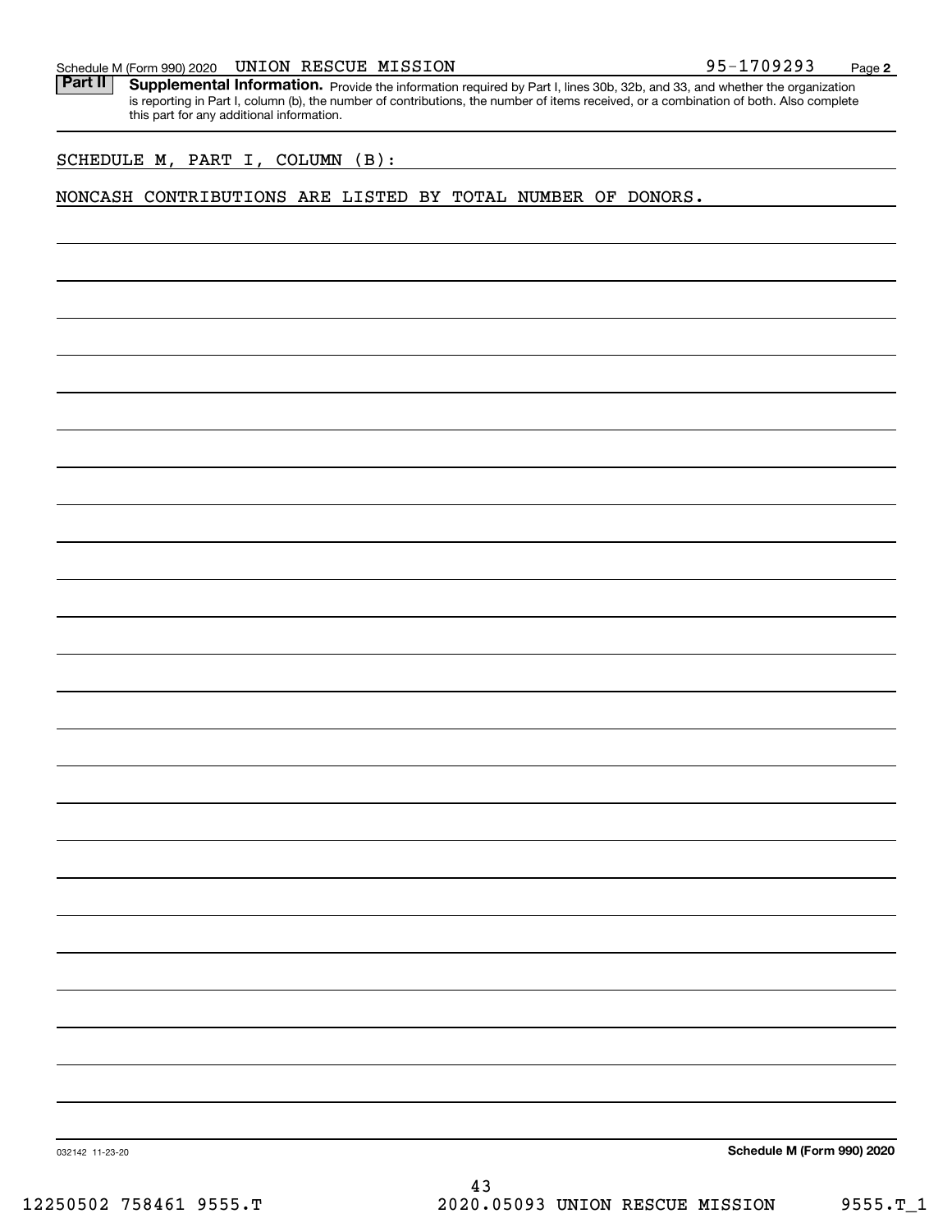Schedule M (Form 990) 2020 UNION RESCUE MISSION 95-1709293 Page 2

**Part II** **Supplemental Information.** Provide the information required by Part I, lines 30b, 32b, and 33, and whether the organization is reporting in Part I, column (b), the number of contributions, the number of items received, or a combination of both. Also complete this part for any additional information.

SCHEDULE M, PART I, COLUMN (B):

NONCASH CONTRIBUTIONS ARE LISTED BY TOTAL NUMBER OF DONORS.

032142 11-23-20 **Schedule M (Form 990) 2020**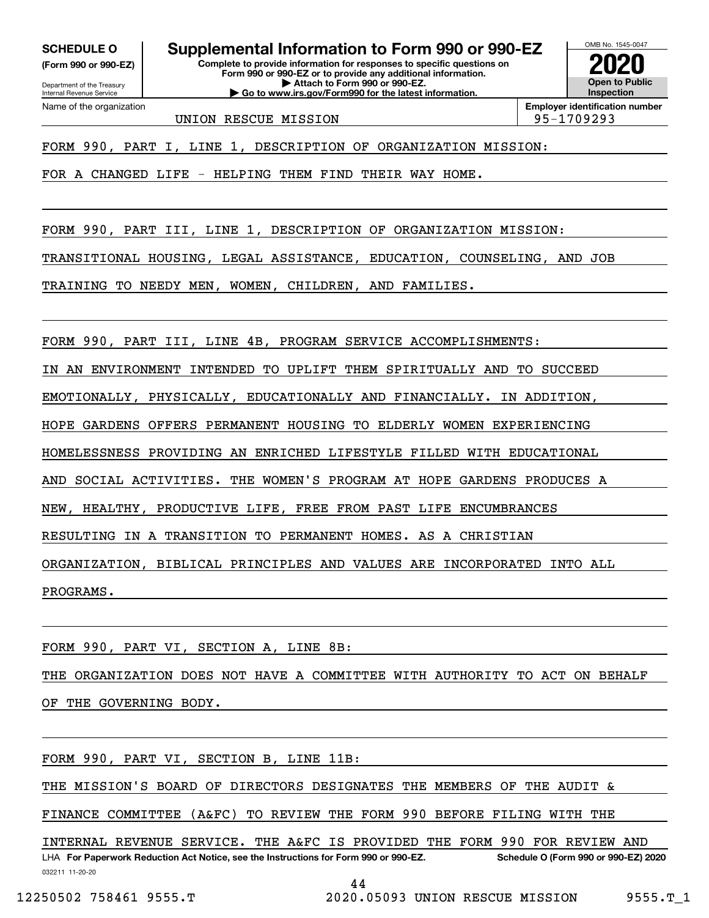**SCHEDULE O**
**(Form 990 or 990-EZ)**

Department of the Treasury
Internal Revenue Service

# Supplemental Information to Form 990 or 990-EZ

**Complete to provide information for responses to specific questions on Form 990 or 990-EZ or to provide any additional information.**
**▶ Attach to Form 990 or 990-EZ.**
**▶ Go to www.irs.gov/Form990 for the latest information.**

OMB No. 1545-0047

**2020**

**Open to Public Inspection**

Name of the organization: UNION RESCUE MISSION

**Employer identification number:** 95-1709293

FORM 990, PART I, LINE 1, DESCRIPTION OF ORGANIZATION MISSION:

FOR A CHANGED LIFE - HELPING THEM FIND THEIR WAY HOME.

FORM 990, PART III, LINE 1, DESCRIPTION OF ORGANIZATION MISSION:

TRANSITIONAL HOUSING, LEGAL ASSISTANCE, EDUCATION, COUNSELING, AND JOB TRAINING TO NEEDY MEN, WOMEN, CHILDREN, AND FAMILIES.

FORM 990, PART III, LINE 4B, PROGRAM SERVICE ACCOMPLISHMENTS:

IN AN ENVIRONMENT INTENDED TO UPLIFT THEM SPIRITUALLY AND TO SUCCEED EMOTIONALLY, PHYSICALLY, EDUCATIONALLY AND FINANCIALLY. IN ADDITION, HOPE GARDENS OFFERS PERMANENT HOUSING TO ELDERLY WOMEN EXPERIENCING HOMELESSNESS PROVIDING AN ENRICHED LIFESTYLE FILLED WITH EDUCATIONAL AND SOCIAL ACTIVITIES. THE WOMEN'S PROGRAM AT HOPE GARDENS PRODUCES A NEW, HEALTHY, PRODUCTIVE LIFE, FREE FROM PAST LIFE ENCUMBRANCES RESULTING IN A TRANSITION TO PERMANENT HOMES. AS A CHRISTIAN ORGANIZATION, BIBLICAL PRINCIPLES AND VALUES ARE INCORPORATED INTO ALL PROGRAMS.

FORM 990, PART VI, SECTION A, LINE 8B:

THE ORGANIZATION DOES NOT HAVE A COMMITTEE WITH AUTHORITY TO ACT ON BEHALF OF THE GOVERNING BODY.

FORM 990, PART VI, SECTION B, LINE 11B:

THE MISSION'S BOARD OF DIRECTORS DESIGNATES THE MEMBERS OF THE AUDIT & FINANCE COMMITTEE (A&FC) TO REVIEW THE FORM 990 BEFORE FILING WITH THE INTERNAL REVENUE SERVICE. THE A&FC IS PROVIDED THE FORM 990 FOR REVIEW AND

LHA **For Paperwork Reduction Act Notice, see the Instructions for Form 990 or 990-EZ.** **Schedule O (Form 990 or 990-EZ) 2020**

032211 11-20-20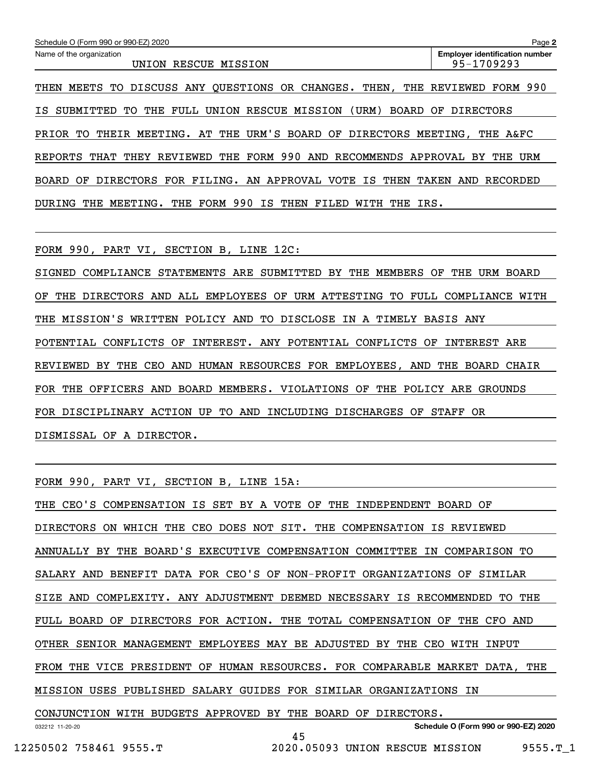Schedule O (Form 990 or 990-EZ) 2020

| Name of the organization | Employer identification number |
| --- | --- |
| UNION RESCUE MISSION | 95-1709293 |

THEN MEETS TO DISCUSS ANY QUESTIONS OR CHANGES. THEN, THE REVIEWED FORM 990 IS SUBMITTED TO THE FULL UNION RESCUE MISSION (URM) BOARD OF DIRECTORS PRIOR TO THEIR MEETING. AT THE URM'S BOARD OF DIRECTORS MEETING, THE A&FC REPORTS THAT THEY REVIEWED THE FORM 990 AND RECOMMENDS APPROVAL BY THE URM BOARD OF DIRECTORS FOR FILING. AN APPROVAL VOTE IS THEN TAKEN AND RECORDED DURING THE MEETING. THE FORM 990 IS THEN FILED WITH THE IRS.

FORM 990, PART VI, SECTION B, LINE 12C:

SIGNED COMPLIANCE STATEMENTS ARE SUBMITTED BY THE MEMBERS OF THE URM BOARD OF THE DIRECTORS AND ALL EMPLOYEES OF URM ATTESTING TO FULL COMPLIANCE WITH THE MISSION'S WRITTEN POLICY AND TO DISCLOSE IN A TIMELY BASIS ANY POTENTIAL CONFLICTS OF INTEREST. ANY POTENTIAL CONFLICTS OF INTEREST ARE REVIEWED BY THE CEO AND HUMAN RESOURCES FOR EMPLOYEES, AND THE BOARD CHAIR FOR THE OFFICERS AND BOARD MEMBERS. VIOLATIONS OF THE POLICY ARE GROUNDS FOR DISCIPLINARY ACTION UP TO AND INCLUDING DISCHARGES OF STAFF OR DISMISSAL OF A DIRECTOR.

FORM 990, PART VI, SECTION B, LINE 15A:

THE CEO'S COMPENSATION IS SET BY A VOTE OF THE INDEPENDENT BOARD OF DIRECTORS ON WHICH THE CEO DOES NOT SIT. THE COMPENSATION IS REVIEWED ANNUALLY BY THE BOARD'S EXECUTIVE COMPENSATION COMMITTEE IN COMPARISON TO SALARY AND BENEFIT DATA FOR CEO'S OF NON-PROFIT ORGANIZATIONS OF SIMILAR SIZE AND COMPLEXITY. ANY ADJUSTMENT DEEMED NECESSARY IS RECOMMENDED TO THE FULL BOARD OF DIRECTORS FOR ACTION. THE TOTAL COMPENSATION OF THE CFO AND OTHER SENIOR MANAGEMENT EMPLOYEES MAY BE ADJUSTED BY THE CEO WITH INPUT FROM THE VICE PRESIDENT OF HUMAN RESOURCES. FOR COMPARABLE MARKET DATA, THE MISSION USES PUBLISHED SALARY GUIDES FOR SIMILAR ORGANIZATIONS IN CONJUNCTION WITH BUDGETS APPROVED BY THE BOARD OF DIRECTORS.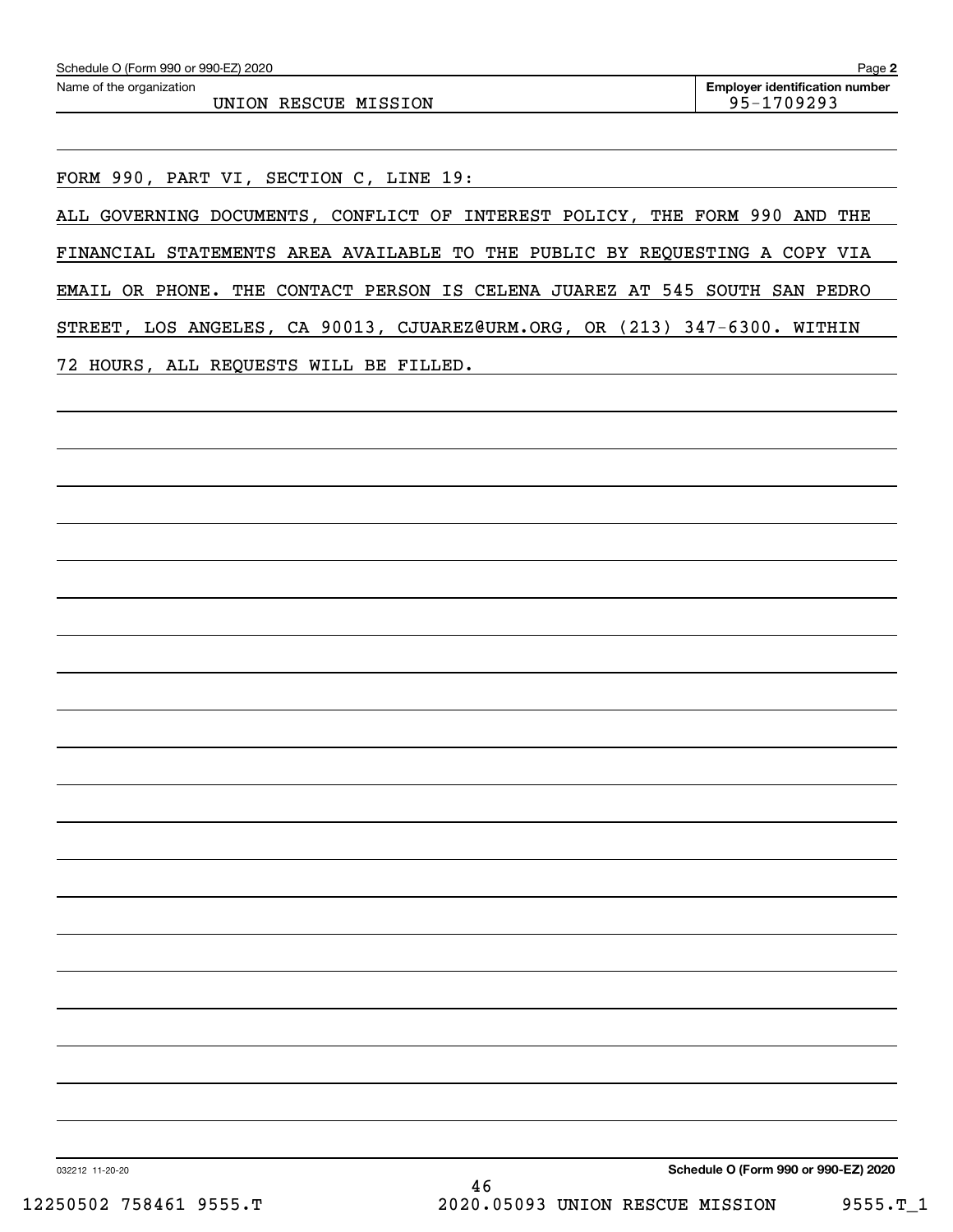Schedule O (Form 990 or 990-EZ) 2020

Name of the organization: UNION RESCUE MISSION

**Employer identification number** 95-1709293

FORM 990, PART VI, SECTION C, LINE 19:

ALL GOVERNING DOCUMENTS, CONFLICT OF INTEREST POLICY, THE FORM 990 AND THE FINANCIAL STATEMENTS AREA AVAILABLE TO THE PUBLIC BY REQUESTING A COPY VIA EMAIL OR PHONE. THE CONTACT PERSON IS CELENA JUAREZ AT 545 SOUTH SAN PEDRO STREET, LOS ANGELES, CA 90013, CJUAREZ@URM.ORG, OR (213) 347-6300. WITHIN 72 HOURS, ALL REQUESTS WILL BE FILLED.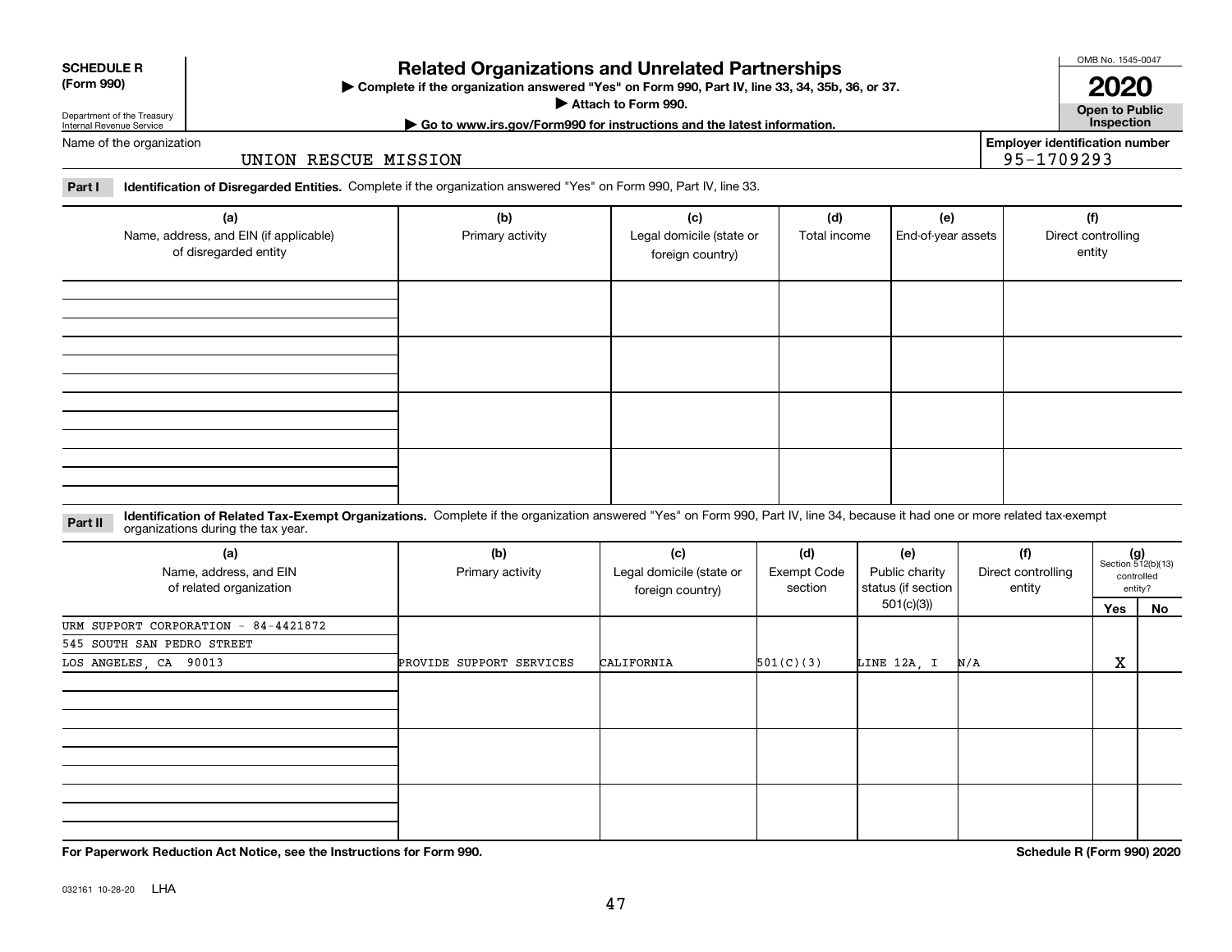**SCHEDULE R (Form 990)**

Department of the Treasury
Internal Revenue Service

# Related Organizations and Unrelated Partnerships

▶ Complete if the organization answered "Yes" on Form 990, Part IV, line 33, 34, 35b, 36, or 37.
▶ Attach to Form 990.
▶ Go to www.irs.gov/Form990 for instructions and the latest information.

OMB No. 1545-0047

**2020**

**Open to Public Inspection**

Name of the organization: UNION RESCUE MISSION

Employer identification number: 95-1709293

**Part I** **Identification of Disregarded Entities.** Complete if the organization answered "Yes" on Form 990, Part IV, line 33.

| (a) Name, address, and EIN (if applicable) of disregarded entity | (b) Primary activity | (c) Legal domicile (state or foreign country) | (d) Total income | (e) End-of-year assets | (f) Direct controlling entity |
|---|---|---|---|---|---|
| | | | | | |
| | | | | | |
| | | | | | |
| | | | | | |

**Part II** **Identification of Related Tax-Exempt Organizations.** Complete if the organization answered "Yes" on Form 990, Part IV, line 34, because it had one or more related tax-exempt organizations during the tax year.

| (a) Name, address, and EIN of related organization | (b) Primary activity | (c) Legal domicile (state or foreign country) | (d) Exempt Code section | (e) Public charity status (if section 501(c)(3)) | (f) Direct controlling entity | (g) Section 512(b)(13) controlled entity? Yes | No |
|---|---|---|---|---|---|---|---|
| URM SUPPORT CORPORATION - 84-4421872<br>545 SOUTH SAN PEDRO STREET<br>LOS ANGELES, CA 90013 | PROVIDE SUPPORT SERVICES | CALIFORNIA | 501(C)(3) | LINE 12A, I | N/A | X | |
| | | | | | | | |
| | | | | | | | |
| | | | | | | | |

**For Paperwork Reduction Act Notice, see the Instructions for Form 990.**

**Schedule R (Form 990) 2020**

032161 10-28-20 LHA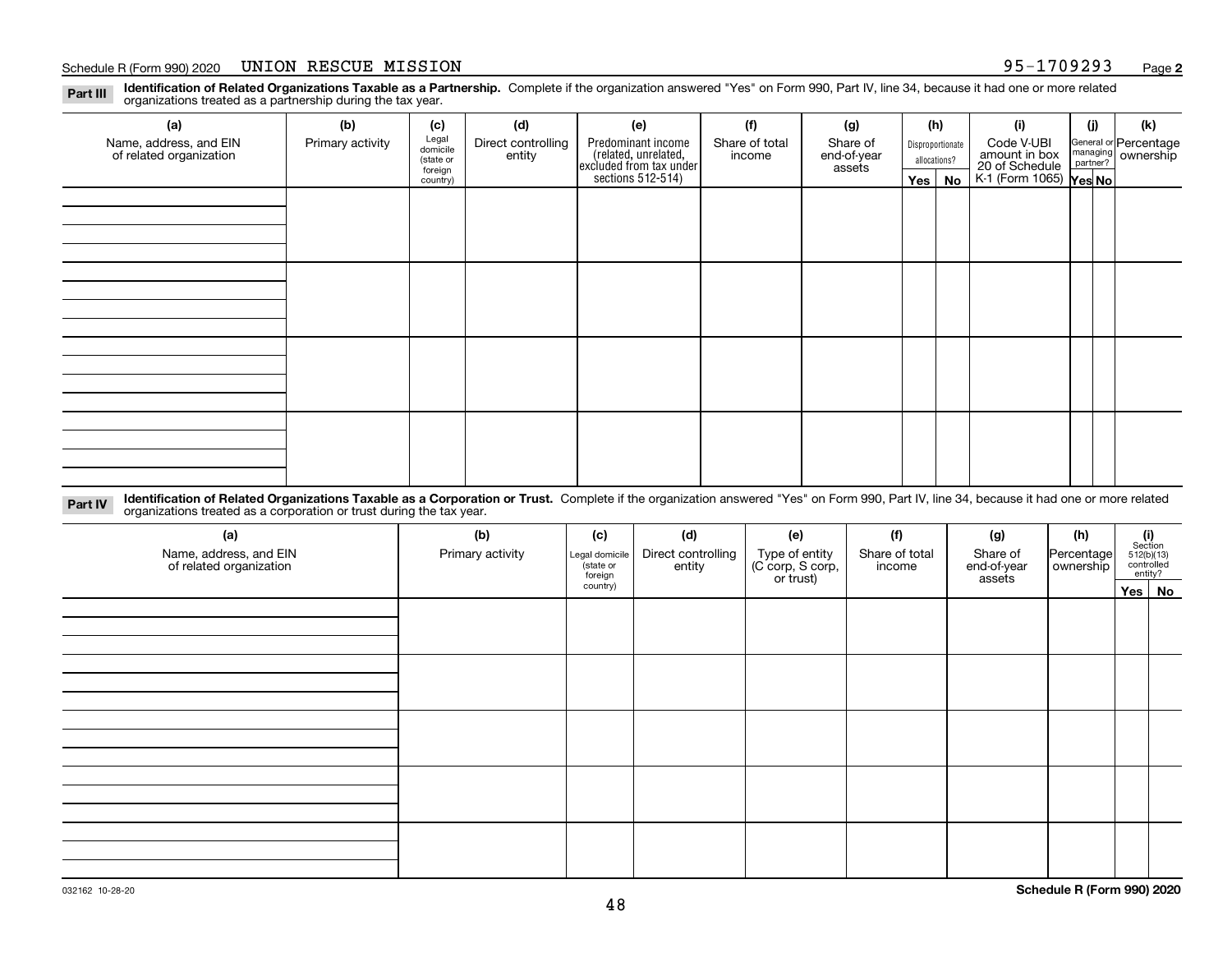Schedule R (Form 990) 2020 UNION RESCUE MISSION 95-1709293 Page **2**

**Part III** **Identification of Related Organizations Taxable as a Partnership.** Complete if the organization answered "Yes" on Form 990, Part IV, line 34, because it had one or more related organizations treated as a partnership during the tax year.

| (a) Name, address, and EIN of related organization | (b) Primary activity | (c) Legal domicile (state or foreign country) | (d) Direct controlling entity | (e) Predominant income (related, unrelated, excluded from tax under sections 512-514) | (f) Share of total income | (g) Share of end-of-year assets | (h) Disproportionate allocations? Yes | (h) No | (i) Code V-UBI amount in box 20 of Schedule K-1 (Form 1065) | (j) General or managing partner? Yes | (j) No | (k) Percentage ownership |
|---|---|---|---|---|---|---|---|---|---|---|---|---|
| | | | | | | | | | | | | |
| | | | | | | | | | | | | |
| | | | | | | | | | | | | |
| | | | | | | | | | | | | |

**Part IV** **Identification of Related Organizations Taxable as a Corporation or Trust.** Complete if the organization answered "Yes" on Form 990, Part IV, line 34, because it had one or more related organizations treated as a corporation or trust during the tax year.

| (a) Name, address, and EIN of related organization | (b) Primary activity | (c) Legal domicile (state or foreign country) | (d) Direct controlling entity | (e) Type of entity (C corp, S corp, or trust) | (f) Share of total income | (g) Share of end-of-year assets | (h) Percentage ownership | (i) Section 512(b)(13) controlled entity? Yes | (i) No |
|---|---|---|---|---|---|---|---|---|---|
| | | | | | | | | | |
| | | | | | | | | | |
| | | | | | | | | | |
| | | | | | | | | | |
| | | | | | | | | | |

032162 10-28-20 **Schedule R (Form 990) 2020**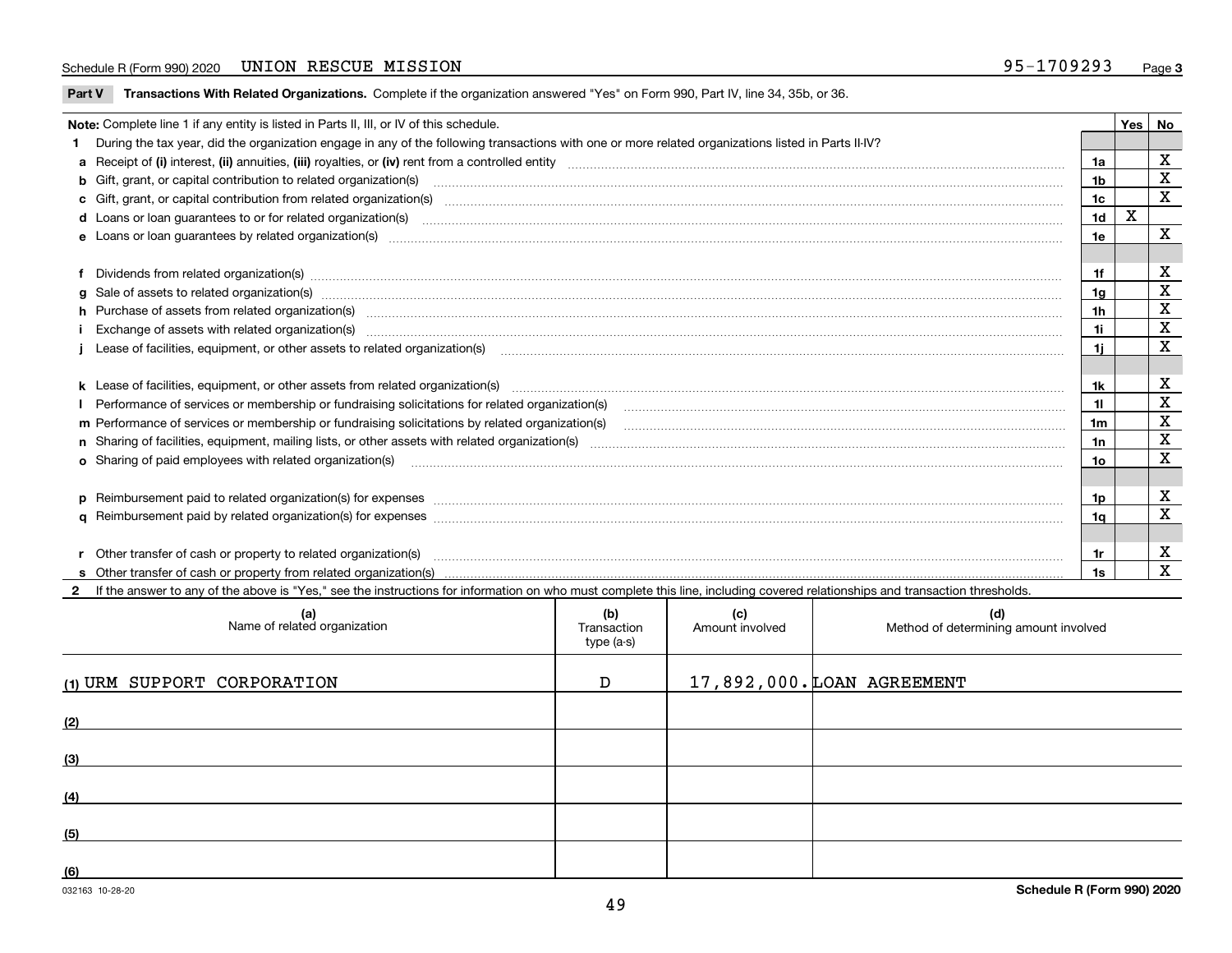Schedule R (Form 990) 2020 UNION RESCUE MISSION 95-1709293

## Part V Transactions With Related Organizations.

Complete if the organization answered "Yes" on Form 990, Part IV, line 34, 35b, or 36.

| **Note:** Complete line 1 if any entity is listed in Parts II, III, or IV of this schedule. | | Yes | No |
|---|---|---|---|
| **1** During the tax year, did the organization engage in any of the following transactions with one or more related organizations listed in Parts II-IV? | | | |
| **a** Receipt of **(i)** interest, **(ii)** annuities, **(iii)** royalties, or **(iv)** rent from a controlled entity | 1a | | X |
| **b** Gift, grant, or capital contribution to related organization(s) | 1b | | X |
| **c** Gift, grant, or capital contribution from related organization(s) | 1c | | X |
| **d** Loans or loan guarantees to or for related organization(s) | 1d | X | |
| **e** Loans or loan guarantees by related organization(s) | 1e | | X |
| **f** Dividends from related organization(s) | 1f | | X |
| **g** Sale of assets to related organization(s) | 1g | | X |
| **h** Purchase of assets from related organization(s) | 1h | | X |
| **i** Exchange of assets with related organization(s) | 1i | | X |
| **j** Lease of facilities, equipment, or other assets to related organization(s) | 1j | | X |
| **k** Lease of facilities, equipment, or other assets from related organization(s) | 1k | | X |
| **l** Performance of services or membership or fundraising solicitations for related organization(s) | 1l | | X |
| **m** Performance of services or membership or fundraising solicitations by related organization(s) | 1m | | X |
| **n** Sharing of facilities, equipment, mailing lists, or other assets with related organization(s) | 1n | | X |
| **o** Sharing of paid employees with related organization(s) | 1o | | X |
| **p** Reimbursement paid to related organization(s) for expenses | 1p | | X |
| **q** Reimbursement paid by related organization(s) for expenses | 1q | | X |
| **r** Other transfer of cash or property to related organization(s) | 1r | | X |
| **s** Other transfer of cash or property from related organization(s) | 1s | | X |

**2** If the answer to any of the above is "Yes," see the instructions for information on who must complete this line, including covered relationships and transaction thresholds.

| (a) Name of related organization | (b) Transaction type (a-s) | (c) Amount involved | (d) Method of determining amount involved |
|---|---|---|---|
| (1) URM SUPPORT CORPORATION | D | 17,892,000. | LOAN AGREEMENT |
| (2) | | | |
| (3) | | | |
| (4) | | | |
| (5) | | | |
| (6) | | | |

032163 10-28-20 Schedule R (Form 990) 2020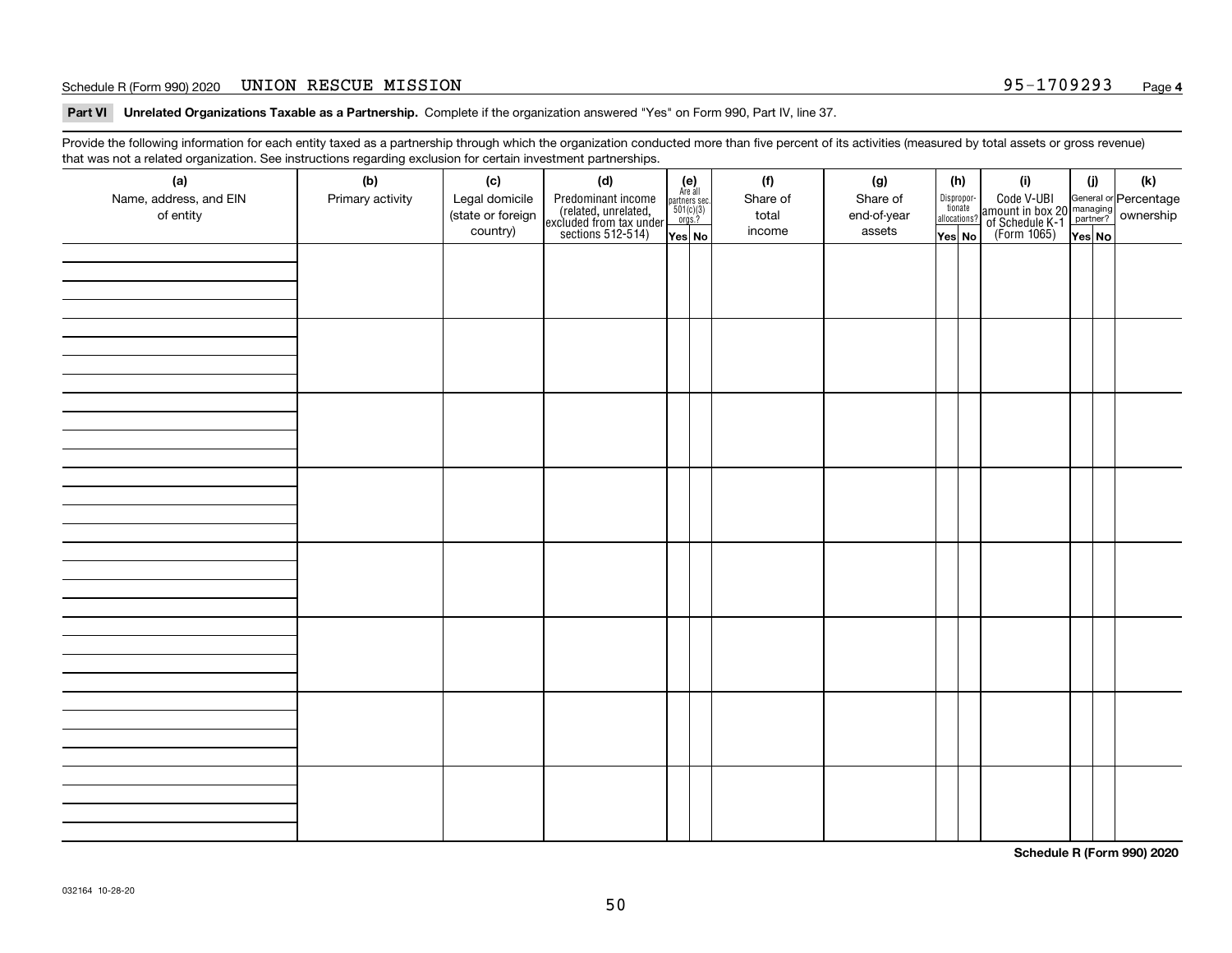Schedule R (Form 990) 2020 UNION RESCUE MISSION 95-1709293

**Part VI Unrelated Organizations Taxable as a Partnership.** Complete if the organization answered "Yes" on Form 990, Part IV, line 37.

Provide the following information for each entity taxed as a partnership through which the organization conducted more than five percent of its activities (measured by total assets or gross revenue) that was not a related organization. See instructions regarding exclusion for certain investment partnerships.

| (a) Name, address, and EIN of entity | (b) Primary activity | (c) Legal domicile (state or foreign country) | (d) Predominant income (related, unrelated, excluded from tax under sections 512-514) | (e) Are all partners sec. 501(c)(3) orgs.? Yes | No | (f) Share of total income | (g) Share of end-of-year assets | (h) Disproportionate allocations? Yes | No | (i) Code V-UBI amount in box 20 of Schedule K-1 (Form 1065) | (j) General or managing partner? Yes | No | (k) Percentage ownership |
|---|---|---|---|---|---|---|---|---|---|---|---|---|---|
| | | | | | | | | | | | | | |
| | | | | | | | | | | | | | |
| | | | | | | | | | | | | | |
| | | | | | | | | | | | | | |
| | | | | | | | | | | | | | |
| | | | | | | | | | | | | | |
| | | | | | | | | | | | | | |
| | | | | | | | | | | | | | |

**Schedule R (Form 990) 2020**

032164 10-28-20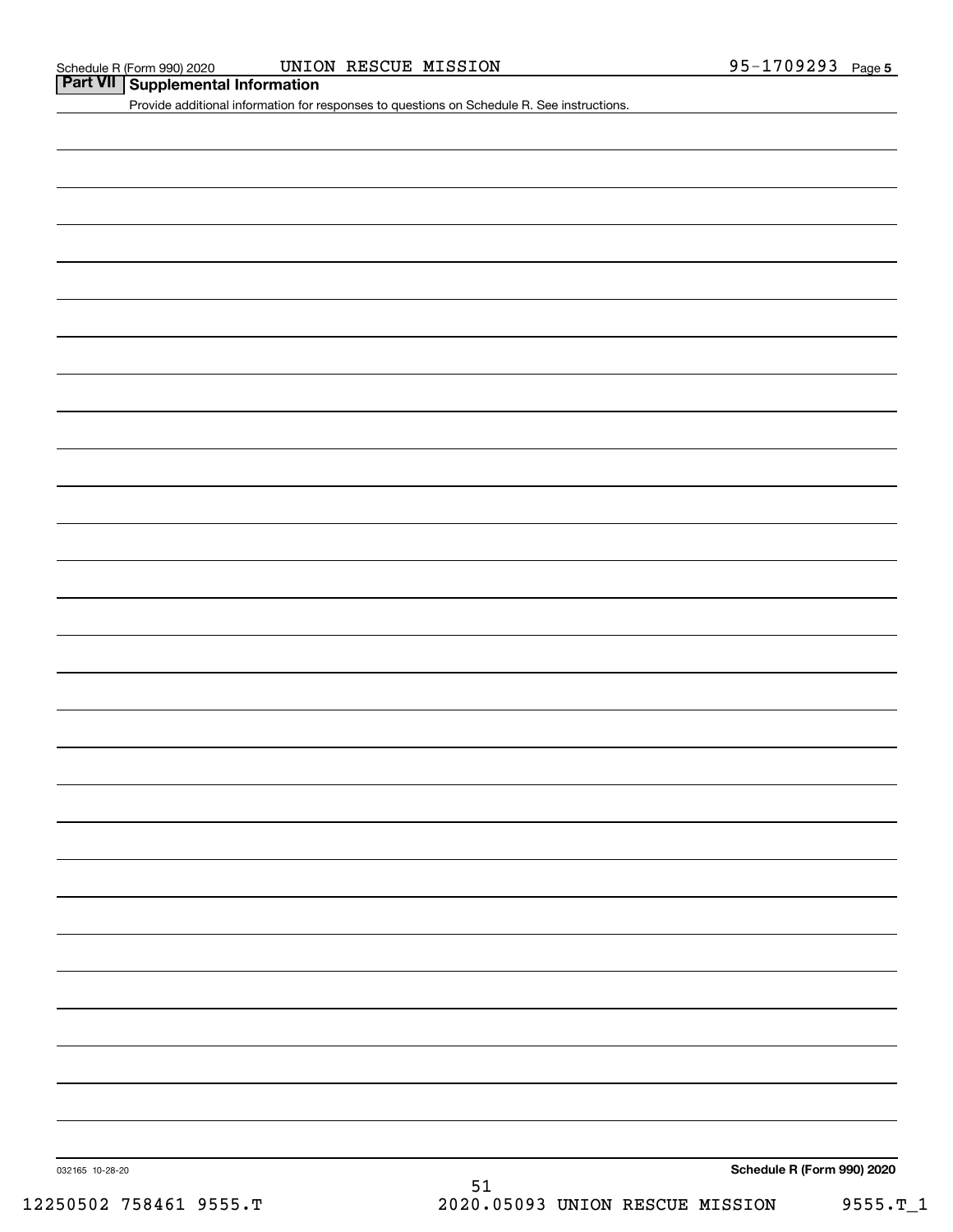## Part VII Supplemental Information

Provide additional information for responses to questions on Schedule R. See instructions.